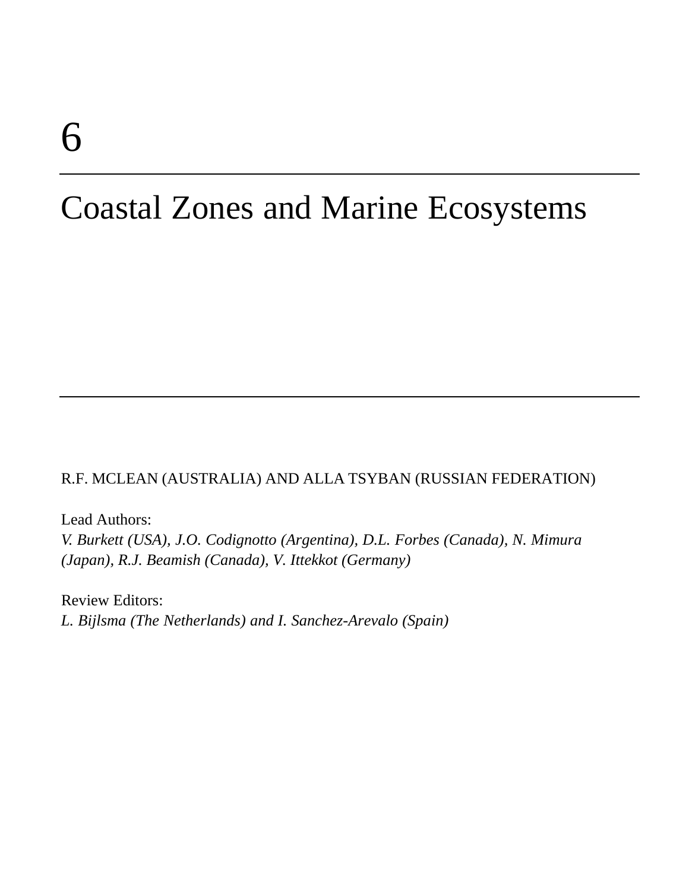# 6

# Coastal Zones and Marine Ecosystems

R.F. MCLEAN (AUSTRALIA) AND ALLA TSYBAN (RUSSIAN FEDERATION)

Lead Authors:
*V. Burkett (USA), J.O. Codignotto (Argentina), D.L. Forbes (Canada), N. Mimura (Japan), R.J. Beamish (Canada), V. Ittekkot (Germany)*

Review Editors:
*L. Bijlsma (The Netherlands) and I. Sanchez-Arevalo (Spain)*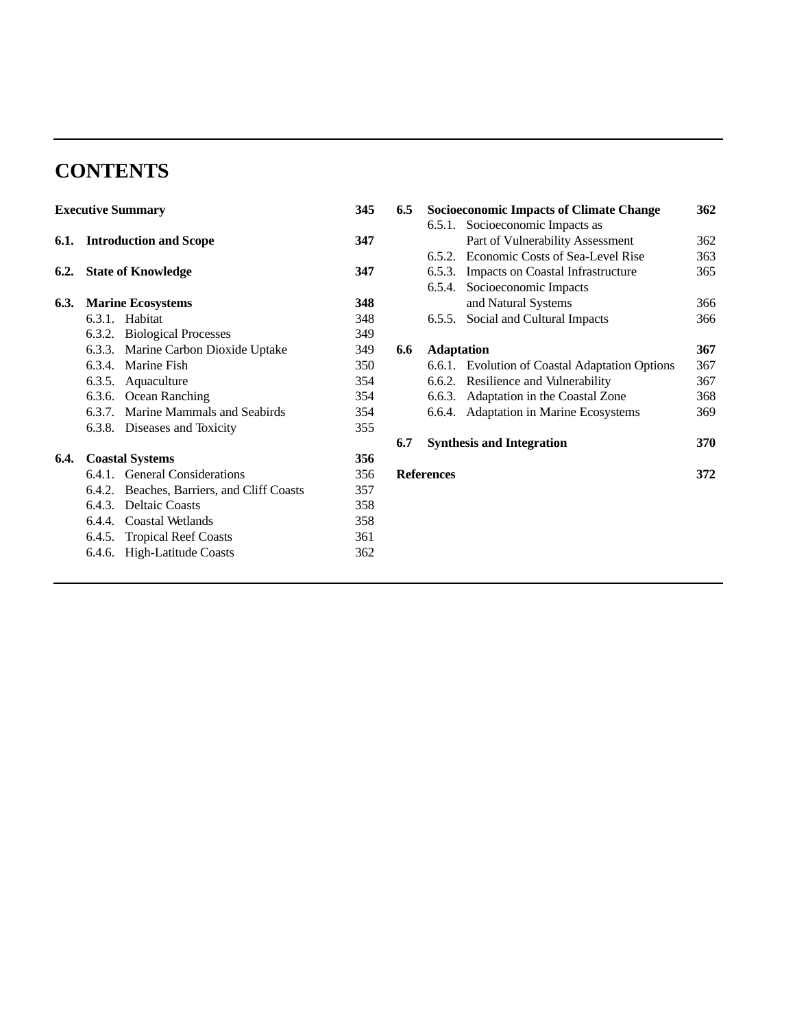# CONTENTS

| | | |
|---|---|---|
| **Executive Summary** | | **345** |
| **6.1.** | **Introduction and Scope** | **347** |
| **6.2.** | **State of Knowledge** | **347** |
| **6.3.** | **Marine Ecosystems** | **348** |
| | 6.3.1. Habitat | 348 |
| | 6.3.2. Biological Processes | 349 |
| | 6.3.3. Marine Carbon Dioxide Uptake | 349 |
| | 6.3.4. Marine Fish | 350 |
| | 6.3.5. Aquaculture | 354 |
| | 6.3.6. Ocean Ranching | 354 |
| | 6.3.7. Marine Mammals and Seabirds | 354 |
| | 6.3.8. Diseases and Toxicity | 355 |
| **6.4.** | **Coastal Systems** | **356** |
| | 6.4.1. General Considerations | 356 |
| | 6.4.2. Beaches, Barriers, and Cliff Coasts | 357 |
| | 6.4.3. Deltaic Coasts | 358 |
| | 6.4.4. Coastal Wetlands | 358 |
| | 6.4.5. Tropical Reef Coasts | 361 |
| | 6.4.6. High-Latitude Coasts | 362 |
| **6.5** | **Socioeconomic Impacts of Climate Change** | **362** |
| | 6.5.1. Socioeconomic Impacts as Part of Vulnerability Assessment | 362 |
| | 6.5.2. Economic Costs of Sea-Level Rise | 363 |
| | 6.5.3. Impacts on Coastal Infrastructure | 365 |
| | 6.5.4. Socioeconomic Impacts and Natural Systems | 366 |
| | 6.5.5. Social and Cultural Impacts | 366 |
| **6.6** | **Adaptation** | **367** |
| | 6.6.1. Evolution of Coastal Adaptation Options | 367 |
| | 6.6.2. Resilience and Vulnerability | 367 |
| | 6.6.3. Adaptation in the Coastal Zone | 368 |
| | 6.6.4. Adaptation in Marine Ecosystems | 369 |
| **6.7** | **Synthesis and Integration** | **370** |
| **References** | | **372** |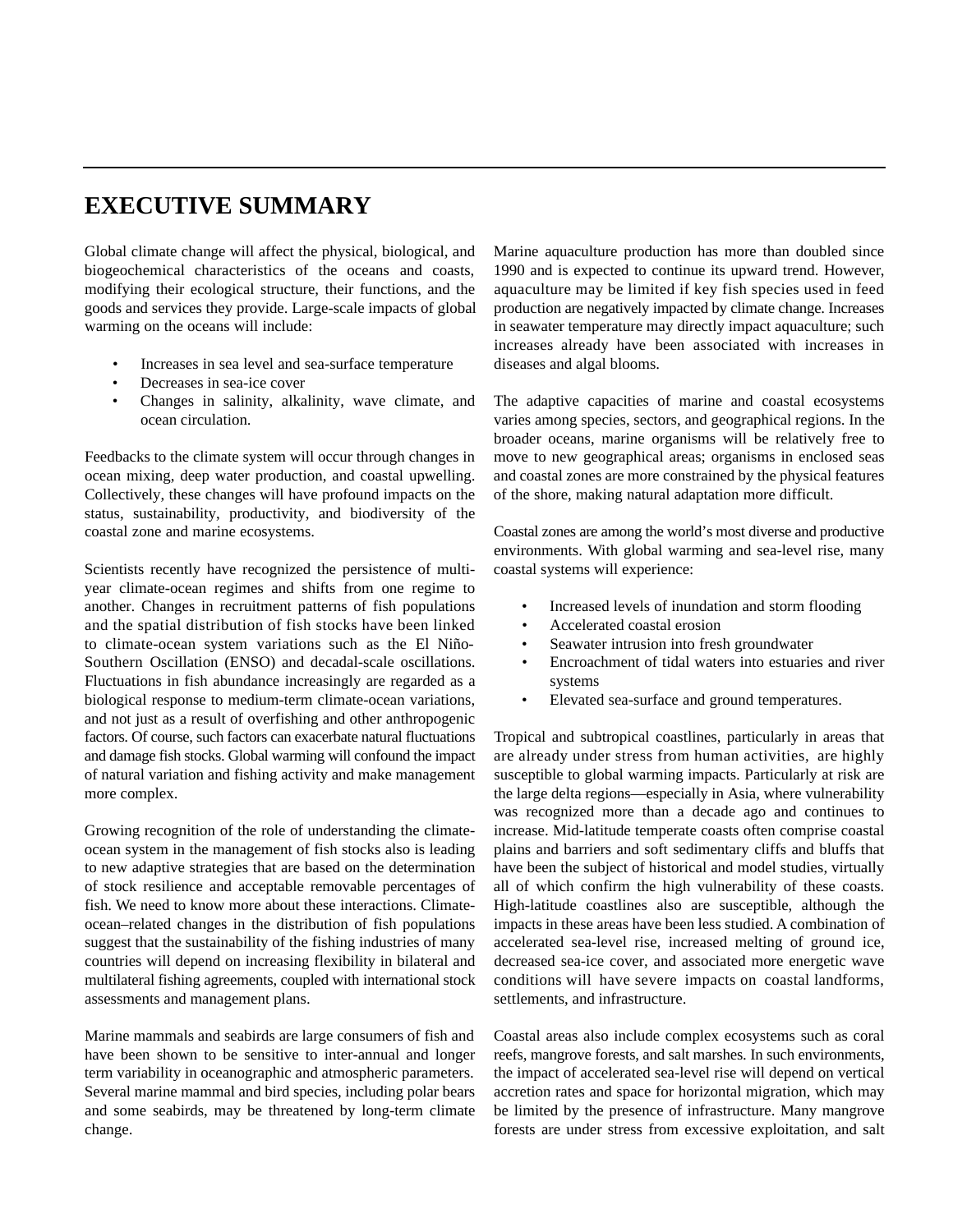# EXECUTIVE SUMMARY

Global climate change will affect the physical, biological, and biogeochemical characteristics of the oceans and coasts, modifying their ecological structure, their functions, and the goods and services they provide. Large-scale impacts of global warming on the oceans will include:

- Increases in sea level and sea-surface temperature
- Decreases in sea-ice cover
- Changes in salinity, alkalinity, wave climate, and ocean circulation.

Feedbacks to the climate system will occur through changes in ocean mixing, deep water production, and coastal upwelling. Collectively, these changes will have profound impacts on the status, sustainability, productivity, and biodiversity of the coastal zone and marine ecosystems.

Scientists recently have recognized the persistence of multi-year climate-ocean regimes and shifts from one regime to another. Changes in recruitment patterns of fish populations and the spatial distribution of fish stocks have been linked to climate-ocean system variations such as the El Niño-Southern Oscillation (ENSO) and decadal-scale oscillations. Fluctuations in fish abundance increasingly are regarded as a biological response to medium-term climate-ocean variations, and not just as a result of overfishing and other anthropogenic factors. Of course, such factors can exacerbate natural fluctuations and damage fish stocks. Global warming will confound the impact of natural variation and fishing activity and make management more complex.

Growing recognition of the role of understanding the climate-ocean system in the management of fish stocks also is leading to new adaptive strategies that are based on the determination of stock resilience and acceptable removable percentages of fish. We need to know more about these interactions. Climate-ocean–related changes in the distribution of fish populations suggest that the sustainability of the fishing industries of many countries will depend on increasing flexibility in bilateral and multilateral fishing agreements, coupled with international stock assessments and management plans.

Marine mammals and seabirds are large consumers of fish and have been shown to be sensitive to inter-annual and longer term variability in oceanographic and atmospheric parameters. Several marine mammal and bird species, including polar bears and some seabirds, may be threatened by long-term climate change.

Marine aquaculture production has more than doubled since 1990 and is expected to continue its upward trend. However, aquaculture may be limited if key fish species used in feed production are negatively impacted by climate change. Increases in seawater temperature may directly impact aquaculture; such increases already have been associated with increases in diseases and algal blooms.

The adaptive capacities of marine and coastal ecosystems varies among species, sectors, and geographical regions. In the broader oceans, marine organisms will be relatively free to move to new geographical areas; organisms in enclosed seas and coastal zones are more constrained by the physical features of the shore, making natural adaptation more difficult.

Coastal zones are among the world's most diverse and productive environments. With global warming and sea-level rise, many coastal systems will experience:

- Increased levels of inundation and storm flooding
- Accelerated coastal erosion
- Seawater intrusion into fresh groundwater
- Encroachment of tidal waters into estuaries and river systems
- Elevated sea-surface and ground temperatures.

Tropical and subtropical coastlines, particularly in areas that are already under stress from human activities, are highly susceptible to global warming impacts. Particularly at risk are the large delta regions—especially in Asia, where vulnerability was recognized more than a decade ago and continues to increase. Mid-latitude temperate coasts often comprise coastal plains and barriers and soft sedimentary cliffs and bluffs that have been the subject of historical and model studies, virtually all of which confirm the high vulnerability of these coasts. High-latitude coastlines also are susceptible, although the impacts in these areas have been less studied. A combination of accelerated sea-level rise, increased melting of ground ice, decreased sea-ice cover, and associated more energetic wave conditions will have severe impacts on coastal landforms, settlements, and infrastructure.

Coastal areas also include complex ecosystems such as coral reefs, mangrove forests, and salt marshes. In such environments, the impact of accelerated sea-level rise will depend on vertical accretion rates and space for horizontal migration, which may be limited by the presence of infrastructure. Many mangrove forests are under stress from excessive exploitation, and salt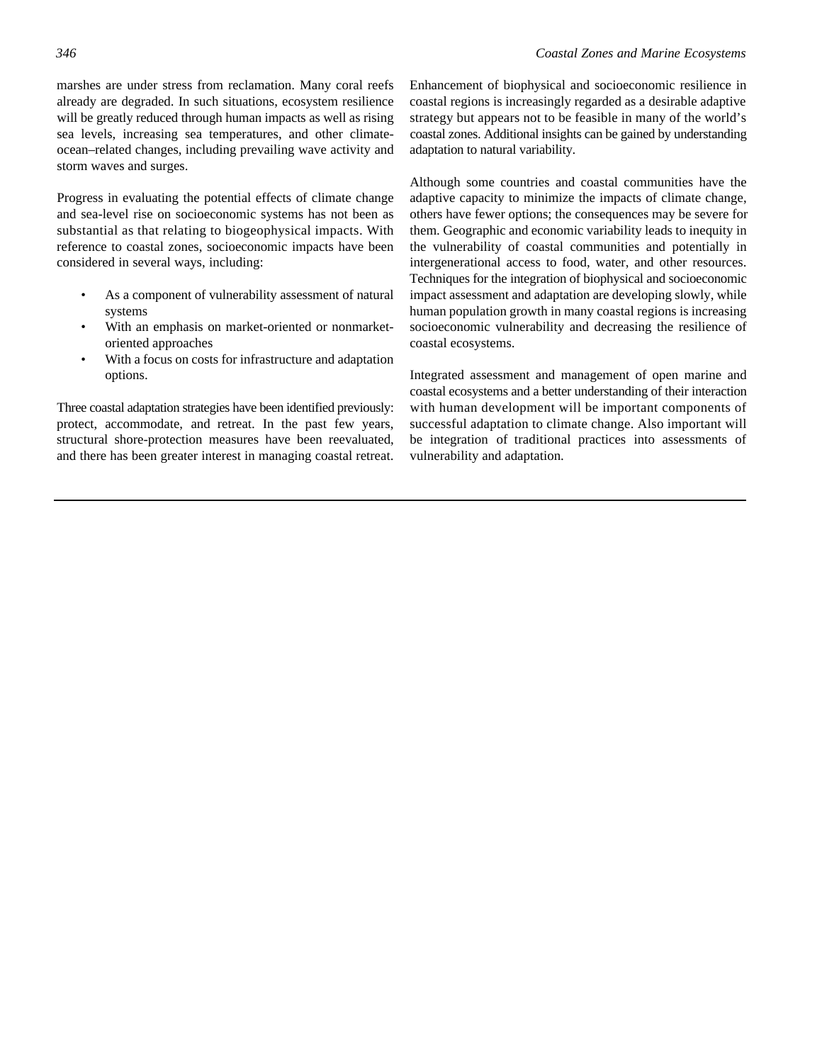marshes are under stress from reclamation. Many coral reefs already are degraded. In such situations, ecosystem resilience will be greatly reduced through human impacts as well as rising sea levels, increasing sea temperatures, and other climate-ocean–related changes, including prevailing wave activity and storm waves and surges.

Progress in evaluating the potential effects of climate change and sea-level rise on socioeconomic systems has not been as substantial as that relating to biogeophysical impacts. With reference to coastal zones, socioeconomic impacts have been considered in several ways, including:

- As a component of vulnerability assessment of natural systems
- With an emphasis on market-oriented or nonmarket-oriented approaches
- With a focus on costs for infrastructure and adaptation options.

Three coastal adaptation strategies have been identified previously: protect, accommodate, and retreat. In the past few years, structural shore-protection measures have been reevaluated, and there has been greater interest in managing coastal retreat. Enhancement of biophysical and socioeconomic resilience in coastal regions is increasingly regarded as a desirable adaptive strategy but appears not to be feasible in many of the world's coastal zones. Additional insights can be gained by understanding adaptation to natural variability.

Although some countries and coastal communities have the adaptive capacity to minimize the impacts of climate change, others have fewer options; the consequences may be severe for them. Geographic and economic variability leads to inequity in the vulnerability of coastal communities and potentially in intergenerational access to food, water, and other resources. Techniques for the integration of biophysical and socioeconomic impact assessment and adaptation are developing slowly, while human population growth in many coastal regions is increasing socioeconomic vulnerability and decreasing the resilience of coastal ecosystems.

Integrated assessment and management of open marine and coastal ecosystems and a better understanding of their interaction with human development will be important components of successful adaptation to climate change. Also important will be integration of traditional practices into assessments of vulnerability and adaptation.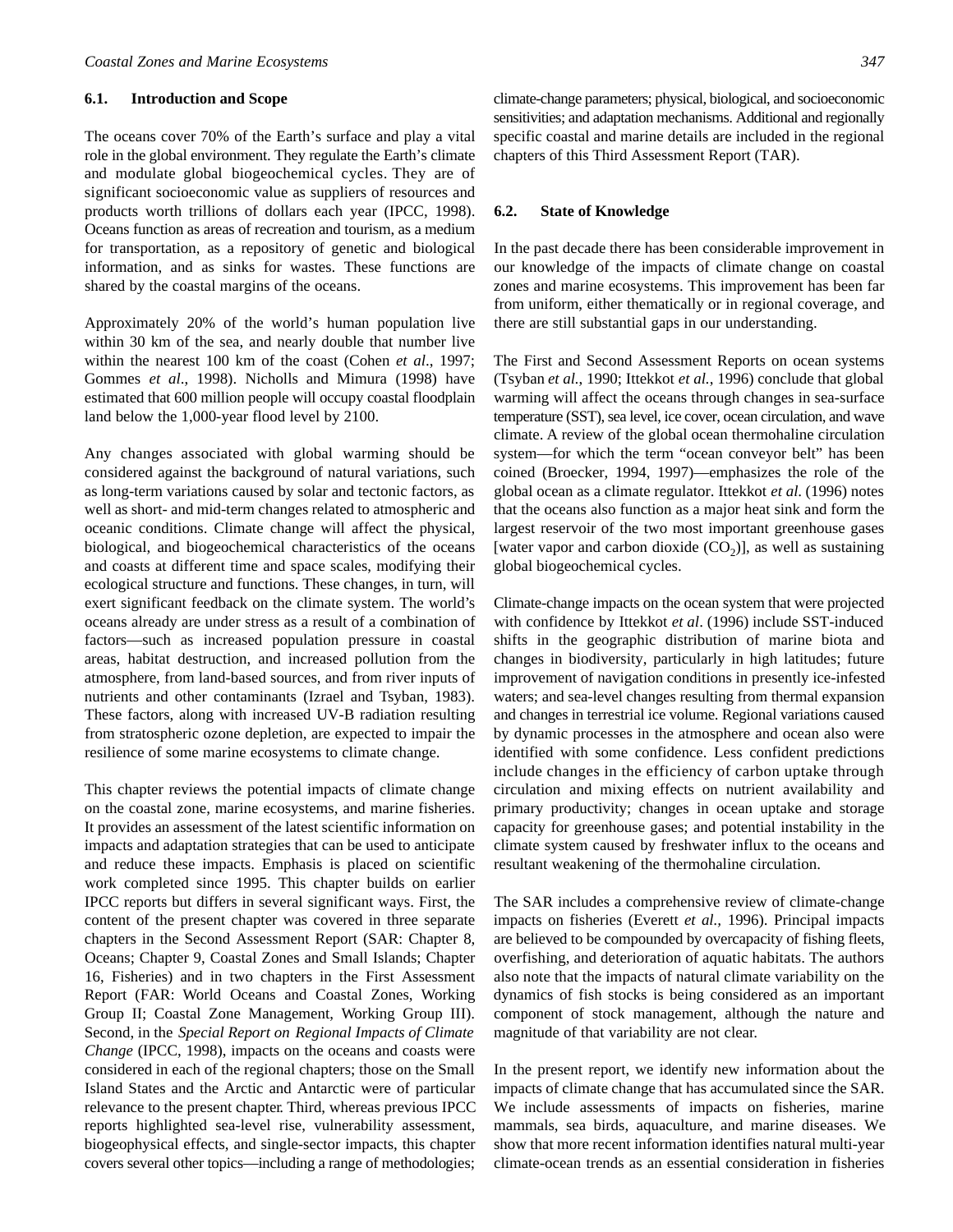## 6.1. Introduction and Scope

The oceans cover 70% of the Earth's surface and play a vital role in the global environment. They regulate the Earth's climate and modulate global biogeochemical cycles. They are of significant socioeconomic value as suppliers of resources and products worth trillions of dollars each year (IPCC, 1998). Oceans function as areas of recreation and tourism, as a medium for transportation, as a repository of genetic and biological information, and as sinks for wastes. These functions are shared by the coastal margins of the oceans.

Approximately 20% of the world's human population live within 30 km of the sea, and nearly double that number live within the nearest 100 km of the coast (Cohen *et al*., 1997; Gommes *et al*., 1998). Nicholls and Mimura (1998) have estimated that 600 million people will occupy coastal floodplain land below the 1,000-year flood level by 2100.

Any changes associated with global warming should be considered against the background of natural variations, such as long-term variations caused by solar and tectonic factors, as well as short- and mid-term changes related to atmospheric and oceanic conditions. Climate change will affect the physical, biological, and biogeochemical characteristics of the oceans and coasts at different time and space scales, modifying their ecological structure and functions. These changes, in turn, will exert significant feedback on the climate system. The world's oceans already are under stress as a result of a combination of factors—such as increased population pressure in coastal areas, habitat destruction, and increased pollution from the atmosphere, from land-based sources, and from river inputs of nutrients and other contaminants (Izrael and Tsyban, 1983). These factors, along with increased UV-B radiation resulting from stratospheric ozone depletion, are expected to impair the resilience of some marine ecosystems to climate change.

This chapter reviews the potential impacts of climate change on the coastal zone, marine ecosystems, and marine fisheries. It provides an assessment of the latest scientific information on impacts and adaptation strategies that can be used to anticipate and reduce these impacts. Emphasis is placed on scientific work completed since 1995. This chapter builds on earlier IPCC reports but differs in several significant ways. First, the content of the present chapter was covered in three separate chapters in the Second Assessment Report (SAR: Chapter 8, Oceans; Chapter 9, Coastal Zones and Small Islands; Chapter 16, Fisheries) and in two chapters in the First Assessment Report (FAR: World Oceans and Coastal Zones, Working Group II; Coastal Zone Management, Working Group III). Second, in the *Special Report on Regional Impacts of Climate Change* (IPCC, 1998), impacts on the oceans and coasts were considered in each of the regional chapters; those on the Small Island States and the Arctic and Antarctic were of particular relevance to the present chapter. Third, whereas previous IPCC reports highlighted sea-level rise, vulnerability assessment, biogeophysical effects, and single-sector impacts, this chapter covers several other topics—including a range of methodologies; climate-change parameters; physical, biological, and socioeconomic sensitivities; and adaptation mechanisms. Additional and regionally specific coastal and marine details are included in the regional chapters of this Third Assessment Report (TAR).

## 6.2. State of Knowledge

In the past decade there has been considerable improvement in our knowledge of the impacts of climate change on coastal zones and marine ecosystems. This improvement has been far from uniform, either thematically or in regional coverage, and there are still substantial gaps in our understanding.

The First and Second Assessment Reports on ocean systems (Tsyban *et al.,* 1990; Ittekkot *et al.*, 1996) conclude that global warming will affect the oceans through changes in sea-surface temperature (SST), sea level, ice cover, ocean circulation, and wave climate. A review of the global ocean thermohaline circulation system—for which the term "ocean conveyor belt" has been coined (Broecker, 1994, 1997)—emphasizes the role of the global ocean as a climate regulator. Ittekkot *et al*. (1996) notes that the oceans also function as a major heat sink and form the largest reservoir of the two most important greenhouse gases [water vapor and carbon dioxide ($CO_2$)], as well as sustaining global biogeochemical cycles.

Climate-change impacts on the ocean system that were projected with confidence by Ittekkot *et al*. (1996) include SST-induced shifts in the geographic distribution of marine biota and changes in biodiversity, particularly in high latitudes; future improvement of navigation conditions in presently ice-infested waters; and sea-level changes resulting from thermal expansion and changes in terrestrial ice volume. Regional variations caused by dynamic processes in the atmosphere and ocean also were identified with some confidence. Less confident predictions include changes in the efficiency of carbon uptake through circulation and mixing effects on nutrient availability and primary productivity; changes in ocean uptake and storage capacity for greenhouse gases; and potential instability in the climate system caused by freshwater influx to the oceans and resultant weakening of the thermohaline circulation.

The SAR includes a comprehensive review of climate-change impacts on fisheries (Everett *et al.,* 1996). Principal impacts are believed to be compounded by overcapacity of fishing fleets, overfishing, and deterioration of aquatic habitats. The authors also note that the impacts of natural climate variability on the dynamics of fish stocks is being considered as an important component of stock management, although the nature and magnitude of that variability are not clear.

In the present report, we identify new information about the impacts of climate change that has accumulated since the SAR. We include assessments of impacts on fisheries, marine mammals, sea birds, aquaculture, and marine diseases. We show that more recent information identifies natural multi-year climate-ocean trends as an essential consideration in fisheries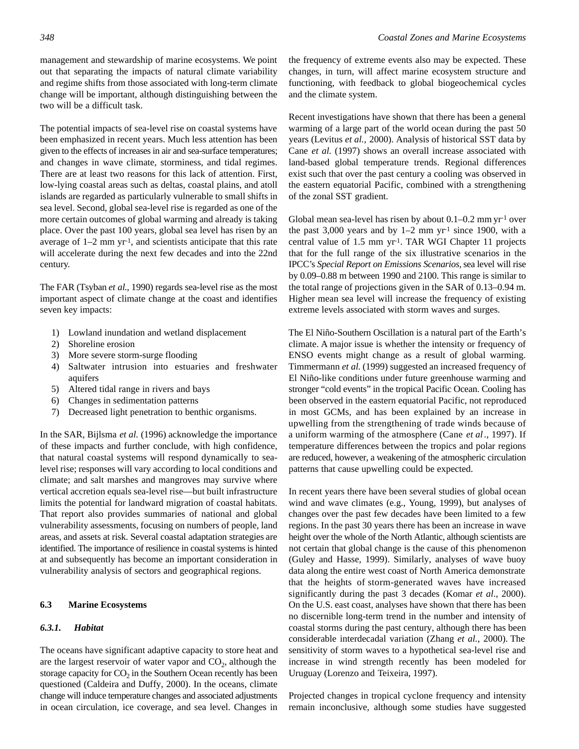management and stewardship of marine ecosystems. We point out that separating the impacts of natural climate variability and regime shifts from those associated with long-term climate change will be important, although distinguishing between the two will be a difficult task.

The potential impacts of sea-level rise on coastal systems have been emphasized in recent years. Much less attention has been given to the effects of increases in air and sea-surface temperatures; and changes in wave climate, storminess, and tidal regimes. There are at least two reasons for this lack of attention. First, low-lying coastal areas such as deltas, coastal plains, and atoll islands are regarded as particularly vulnerable to small shifts in sea level. Second, global sea-level rise is regarded as one of the more certain outcomes of global warming and already is taking place. Over the past 100 years, global sea level has risen by an average of 1–2 mm $yr^{-1}$, and scientists anticipate that this rate will accelerate during the next few decades and into the 22nd century.

The FAR (Tsyban *et al.*, 1990) regards sea-level rise as the most important aspect of climate change at the coast and identifies seven key impacts:

1) Lowland inundation and wetland displacement
2) Shoreline erosion
3) More severe storm-surge flooding
4) Saltwater intrusion into estuaries and freshwater aquifers
5) Altered tidal range in rivers and bays
6) Changes in sedimentation patterns
7) Decreased light penetration to benthic organisms.

In the SAR, Bijlsma *et al.* (1996) acknowledge the importance of these impacts and further conclude, with high confidence, that natural coastal systems will respond dynamically to sea-level rise; responses will vary according to local conditions and climate; and salt marshes and mangroves may survive where vertical accretion equals sea-level rise—but built infrastructure limits the potential for landward migration of coastal habitats. That report also provides summaries of national and global vulnerability assessments, focusing on numbers of people, land areas, and assets at risk. Several coastal adaptation strategies are identified. The importance of resilience in coastal systems is hinted at and subsequently has become an important consideration in vulnerability analysis of sectors and geographical regions.

## 6.3 Marine Ecosystems

### *6.3.1. Habitat*

The oceans have significant adaptive capacity to store heat and are the largest reservoir of water vapor and $CO_2$, although the storage capacity for $CO_2$ in the Southern Ocean recently has been questioned (Caldeira and Duffy, 2000). In the oceans, climate change will induce temperature changes and associated adjustments in ocean circulation, ice coverage, and sea level. Changes in the frequency of extreme events also may be expected. These changes, in turn, will affect marine ecosystem structure and functioning, with feedback to global biogeochemical cycles and the climate system.

Recent investigations have shown that there has been a general warming of a large part of the world ocean during the past 50 years (Levitus *et al.,* 2000). Analysis of historical SST data by Cane *et al.* (1997) shows an overall increase associated with land-based global temperature trends. Regional differences exist such that over the past century a cooling was observed in the eastern equatorial Pacific, combined with a strengthening of the zonal SST gradient.

Global mean sea-level has risen by about 0.1–0.2 mm $yr^{-1}$ over the past 3,000 years and by 1–2 mm $yr^{-1}$ since 1900, with a central value of 1.5 mm $yr^{-1}$. TAR WGI Chapter 11 projects that for the full range of the six illustrative scenarios in the IPCC's *Special Report on Emissions Scenarios*, sea level will rise by 0.09–0.88 m between 1990 and 2100. This range is similar to the total range of projections given in the SAR of 0.13–0.94 m. Higher mean sea level will increase the frequency of existing extreme levels associated with storm waves and surges.

The El Niño-Southern Oscillation is a natural part of the Earth's climate. A major issue is whether the intensity or frequency of ENSO events might change as a result of global warming. Timmermann *et al.* (1999) suggested an increased frequency of El Niño-like conditions under future greenhouse warming and stronger "cold events" in the tropical Pacific Ocean. Cooling has been observed in the eastern equatorial Pacific, not reproduced in most GCMs, and has been explained by an increase in upwelling from the strengthening of trade winds because of a uniform warming of the atmosphere (Cane *et al*., 1997). If temperature differences between the tropics and polar regions are reduced, however, a weakening of the atmospheric circulation patterns that cause upwelling could be expected.

In recent years there have been several studies of global ocean wind and wave climates (e.g., Young, 1999), but analyses of changes over the past few decades have been limited to a few regions. In the past 30 years there has been an increase in wave height over the whole of the North Atlantic, although scientists are not certain that global change is the cause of this phenomenon (Guley and Hasse, 1999). Similarly, analyses of wave buoy data along the entire west coast of North America demonstrate that the heights of storm-generated waves have increased significantly during the past 3 decades (Komar *et al*., 2000). On the U.S. east coast, analyses have shown that there has been no discernible long-term trend in the number and intensity of coastal storms during the past century, although there has been considerable interdecadal variation (Zhang *et al.,* 2000). The sensitivity of storm waves to a hypothetical sea-level rise and increase in wind strength recently has been modeled for Uruguay (Lorenzo and Teixeira, 1997).

Projected changes in tropical cyclone frequency and intensity remain inconclusive, although some studies have suggested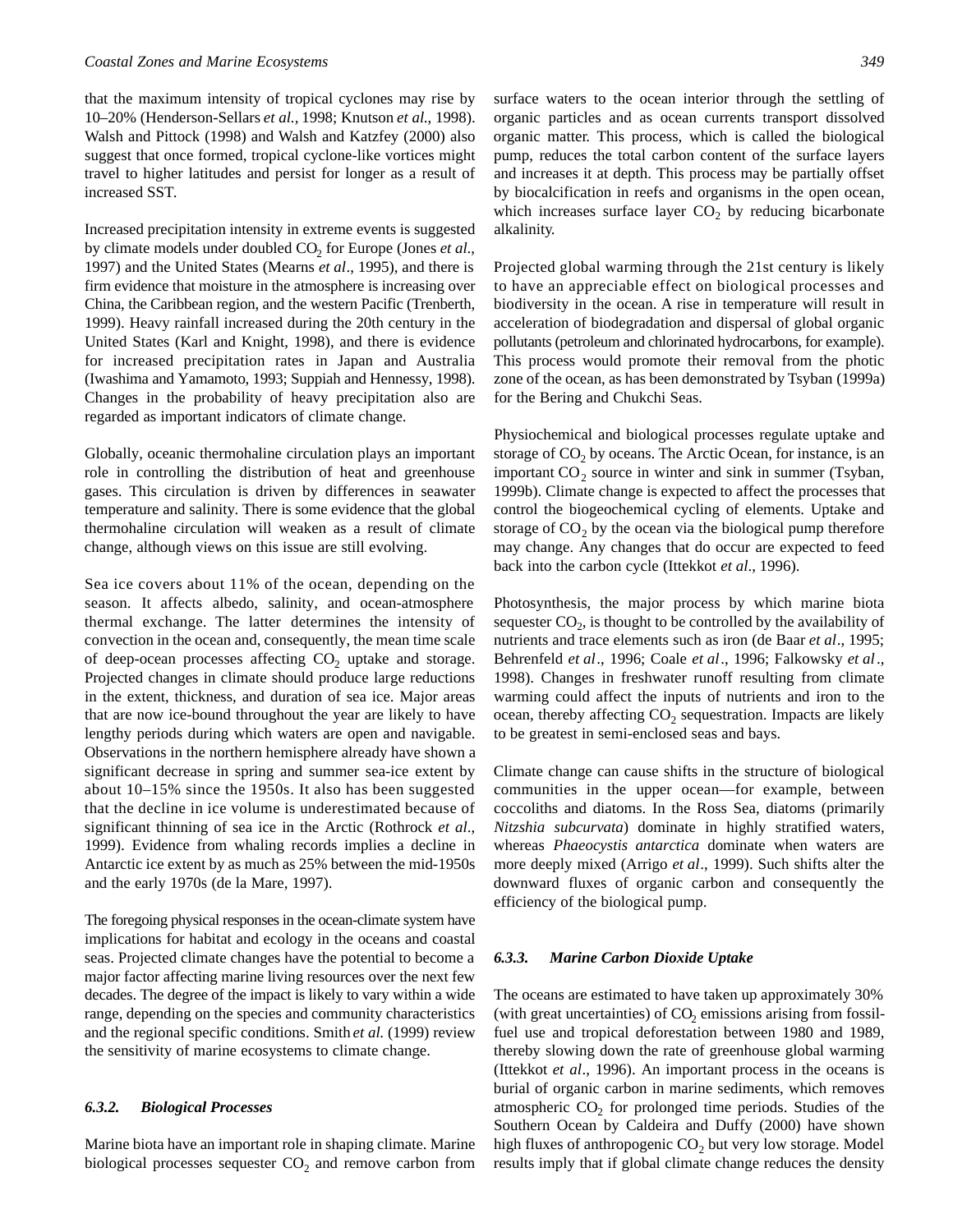that the maximum intensity of tropical cyclones may rise by 10–20% (Henderson-Sellars *et al.*, 1998; Knutson *et al.*, 1998). Walsh and Pittock (1998) and Walsh and Katzfey (2000) also suggest that once formed, tropical cyclone-like vortices might travel to higher latitudes and persist for longer as a result of increased SST.

Increased precipitation intensity in extreme events is suggested by climate models under doubled $CO_2$ for Europe (Jones *et al*., 1997) and the United States (Mearns *et al*., 1995), and there is firm evidence that moisture in the atmosphere is increasing over China, the Caribbean region, and the western Pacific (Trenberth, 1999). Heavy rainfall increased during the 20th century in the United States (Karl and Knight, 1998), and there is evidence for increased precipitation rates in Japan and Australia (Iwashima and Yamamoto, 1993; Suppiah and Hennessy, 1998). Changes in the probability of heavy precipitation also are regarded as important indicators of climate change.

Globally, oceanic thermohaline circulation plays an important role in controlling the distribution of heat and greenhouse gases. This circulation is driven by differences in seawater temperature and salinity. There is some evidence that the global thermohaline circulation will weaken as a result of climate change, although views on this issue are still evolving.

Sea ice covers about 11% of the ocean, depending on the season. It affects albedo, salinity, and ocean-atmosphere thermal exchange. The latter determines the intensity of convection in the ocean and, consequently, the mean time scale of deep-ocean processes affecting $CO_2$ uptake and storage. Projected changes in climate should produce large reductions in the extent, thickness, and duration of sea ice. Major areas that are now ice-bound throughout the year are likely to have lengthy periods during which waters are open and navigable. Observations in the northern hemisphere already have shown a significant decrease in spring and summer sea-ice extent by about 10–15% since the 1950s. It also has been suggested that the decline in ice volume is underestimated because of significant thinning of sea ice in the Arctic (Rothrock *et al*., 1999). Evidence from whaling records implies a decline in Antarctic ice extent by as much as 25% between the mid-1950s and the early 1970s (de la Mare, 1997).

The foregoing physical responses in the ocean-climate system have implications for habitat and ecology in the oceans and coastal seas. Projected climate changes have the potential to become a major factor affecting marine living resources over the next few decades. The degree of the impact is likely to vary within a wide range, depending on the species and community characteristics and the regional specific conditions. Smith *et al.* (1999) review the sensitivity of marine ecosystems to climate change.

### *6.3.2. Biological Processes*

Marine biota have an important role in shaping climate. Marine biological processes sequester $CO_2$ and remove carbon from surface waters to the ocean interior through the settling of organic particles and as ocean currents transport dissolved organic matter. This process, which is called the biological pump, reduces the total carbon content of the surface layers and increases it at depth. This process may be partially offset by biocalcification in reefs and organisms in the open ocean, which increases surface layer $CO_2$ by reducing bicarbonate alkalinity.

Projected global warming through the 21st century is likely to have an appreciable effect on biological processes and biodiversity in the ocean. A rise in temperature will result in acceleration of biodegradation and dispersal of global organic pollutants (petroleum and chlorinated hydrocarbons, for example). This process would promote their removal from the photic zone of the ocean, as has been demonstrated by Tsyban (1999a) for the Bering and Chukchi Seas.

Physiochemical and biological processes regulate uptake and storage of $CO_2$ by oceans. The Arctic Ocean, for instance, is an important $CO_2$ source in winter and sink in summer (Tsyban, 1999b). Climate change is expected to affect the processes that control the biogeochemical cycling of elements. Uptake and storage of $CO_2$ by the ocean via the biological pump therefore may change. Any changes that do occur are expected to feed back into the carbon cycle (Ittekkot *et al*., 1996).

Photosynthesis, the major process by which marine biota sequester $CO_2$, is thought to be controlled by the availability of nutrients and trace elements such as iron (de Baar *et al*., 1995; Behrenfeld *et al*., 1996; Coale *et al*., 1996; Falkowsky *et al*., 1998). Changes in freshwater runoff resulting from climate warming could affect the inputs of nutrients and iron to the ocean, thereby affecting $CO_2$ sequestration. Impacts are likely to be greatest in semi-enclosed seas and bays.

Climate change can cause shifts in the structure of biological communities in the upper ocean—for example, between coccoliths and diatoms. In the Ross Sea, diatoms (primarily *Nitzshia subcurvata*) dominate in highly stratified waters, whereas *Phaeocystis antarctica* dominate when waters are more deeply mixed (Arrigo *et al*., 1999). Such shifts alter the downward fluxes of organic carbon and consequently the efficiency of the biological pump.

### *6.3.3. Marine Carbon Dioxide Uptake*

The oceans are estimated to have taken up approximately 30% (with great uncertainties) of $CO_2$ emissions arising from fossil-fuel use and tropical deforestation between 1980 and 1989, thereby slowing down the rate of greenhouse global warming (Ittekkot *et al*., 1996). An important process in the oceans is burial of organic carbon in marine sediments, which removes atmospheric $CO_2$ for prolonged time periods. Studies of the Southern Ocean by Caldeira and Duffy (2000) have shown high fluxes of anthropogenic $CO_2$ but very low storage. Model results imply that if global climate change reduces the density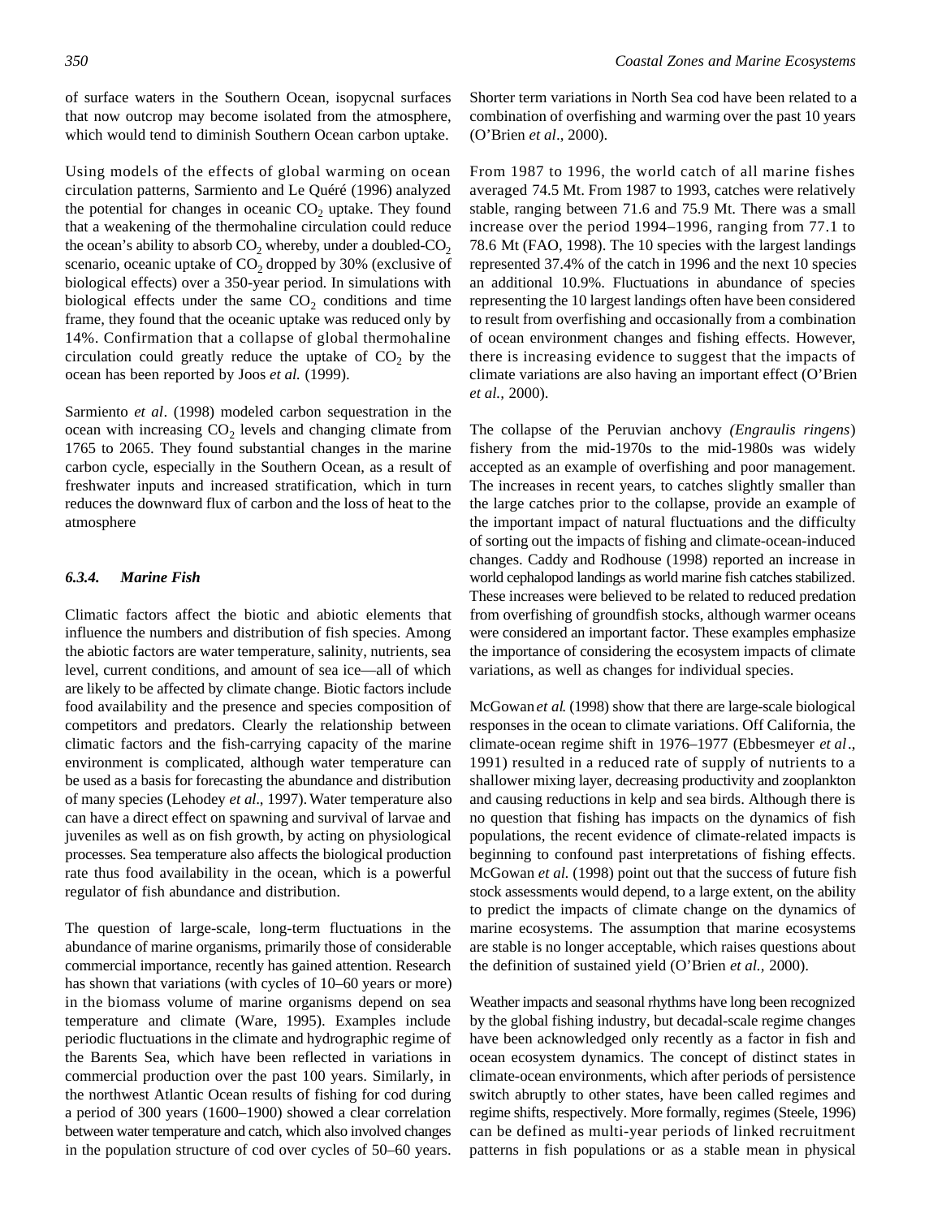of surface waters in the Southern Ocean, isopycnal surfaces that now outcrop may become isolated from the atmosphere, which would tend to diminish Southern Ocean carbon uptake.

Using models of the effects of global warming on ocean circulation patterns, Sarmiento and Le Quéré (1996) analyzed the potential for changes in oceanic $CO_2$ uptake. They found that a weakening of the thermohaline circulation could reduce the ocean's ability to absorb $CO_2$ whereby, under a doubled-$CO_2$ scenario, oceanic uptake of $CO_2$ dropped by 30% (exclusive of biological effects) over a 350-year period. In simulations with biological effects under the same $CO_2$ conditions and time frame, they found that the oceanic uptake was reduced only by 14%. Confirmation that a collapse of global thermohaline circulation could greatly reduce the uptake of $CO_2$ by the ocean has been reported by Joos *et al.* (1999).

Sarmiento *et al*. (1998) modeled carbon sequestration in the ocean with increasing $CO_2$ levels and changing climate from 1765 to 2065. They found substantial changes in the marine carbon cycle, especially in the Southern Ocean, as a result of freshwater inputs and increased stratification, which in turn reduces the downward flux of carbon and the loss of heat to the atmosphere

### *6.3.4. Marine Fish*

Climatic factors affect the biotic and abiotic elements that influence the numbers and distribution of fish species. Among the abiotic factors are water temperature, salinity, nutrients, sea level, current conditions, and amount of sea ice—all of which are likely to be affected by climate change. Biotic factors include food availability and the presence and species composition of competitors and predators. Clearly the relationship between climatic factors and the fish-carrying capacity of the marine environment is complicated, although water temperature can be used as a basis for forecasting the abundance and distribution of many species (Lehodey *et al*., 1997). Water temperature also can have a direct effect on spawning and survival of larvae and juveniles as well as on fish growth, by acting on physiological processes. Sea temperature also affects the biological production rate thus food availability in the ocean, which is a powerful regulator of fish abundance and distribution.

The question of large-scale, long-term fluctuations in the abundance of marine organisms, primarily those of considerable commercial importance, recently has gained attention. Research has shown that variations (with cycles of 10–60 years or more) in the biomass volume of marine organisms depend on sea temperature and climate (Ware, 1995). Examples include periodic fluctuations in the climate and hydrographic regime of the Barents Sea, which have been reflected in variations in commercial production over the past 100 years. Similarly, in the northwest Atlantic Ocean results of fishing for cod during a period of 300 years (1600–1900) showed a clear correlation between water temperature and catch, which also involved changes in the population structure of cod over cycles of 50–60 years. Shorter term variations in North Sea cod have been related to a combination of overfishing and warming over the past 10 years (O'Brien *et al*., 2000).

From 1987 to 1996, the world catch of all marine fishes averaged 74.5 Mt. From 1987 to 1993, catches were relatively stable, ranging between 71.6 and 75.9 Mt. There was a small increase over the period 1994–1996, ranging from 77.1 to 78.6 Mt (FAO, 1998). The 10 species with the largest landings represented 37.4% of the catch in 1996 and the next 10 species an additional 10.9%. Fluctuations in abundance of species representing the 10 largest landings often have been considered to result from overfishing and occasionally from a combination of ocean environment changes and fishing effects. However, there is increasing evidence to suggest that the impacts of climate variations are also having an important effect (O'Brien *et al.*, 2000).

The collapse of the Peruvian anchovy *(Engraulis ringens*) fishery from the mid-1970s to the mid-1980s was widely accepted as an example of overfishing and poor management. The increases in recent years, to catches slightly smaller than the large catches prior to the collapse, provide an example of the important impact of natural fluctuations and the difficulty of sorting out the impacts of fishing and climate-ocean-induced changes. Caddy and Rodhouse (1998) reported an increase in world cephalopod landings as world marine fish catches stabilized. These increases were believed to be related to reduced predation from overfishing of groundfish stocks, although warmer oceans were considered an important factor. These examples emphasize the importance of considering the ecosystem impacts of climate variations, as well as changes for individual species.

McGowan *et al.* (1998) show that there are large-scale biological responses in the ocean to climate variations. Off California, the climate-ocean regime shift in 1976–1977 (Ebbesmeyer *et al*., 1991) resulted in a reduced rate of supply of nutrients to a shallower mixing layer, decreasing productivity and zooplankton and causing reductions in kelp and sea birds. Although there is no question that fishing has impacts on the dynamics of fish populations, the recent evidence of climate-related impacts is beginning to confound past interpretations of fishing effects. McGowan *et al.* (1998) point out that the success of future fish stock assessments would depend, to a large extent, on the ability to predict the impacts of climate change on the dynamics of marine ecosystems. The assumption that marine ecosystems are stable is no longer acceptable, which raises questions about the definition of sustained yield (O'Brien *et al.*, 2000).

Weather impacts and seasonal rhythms have long been recognized by the global fishing industry, but decadal-scale regime changes have been acknowledged only recently as a factor in fish and ocean ecosystem dynamics. The concept of distinct states in climate-ocean environments, which after periods of persistence switch abruptly to other states, have been called regimes and regime shifts, respectively. More formally, regimes (Steele, 1996) can be defined as multi-year periods of linked recruitment patterns in fish populations or as a stable mean in physical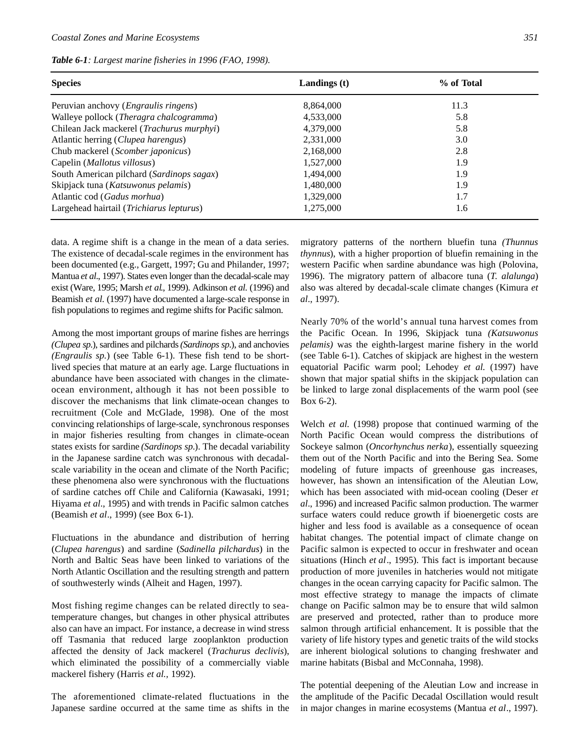*Table 6-1: Largest marine fisheries in 1996 (FAO, 1998).*

| Species | Landings (t) | % of Total |
|---|---|---|
| Peruvian anchovy (*Engraulis ringens*) | 8,864,000 | 11.3 |
| Walleye pollock (*Theragra chalcogramma*) | 4,533,000 | 5.8 |
| Chilean Jack mackerel (*Trachurus murphyi*) | 4,379,000 | 5.8 |
| Atlantic herring (*Clupea harengus*) | 2,331,000 | 3.0 |
| Chub mackerel (*Scomber japonicus*) | 2,168,000 | 2.8 |
| Capelin (*Mallotus villosus*) | 1,527,000 | 1.9 |
| South American pilchard (*Sardinops sagax*) | 1,494,000 | 1.9 |
| Skipjack tuna (*Katsuwonus pelamis*) | 1,480,000 | 1.9 |
| Atlantic cod (*Gadus morhua*) | 1,329,000 | 1.7 |
| Largehead hairtail (*Trichiarus lepturus*) | 1,275,000 | 1.6 |

data. A regime shift is a change in the mean of a data series. The existence of decadal-scale regimes in the environment has been documented (e.g., Gargett, 1997; Gu and Philander, 1997; Mantua *et al*., 1997). States even longer than the decadal-scale may exist (Ware, 1995; Marsh *et al*., 1999). Adkinson *et al.* (1996) and Beamish *et al.* (1997) have documented a large-scale response in fish populations to regimes and regime shifts for Pacific salmon.

Among the most important groups of marine fishes are herrings *(Clupea sp.*), sardines and pilchards *(Sardinops sp.*), and anchovies *(Engraulis sp.*) (see Table 6-1). These fish tend to be short-lived species that mature at an early age. Large fluctuations in abundance have been associated with changes in the climate-ocean environment, although it has not been possible to discover the mechanisms that link climate-ocean changes to recruitment (Cole and McGlade, 1998). One of the most convincing relationships of large-scale, synchronous responses in major fisheries resulting from changes in climate-ocean states exists for sardine *(Sardinops sp.*). The decadal variability in the Japanese sardine catch was synchronous with decadal-scale variability in the ocean and climate of the North Pacific; these phenomena also were synchronous with the fluctuations of sardine catches off Chile and California (Kawasaki, 1991; Hiyama *et al*., 1995) and with trends in Pacific salmon catches (Beamish *et al*., 1999) (see Box 6-1).

Fluctuations in the abundance and distribution of herring (*Clupea harengus*) and sardine (*Sadinella pilchardus*) in the North and Baltic Seas have been linked to variations of the North Atlantic Oscillation and the resulting strength and pattern of southwesterly winds (Alheit and Hagen, 1997).

Most fishing regime changes can be related directly to sea-temperature changes, but changes in other physical attributes also can have an impact. For instance, a decrease in wind stress off Tasmania that reduced large zooplankton production affected the density of Jack mackerel (*Trachurus declivis*), which eliminated the possibility of a commercially viable mackerel fishery (Harris *et al.,* 1992).

The aforementioned climate-related fluctuations in the Japanese sardine occurred at the same time as shifts in the migratory patterns of the northern bluefin tuna *(Thunnus thynnus*), with a higher proportion of bluefin remaining in the western Pacific when sardine abundance was high (Polovina, 1996). The migratory pattern of albacore tuna (*T. alalunga*) also was altered by decadal-scale climate changes (Kimura *et al*., 1997).

Nearly 70% of the world's annual tuna harvest comes from the Pacific Ocean. In 1996, Skipjack tuna *(Katsuwonus pelamis)* was the eighth-largest marine fishery in the world (see Table 6-1). Catches of skipjack are highest in the western equatorial Pacific warm pool; Lehodey *et al.* (1997) have shown that major spatial shifts in the skipjack population can be linked to large zonal displacements of the warm pool (see Box 6-2).

Welch *et al.* (1998) propose that continued warming of the North Pacific Ocean would compress the distributions of Sockeye salmon (*Oncorhynchus nerka*), essentially squeezing them out of the North Pacific and into the Bering Sea. Some modeling of future impacts of greenhouse gas increases, however, has shown an intensification of the Aleutian Low, which has been associated with mid-ocean cooling (Deser *et al*., 1996) and increased Pacific salmon production. The warmer surface waters could reduce growth if bioenergetic costs are higher and less food is available as a consequence of ocean habitat changes. The potential impact of climate change on Pacific salmon is expected to occur in freshwater and ocean situations (Hinch *et al*., 1995). This fact is important because production of more juveniles in hatcheries would not mitigate changes in the ocean carrying capacity for Pacific salmon. The most effective strategy to manage the impacts of climate change on Pacific salmon may be to ensure that wild salmon are preserved and protected, rather than to produce more salmon through artificial enhancement. It is possible that the variety of life history types and genetic traits of the wild stocks are inherent biological solutions to changing freshwater and marine habitats (Bisbal and McConnaha, 1998).

The potential deepening of the Aleutian Low and increase in the amplitude of the Pacific Decadal Oscillation would result in major changes in marine ecosystems (Mantua *et al*., 1997).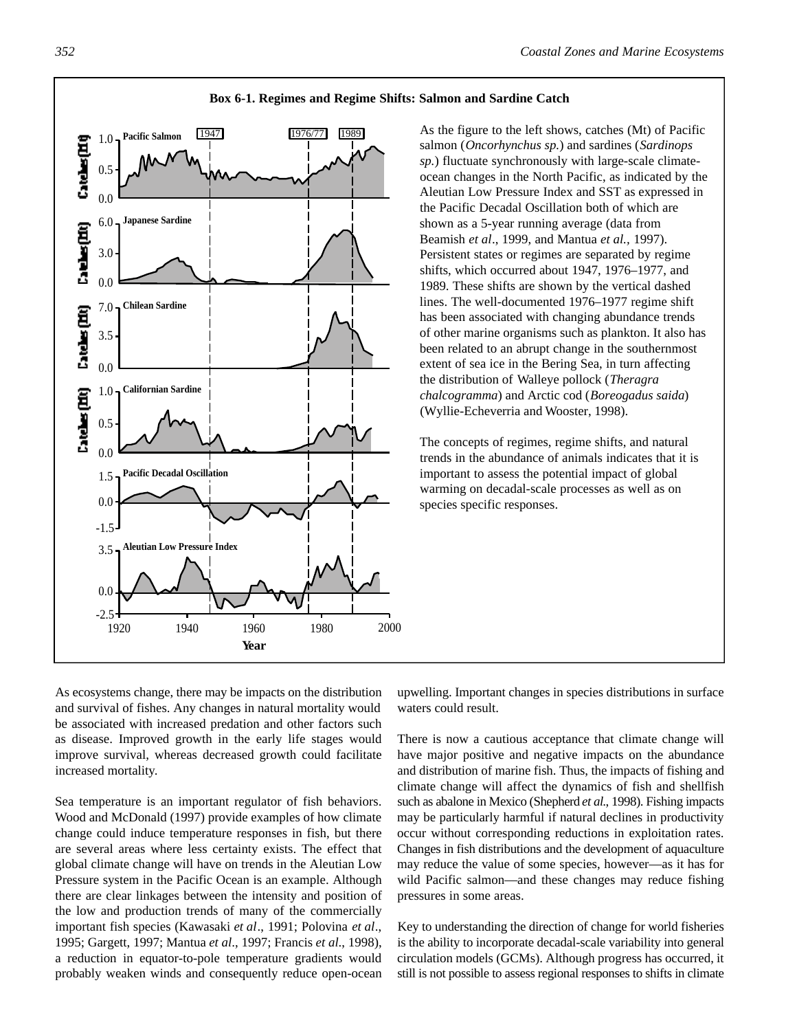**Box 6-1. Regimes and Regime Shifts: Salmon and Sardine Catch**

Pacific Salmon

1947

1976/77

1989

Catches (Mt)

1.0

0.5

0.0

Japanese Sardine

6.0

3.0

0.0

Chilean Sardine

7.0

3.5

0.0

Californian Sardine

1.0

0.5

0.0

Pacific Decadal Oscillation

1.5

0.0

-1.5

Aleutian Low Pressure Index

3.5

0.0

-2.5

1920 1940 1960 1980 2000

Year

As the figure to the left shows, catches (Mt) of Pacific salmon (*Oncorhynchus sp.*) and sardines (*Sardinops sp.*) fluctuate synchronously with large-scale climate-ocean changes in the North Pacific, as indicated by the Aleutian Low Pressure Index and SST as expressed in the Pacific Decadal Oscillation both of which are shown as a 5-year running average (data from Beamish *et al*., 1999, and Mantua *et al.*, 1997). Persistent states or regimes are separated by regime shifts, which occurred about 1947, 1976–1977, and 1989. These shifts are shown by the vertical dashed lines. The well-documented 1976–1977 regime shift has been associated with changing abundance trends of other marine organisms such as plankton. It also has been related to an abrupt change in the southernmost extent of sea ice in the Bering Sea, in turn affecting the distribution of Walleye pollock (*Theragra chalcogramma*) and Arctic cod (*Boreogadus saida*) (Wyllie-Echeverria and Wooster, 1998).

The concepts of regimes, regime shifts, and natural trends in the abundance of animals indicates that it is important to assess the potential impact of global warming on decadal-scale processes as well as on species specific responses.

As ecosystems change, there may be impacts on the distribution and survival of fishes. Any changes in natural mortality would be associated with increased predation and other factors such as disease. Improved growth in the early life stages would improve survival, whereas decreased growth could facilitate increased mortality.

Sea temperature is an important regulator of fish behaviors. Wood and McDonald (1997) provide examples of how climate change could induce temperature responses in fish, but there are several areas where less certainty exists. The effect that global climate change will have on trends in the Aleutian Low Pressure system in the Pacific Ocean is an example. Although there are clear linkages between the intensity and position of the low and production trends of many of the commercially important fish species (Kawasaki *et al*., 1991; Polovina *et al*., 1995; Gargett, 1997; Mantua *et al*., 1997; Francis *et al*., 1998), a reduction in equator-to-pole temperature gradients would probably weaken winds and consequently reduce open-ocean upwelling. Important changes in species distributions in surface waters could result.

There is now a cautious acceptance that climate change will have major positive and negative impacts on the abundance and distribution of marine fish. Thus, the impacts of fishing and climate change will affect the dynamics of fish and shellfish such as abalone in Mexico (Shepherd *et al*., 1998). Fishing impacts may be particularly harmful if natural declines in productivity occur without corresponding reductions in exploitation rates. Changes in fish distributions and the development of aquaculture may reduce the value of some species, however—as it has for wild Pacific salmon—and these changes may reduce fishing pressures in some areas.

Key to understanding the direction of change for world fisheries is the ability to incorporate decadal-scale variability into general circulation models (GCMs). Although progress has occurred, it still is not possible to assess regional responses to shifts in climate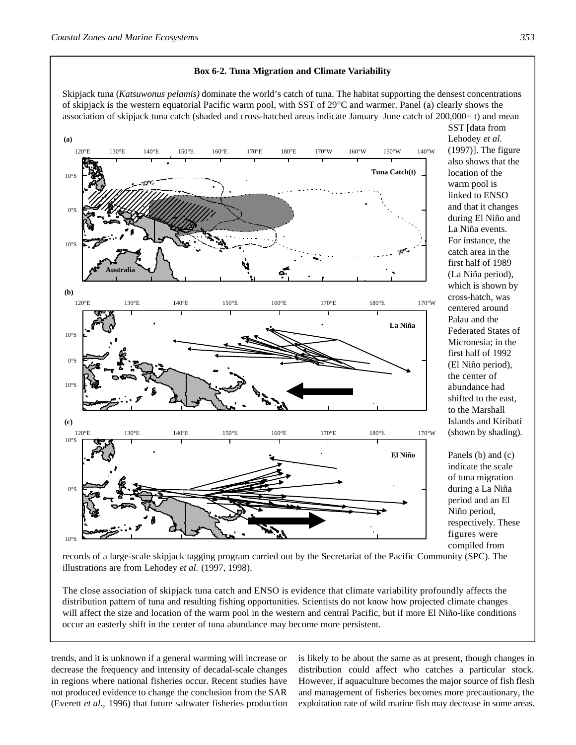### Box 6-2. Tuna Migration and Climate Variability

Skipjack tuna (*Katsuwonus pelamis)* dominate the world's catch of tuna. The habitat supporting the densest concentrations of skipjack is the western equatorial Pacific warm pool, with SST of 29°C and warmer. Panel (a) clearly shows the association of skipjack tuna catch (shaded and cross-hatched areas indicate January–June catch of 200,000+ t) and mean SST [data from Lehodey *et al.* (1997)]. The figure also shows that the location of the warm pool is linked to ENSO and that it changes during El Niño and La Niña events. For instance, the catch area in the first half of 1989 (La Niña period), which is shown by cross-hatch, was centered around Palau and the Federated States of Micronesia; in the first half of 1992 (El Niño period), the center of abundance had shifted to the east, to the Marshall Islands and Kiribati (shown by shading).

(a)
120°E 130°E 140°E 150°E 160°E 170°E 180°E 170°W 160°W 150°W 140°W
Tuna Catch(t)
10°S
0°S
10°S
Australia

(b)
120°E 130°E 140°E 150°E 160°E 170°E 180°E 170°W
La Niña
10°S
0°S
10°S

(c)
120°E 130°E 140°E 150°E 160°E 170°E 180°E 170°W
El Niño
10°S
0°S
10°S

Panels (b) and (c) indicate the scale of tuna migration during a La Niña period and an El Niño period, respectively. These figures were compiled from records of a large-scale skipjack tagging program carried out by the Secretariat of the Pacific Community (SPC). The illustrations are from Lehodey *et al.* (1997, 1998).

The close association of skipjack tuna catch and ENSO is evidence that climate variability profoundly affects the distribution pattern of tuna and resulting fishing opportunities. Scientists do not know how projected climate changes will affect the size and location of the warm pool in the western and central Pacific, but if more El Niño-like conditions occur an easterly shift in the center of tuna abundance may become more persistent.

trends, and it is unknown if a general warming will increase or decrease the frequency and intensity of decadal-scale changes in regions where national fisheries occur. Recent studies have not produced evidence to change the conclusion from the SAR (Everett *et al.,* 1996) that future saltwater fisheries production is likely to be about the same as at present, though changes in distribution could affect who catches a particular stock. However, if aquaculture becomes the major source of fish flesh and management of fisheries becomes more precautionary, the exploitation rate of wild marine fish may decrease in some areas.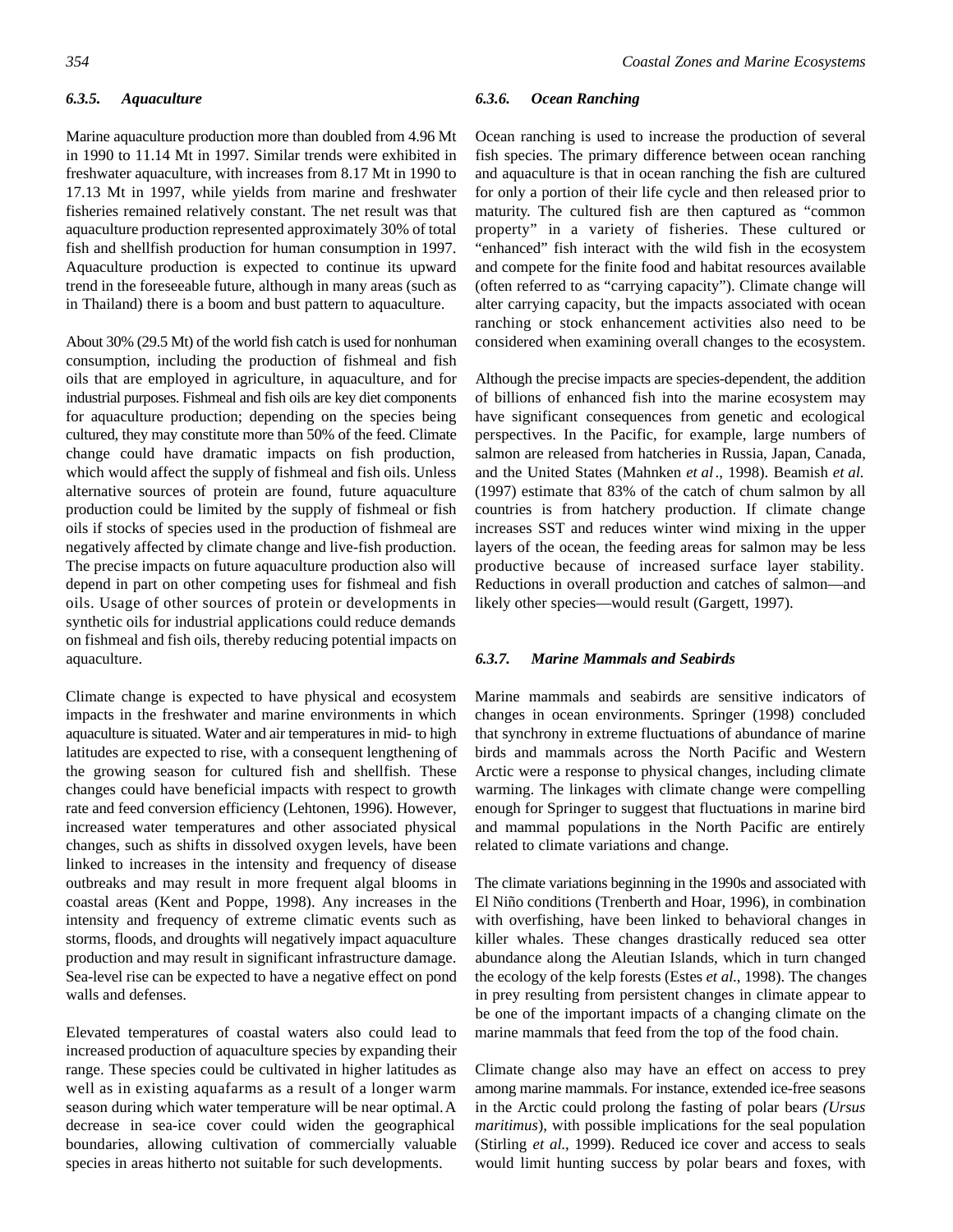### *6.3.5. Aquaculture*

Marine aquaculture production more than doubled from 4.96 Mt in 1990 to 11.14 Mt in 1997. Similar trends were exhibited in freshwater aquaculture, with increases from 8.17 Mt in 1990 to 17.13 Mt in 1997, while yields from marine and freshwater fisheries remained relatively constant. The net result was that aquaculture production represented approximately 30% of total fish and shellfish production for human consumption in 1997. Aquaculture production is expected to continue its upward trend in the foreseeable future, although in many areas (such as in Thailand) there is a boom and bust pattern to aquaculture.

About 30% (29.5 Mt) of the world fish catch is used for nonhuman consumption, including the production of fishmeal and fish oils that are employed in agriculture, in aquaculture, and for industrial purposes. Fishmeal and fish oils are key diet components for aquaculture production; depending on the species being cultured, they may constitute more than 50% of the feed. Climate change could have dramatic impacts on fish production, which would affect the supply of fishmeal and fish oils. Unless alternative sources of protein are found, future aquaculture production could be limited by the supply of fishmeal or fish oils if stocks of species used in the production of fishmeal are negatively affected by climate change and live-fish production. The precise impacts on future aquaculture production also will depend in part on other competing uses for fishmeal and fish oils. Usage of other sources of protein or developments in synthetic oils for industrial applications could reduce demands on fishmeal and fish oils, thereby reducing potential impacts on aquaculture.

Climate change is expected to have physical and ecosystem impacts in the freshwater and marine environments in which aquaculture is situated. Water and air temperatures in mid- to high latitudes are expected to rise, with a consequent lengthening of the growing season for cultured fish and shellfish. These changes could have beneficial impacts with respect to growth rate and feed conversion efficiency (Lehtonen, 1996). However, increased water temperatures and other associated physical changes, such as shifts in dissolved oxygen levels, have been linked to increases in the intensity and frequency of disease outbreaks and may result in more frequent algal blooms in coastal areas (Kent and Poppe, 1998). Any increases in the intensity and frequency of extreme climatic events such as storms, floods, and droughts will negatively impact aquaculture production and may result in significant infrastructure damage. Sea-level rise can be expected to have a negative effect on pond walls and defenses.

Elevated temperatures of coastal waters also could lead to increased production of aquaculture species by expanding their range. These species could be cultivated in higher latitudes as well as in existing aquafarms as a result of a longer warm season during which water temperature will be near optimal. A decrease in sea-ice cover could widen the geographical boundaries, allowing cultivation of commercially valuable species in areas hitherto not suitable for such developments.

### *6.3.6. Ocean Ranching*

Ocean ranching is used to increase the production of several fish species. The primary difference between ocean ranching and aquaculture is that in ocean ranching the fish are cultured for only a portion of their life cycle and then released prior to maturity. The cultured fish are then captured as "common property" in a variety of fisheries. These cultured or "enhanced" fish interact with the wild fish in the ecosystem and compete for the finite food and habitat resources available (often referred to as "carrying capacity"). Climate change will alter carrying capacity, but the impacts associated with ocean ranching or stock enhancement activities also need to be considered when examining overall changes to the ecosystem.

Although the precise impacts are species-dependent, the addition of billions of enhanced fish into the marine ecosystem may have significant consequences from genetic and ecological perspectives. In the Pacific, for example, large numbers of salmon are released from hatcheries in Russia, Japan, Canada, and the United States (Mahnken *et al*., 1998). Beamish *et al.* (1997) estimate that 83% of the catch of chum salmon by all countries is from hatchery production. If climate change increases SST and reduces winter wind mixing in the upper layers of the ocean, the feeding areas for salmon may be less productive because of increased surface layer stability. Reductions in overall production and catches of salmon—and likely other species—would result (Gargett, 1997).

### *6.3.7. Marine Mammals and Seabirds*

Marine mammals and seabirds are sensitive indicators of changes in ocean environments. Springer (1998) concluded that synchrony in extreme fluctuations of abundance of marine birds and mammals across the North Pacific and Western Arctic were a response to physical changes, including climate warming. The linkages with climate change were compelling enough for Springer to suggest that fluctuations in marine bird and mammal populations in the North Pacific are entirely related to climate variations and change.

The climate variations beginning in the 1990s and associated with El Niño conditions (Trenberth and Hoar, 1996), in combination with overfishing, have been linked to behavioral changes in killer whales. These changes drastically reduced sea otter abundance along the Aleutian Islands, which in turn changed the ecology of the kelp forests (Estes *et al.*, 1998). The changes in prey resulting from persistent changes in climate appear to be one of the important impacts of a changing climate on the marine mammals that feed from the top of the food chain.

Climate change also may have an effect on access to prey among marine mammals. For instance, extended ice-free seasons in the Arctic could prolong the fasting of polar bears *(Ursus maritimus*), with possible implications for the seal population (Stirling *et al.*, 1999). Reduced ice cover and access to seals would limit hunting success by polar bears and foxes, with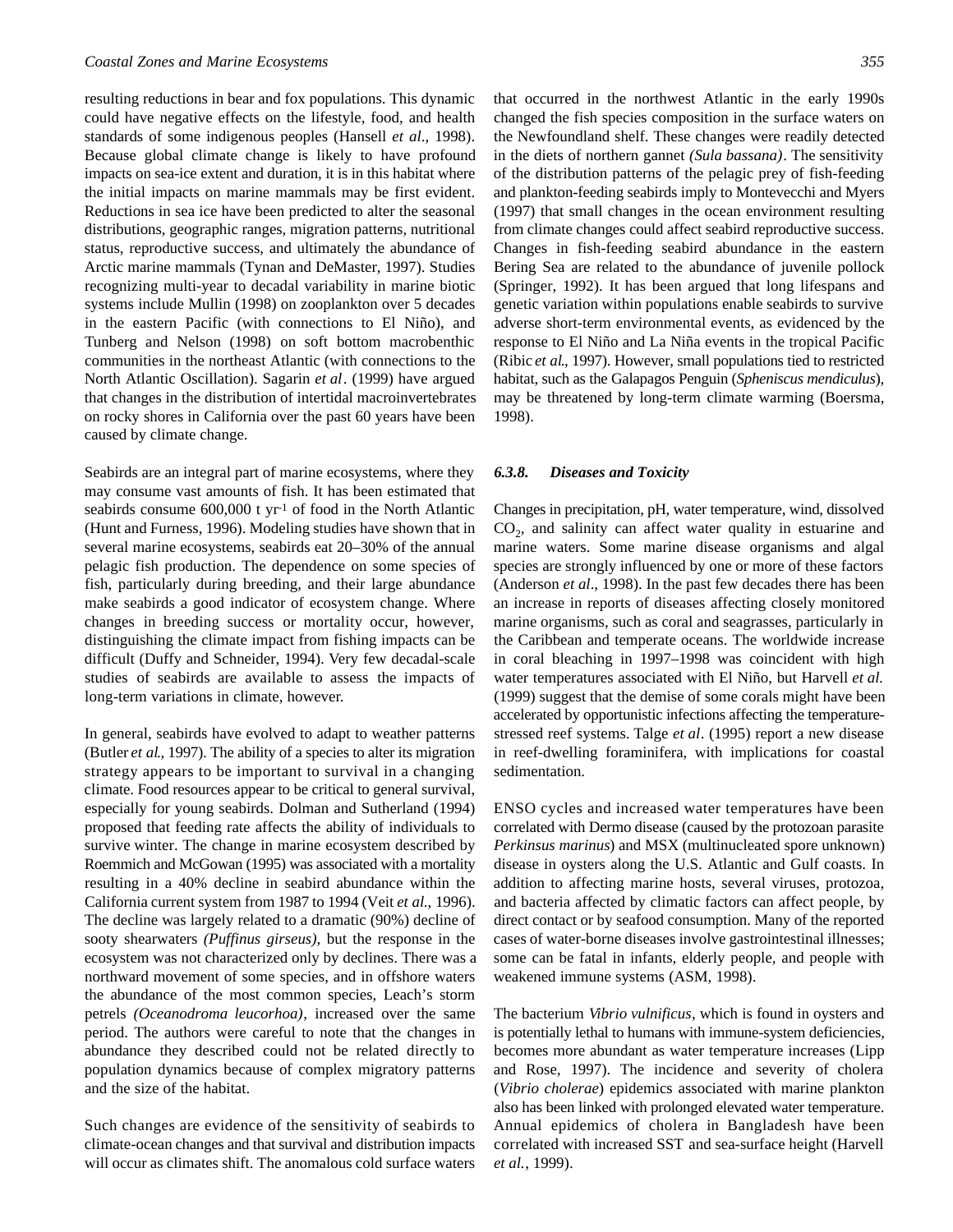resulting reductions in bear and fox populations. This dynamic could have negative effects on the lifestyle, food, and health standards of some indigenous peoples (Hansell *et al*., 1998). Because global climate change is likely to have profound impacts on sea-ice extent and duration, it is in this habitat where the initial impacts on marine mammals may be first evident. Reductions in sea ice have been predicted to alter the seasonal distributions, geographic ranges, migration patterns, nutritional status, reproductive success, and ultimately the abundance of Arctic marine mammals (Tynan and DeMaster, 1997). Studies recognizing multi-year to decadal variability in marine biotic systems include Mullin (1998) on zooplankton over 5 decades in the eastern Pacific (with connections to El Niño), and Tunberg and Nelson (1998) on soft bottom macrobenthic communities in the northeast Atlantic (with connections to the North Atlantic Oscillation). Sagarin *et al*. (1999) have argued that changes in the distribution of intertidal macroinvertebrates on rocky shores in California over the past 60 years have been caused by climate change.

Seabirds are an integral part of marine ecosystems, where they may consume vast amounts of fish. It has been estimated that seabirds consume 600,000 t $yr^{-1}$ of food in the North Atlantic (Hunt and Furness, 1996). Modeling studies have shown that in several marine ecosystems, seabirds eat 20–30% of the annual pelagic fish production. The dependence on some species of fish, particularly during breeding, and their large abundance make seabirds a good indicator of ecosystem change. Where changes in breeding success or mortality occur, however, distinguishing the climate impact from fishing impacts can be difficult (Duffy and Schneider, 1994). Very few decadal-scale studies of seabirds are available to assess the impacts of long-term variations in climate, however.

In general, seabirds have evolved to adapt to weather patterns (Butler *et al*., 1997). The ability of a species to alter its migration strategy appears to be important to survival in a changing climate. Food resources appear to be critical to general survival, especially for young seabirds. Dolman and Sutherland (1994) proposed that feeding rate affects the ability of individuals to survive winter. The change in marine ecosystem described by Roemmich and McGowan (1995) was associated with a mortality resulting in a 40% decline in seabird abundance within the California current system from 1987 to 1994 (Veit *et al*., 1996). The decline was largely related to a dramatic (90%) decline of sooty shearwaters *(Puffinus girseus)*, but the response in the ecosystem was not characterized only by declines. There was a northward movement of some species, and in offshore waters the abundance of the most common species, Leach's storm petrels *(Oceanodroma leucorhoa)*, increased over the same period. The authors were careful to note that the changes in abundance they described could not be related directly to population dynamics because of complex migratory patterns and the size of the habitat.

Such changes are evidence of the sensitivity of seabirds to climate-ocean changes and that survival and distribution impacts will occur as climates shift. The anomalous cold surface waters that occurred in the northwest Atlantic in the early 1990s changed the fish species composition in the surface waters on the Newfoundland shelf. These changes were readily detected in the diets of northern gannet *(Sula bassana)*. The sensitivity of the distribution patterns of the pelagic prey of fish-feeding and plankton-feeding seabirds imply to Montevecchi and Myers (1997) that small changes in the ocean environment resulting from climate changes could affect seabird reproductive success. Changes in fish-feeding seabird abundance in the eastern Bering Sea are related to the abundance of juvenile pollock (Springer, 1992). It has been argued that long lifespans and genetic variation within populations enable seabirds to survive adverse short-term environmental events, as evidenced by the response to El Niño and La Niña events in the tropical Pacific (Ribic *et al*., 1997). However, small populations tied to restricted habitat, such as the Galapagos Penguin (*Spheniscus mendiculus*), may be threatened by long-term climate warming (Boersma, 1998).

### 6.3.8. Diseases and Toxicity

Changes in precipitation, pH, water temperature, wind, dissolved $CO_2$, and salinity can affect water quality in estuarine and marine waters. Some marine disease organisms and algal species are strongly influenced by one or more of these factors (Anderson *et al*., 1998). In the past few decades there has been an increase in reports of diseases affecting closely monitored marine organisms, such as coral and seagrasses, particularly in the Caribbean and temperate oceans. The worldwide increase in coral bleaching in 1997–1998 was coincident with high water temperatures associated with El Niño, but Harvell *et al.* (1999) suggest that the demise of some corals might have been accelerated by opportunistic infections affecting the temperature-stressed reef systems. Talge *et al*. (1995) report a new disease in reef-dwelling foraminifera, with implications for coastal sedimentation.

ENSO cycles and increased water temperatures have been correlated with Dermo disease (caused by the protozoan parasite *Perkinsus marinus*) and MSX (multinucleated spore unknown) disease in oysters along the U.S. Atlantic and Gulf coasts. In addition to affecting marine hosts, several viruses, protozoa, and bacteria affected by climatic factors can affect people, by direct contact or by seafood consumption. Many of the reported cases of water-borne diseases involve gastrointestinal illnesses; some can be fatal in infants, elderly people, and people with weakened immune systems (ASM, 1998).

The bacterium *Vibrio vulnificus*, which is found in oysters and is potentially lethal to humans with immune-system deficiencies, becomes more abundant as water temperature increases (Lipp and Rose, 1997). The incidence and severity of cholera (*Vibrio cholerae*) epidemics associated with marine plankton also has been linked with prolonged elevated water temperature. Annual epidemics of cholera in Bangladesh have been correlated with increased SST and sea-surface height (Harvell *et al.*, 1999).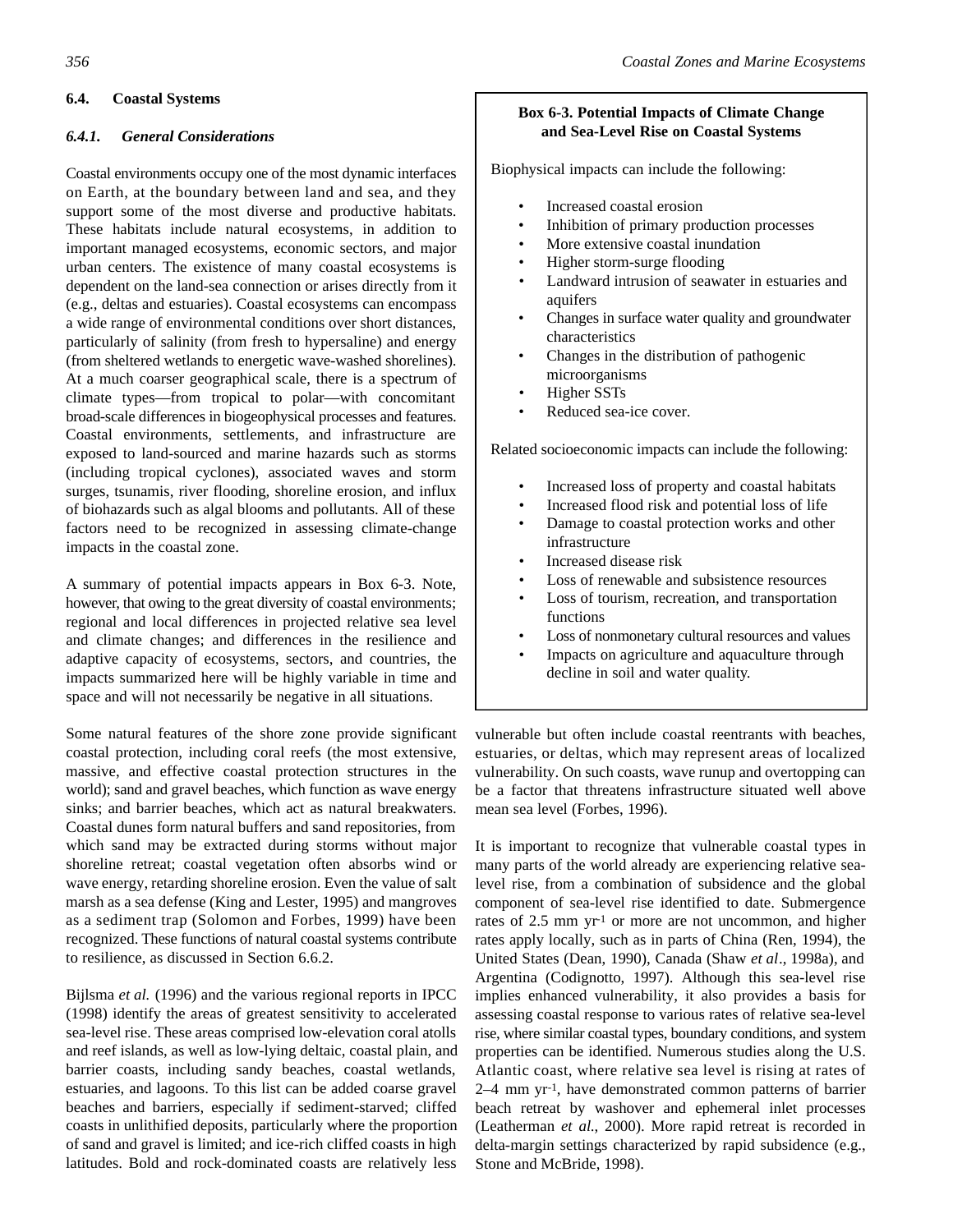## 6.4. Coastal Systems

### *6.4.1. General Considerations*

Coastal environments occupy one of the most dynamic interfaces on Earth, at the boundary between land and sea, and they support some of the most diverse and productive habitats. These habitats include natural ecosystems, in addition to important managed ecosystems, economic sectors, and major urban centers. The existence of many coastal ecosystems is dependent on the land-sea connection or arises directly from it (e.g., deltas and estuaries). Coastal ecosystems can encompass a wide range of environmental conditions over short distances, particularly of salinity (from fresh to hypersaline) and energy (from sheltered wetlands to energetic wave-washed shorelines). At a much coarser geographical scale, there is a spectrum of climate types—from tropical to polar—with concomitant broad-scale differences in biogeophysical processes and features. Coastal environments, settlements, and infrastructure are exposed to land-sourced and marine hazards such as storms (including tropical cyclones), associated waves and storm surges, tsunamis, river flooding, shoreline erosion, and influx of biohazards such as algal blooms and pollutants. All of these factors need to be recognized in assessing climate-change impacts in the coastal zone.

A summary of potential impacts appears in Box 6-3. Note, however, that owing to the great diversity of coastal environments; regional and local differences in projected relative sea level and climate changes; and differences in the resilience and adaptive capacity of ecosystems, sectors, and countries, the impacts summarized here will be highly variable in time and space and will not necessarily be negative in all situations.

> **Box 6-3. Potential Impacts of Climate Change and Sea-Level Rise on Coastal Systems**
>
> Biophysical impacts can include the following:
>
> - Increased coastal erosion
> - Inhibition of primary production processes
> - More extensive coastal inundation
> - Higher storm-surge flooding
> - Landward intrusion of seawater in estuaries and aquifers
> - Changes in surface water quality and groundwater characteristics
> - Changes in the distribution of pathogenic microorganisms
> - Higher SSTs
> - Reduced sea-ice cover.
>
> Related socioeconomic impacts can include the following:
>
> - Increased loss of property and coastal habitats
> - Increased flood risk and potential loss of life
> - Damage to coastal protection works and other infrastructure
> - Increased disease risk
> - Loss of renewable and subsistence resources
> - Loss of tourism, recreation, and transportation functions
> - Loss of nonmonetary cultural resources and values
> - Impacts on agriculture and aquaculture through decline in soil and water quality.

Some natural features of the shore zone provide significant coastal protection, including coral reefs (the most extensive, massive, and effective coastal protection structures in the world); sand and gravel beaches, which function as wave energy sinks; and barrier beaches, which act as natural breakwaters. Coastal dunes form natural buffers and sand repositories, from which sand may be extracted during storms without major shoreline retreat; coastal vegetation often absorbs wind or wave energy, retarding shoreline erosion. Even the value of salt marsh as a sea defense (King and Lester, 1995) and mangroves as a sediment trap (Solomon and Forbes, 1999) have been recognized. These functions of natural coastal systems contribute to resilience, as discussed in Section 6.6.2.

Bijlsma *et al.* (1996) and the various regional reports in IPCC (1998) identify the areas of greatest sensitivity to accelerated sea-level rise. These areas comprised low-elevation coral atolls and reef islands, as well as low-lying deltaic, coastal plain, and barrier coasts, including sandy beaches, coastal wetlands, estuaries, and lagoons. To this list can be added coarse gravel beaches and barriers, especially if sediment-starved; cliffed coasts in unlithified deposits, particularly where the proportion of sand and gravel is limited; and ice-rich cliffed coasts in high latitudes. Bold and rock-dominated coasts are relatively less vulnerable but often include coastal reentrants with beaches, estuaries, or deltas, which may represent areas of localized vulnerability. On such coasts, wave runup and overtopping can be a factor that threatens infrastructure situated well above mean sea level (Forbes, 1996).

It is important to recognize that vulnerable coastal types in many parts of the world already are experiencing relative sea-level rise, from a combination of subsidence and the global component of sea-level rise identified to date. Submergence rates of 2.5 mm $yr^{-1}$ or more are not uncommon, and higher rates apply locally, such as in parts of China (Ren, 1994), the United States (Dean, 1990), Canada (Shaw *et al*., 1998a), and Argentina (Codignotto, 1997). Although this sea-level rise implies enhanced vulnerability, it also provides a basis for assessing coastal response to various rates of relative sea-level rise, where similar coastal types, boundary conditions, and system properties can be identified. Numerous studies along the U.S. Atlantic coast, where relative sea level is rising at rates of 2–4 mm $yr^{-1}$, have demonstrated common patterns of barrier beach retreat by washover and ephemeral inlet processes (Leatherman *et al.*, 2000). More rapid retreat is recorded in delta-margin settings characterized by rapid subsidence (e.g., Stone and McBride, 1998).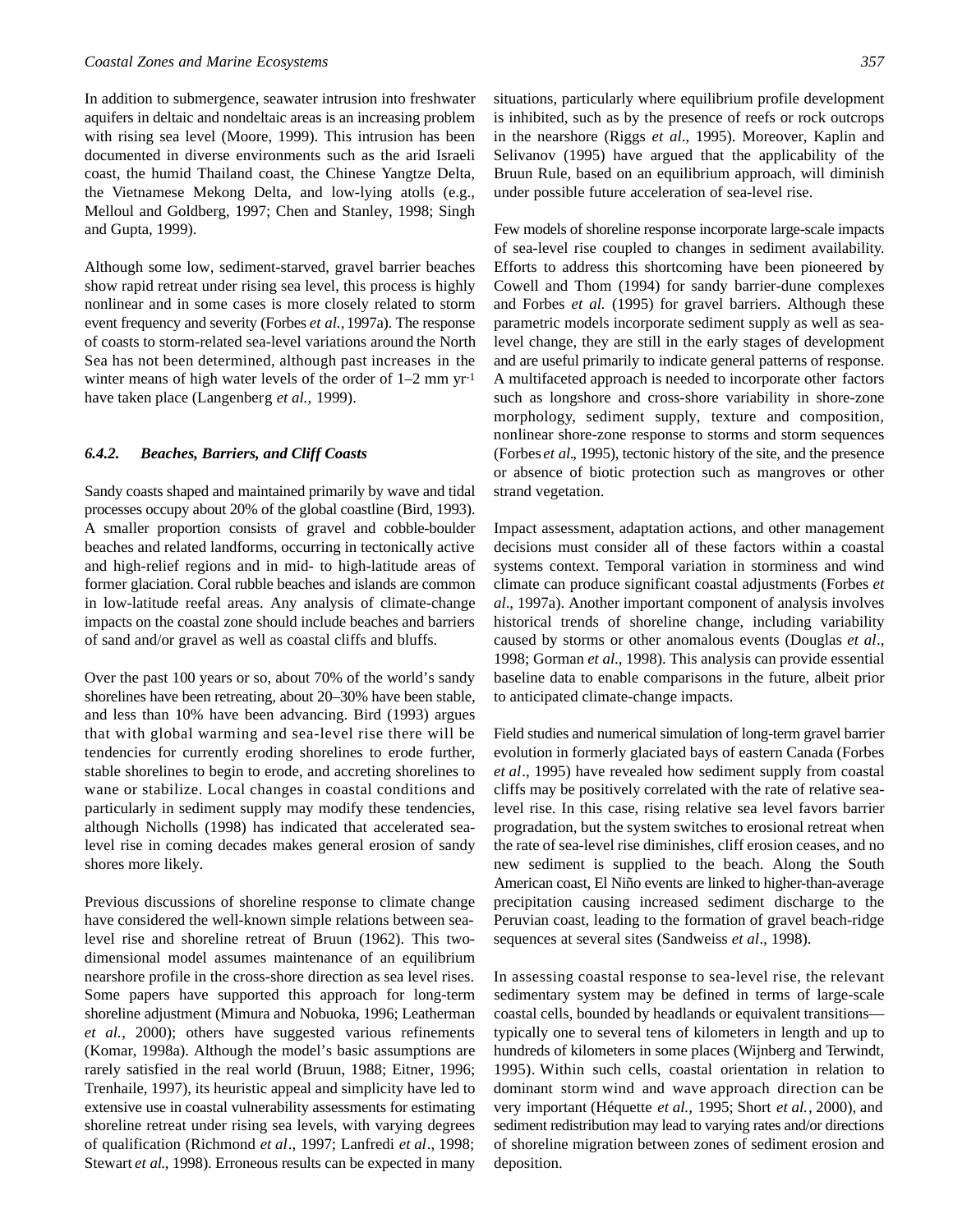In addition to submergence, seawater intrusion into freshwater aquifers in deltaic and nondeltaic areas is an increasing problem with rising sea level (Moore, 1999). This intrusion has been documented in diverse environments such as the arid Israeli coast, the humid Thailand coast, the Chinese Yangtze Delta, the Vietnamese Mekong Delta, and low-lying atolls (e.g., Melloul and Goldberg, 1997; Chen and Stanley, 1998; Singh and Gupta, 1999).

Although some low, sediment-starved, gravel barrier beaches show rapid retreat under rising sea level, this process is highly nonlinear and in some cases is more closely related to storm event frequency and severity (Forbes *et al.,* 1997a). The response of coasts to storm-related sea-level variations around the North Sea has not been determined, although past increases in the winter means of high water levels of the order of 1–2 mm $yr^{-1}$ have taken place (Langenberg *et al.,* 1999).

### 6.4.2. Beaches, Barriers, and Cliff Coasts

Sandy coasts shaped and maintained primarily by wave and tidal processes occupy about 20% of the global coastline (Bird, 1993). A smaller proportion consists of gravel and cobble-boulder beaches and related landforms, occurring in tectonically active and high-relief regions and in mid- to high-latitude areas of former glaciation. Coral rubble beaches and islands are common in low-latitude reefal areas. Any analysis of climate-change impacts on the coastal zone should include beaches and barriers of sand and/or gravel as well as coastal cliffs and bluffs.

Over the past 100 years or so, about 70% of the world's sandy shorelines have been retreating, about 20–30% have been stable, and less than 10% have been advancing. Bird (1993) argues that with global warming and sea-level rise there will be tendencies for currently eroding shorelines to erode further, stable shorelines to begin to erode, and accreting shorelines to wane or stabilize. Local changes in coastal conditions and particularly in sediment supply may modify these tendencies, although Nicholls (1998) has indicated that accelerated sea-level rise in coming decades makes general erosion of sandy shores more likely.

Previous discussions of shoreline response to climate change have considered the well-known simple relations between sea-level rise and shoreline retreat of Bruun (1962). This two-dimensional model assumes maintenance of an equilibrium nearshore profile in the cross-shore direction as sea level rises. Some papers have supported this approach for long-term shoreline adjustment (Mimura and Nobuoka, 1996; Leatherman *et al.,* 2000); others have suggested various refinements (Komar, 1998a). Although the model's basic assumptions are rarely satisfied in the real world (Bruun, 1988; Eitner, 1996; Trenhaile, 1997), its heuristic appeal and simplicity have led to extensive use in coastal vulnerability assessments for estimating shoreline retreat under rising sea levels, with varying degrees of qualification (Richmond *et al*., 1997; Lanfredi *et al*., 1998; Stewart *et al.,* 1998). Erroneous results can be expected in many situations, particularly where equilibrium profile development is inhibited, such as by the presence of reefs or rock outcrops in the nearshore (Riggs *et al*., 1995). Moreover, Kaplin and Selivanov (1995) have argued that the applicability of the Bruun Rule, based on an equilibrium approach, will diminish under possible future acceleration of sea-level rise.

Few models of shoreline response incorporate large-scale impacts of sea-level rise coupled to changes in sediment availability. Efforts to address this shortcoming have been pioneered by Cowell and Thom (1994) for sandy barrier-dune complexes and Forbes *et al.* (1995) for gravel barriers. Although these parametric models incorporate sediment supply as well as sea-level change, they are still in the early stages of development and are useful primarily to indicate general patterns of response. A multifaceted approach is needed to incorporate other factors such as longshore and cross-shore variability in shore-zone morphology, sediment supply, texture and composition, nonlinear shore-zone response to storms and storm sequences (Forbes *et al*., 1995), tectonic history of the site, and the presence or absence of biotic protection such as mangroves or other strand vegetation.

Impact assessment, adaptation actions, and other management decisions must consider all of these factors within a coastal systems context. Temporal variation in storminess and wind climate can produce significant coastal adjustments (Forbes *et al*., 1997a). Another important component of analysis involves historical trends of shoreline change, including variability caused by storms or other anomalous events (Douglas *et al*., 1998; Gorman *et al*., 1998). This analysis can provide essential baseline data to enable comparisons in the future, albeit prior to anticipated climate-change impacts.

Field studies and numerical simulation of long-term gravel barrier evolution in formerly glaciated bays of eastern Canada (Forbes *et al*., 1995) have revealed how sediment supply from coastal cliffs may be positively correlated with the rate of relative sea-level rise. In this case, rising relative sea level favors barrier progradation, but the system switches to erosional retreat when the rate of sea-level rise diminishes, cliff erosion ceases, and no new sediment is supplied to the beach. Along the South American coast, El Niño events are linked to higher-than-average precipitation causing increased sediment discharge to the Peruvian coast, leading to the formation of gravel beach-ridge sequences at several sites (Sandweiss *et al*., 1998).

In assessing coastal response to sea-level rise, the relevant sedimentary system may be defined in terms of large-scale coastal cells, bounded by headlands or equivalent transitions—typically one to several tens of kilometers in length and up to hundreds of kilometers in some places (Wijnberg and Terwindt, 1995). Within such cells, coastal orientation in relation to dominant storm wind and wave approach direction can be very important (Héquette *et al.,* 1995; Short *et al.,* 2000), and sediment redistribution may lead to varying rates and/or directions of shoreline migration between zones of sediment erosion and deposition.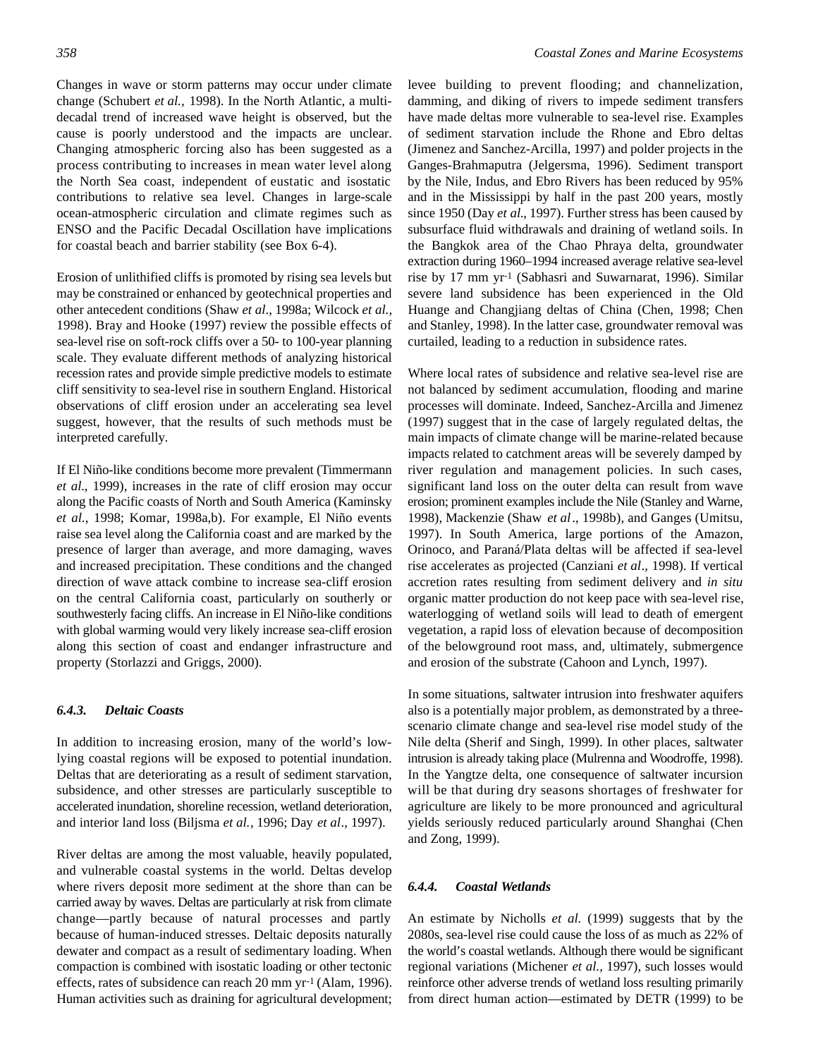Changes in wave or storm patterns may occur under climate change (Schubert *et al.*, 1998). In the North Atlantic, a multi-decadal trend of increased wave height is observed, but the cause is poorly understood and the impacts are unclear. Changing atmospheric forcing also has been suggested as a process contributing to increases in mean water level along the North Sea coast, independent of eustatic and isostatic contributions to relative sea level. Changes in large-scale ocean-atmospheric circulation and climate regimes such as ENSO and the Pacific Decadal Oscillation have implications for coastal beach and barrier stability (see Box 6-4).

Erosion of unlithified cliffs is promoted by rising sea levels but may be constrained or enhanced by geotechnical properties and other antecedent conditions (Shaw *et al*., 1998a; Wilcock *et al.*, 1998). Bray and Hooke (1997) review the possible effects of sea-level rise on soft-rock cliffs over a 50- to 100-year planning scale. They evaluate different methods of analyzing historical recession rates and provide simple predictive models to estimate cliff sensitivity to sea-level rise in southern England. Historical observations of cliff erosion under an accelerating sea level suggest, however, that the results of such methods must be interpreted carefully.

If El Niño-like conditions become more prevalent (Timmermann *et al*., 1999), increases in the rate of cliff erosion may occur along the Pacific coasts of North and South America (Kaminsky *et al.*, 1998; Komar, 1998a,b). For example, El Niño events raise sea level along the California coast and are marked by the presence of larger than average, and more damaging, waves and increased precipitation. These conditions and the changed direction of wave attack combine to increase sea-cliff erosion on the central California coast, particularly on southerly or southwesterly facing cliffs. An increase in El Niño-like conditions with global warming would very likely increase sea-cliff erosion along this section of coast and endanger infrastructure and property (Storlazzi and Griggs, 2000).

### *6.4.3. Deltaic Coasts*

In addition to increasing erosion, many of the world's low-lying coastal regions will be exposed to potential inundation. Deltas that are deteriorating as a result of sediment starvation, subsidence, and other stresses are particularly susceptible to accelerated inundation, shoreline recession, wetland deterioration, and interior land loss (Biljsma *et al.*, 1996; Day *et al*., 1997).

River deltas are among the most valuable, heavily populated, and vulnerable coastal systems in the world. Deltas develop where rivers deposit more sediment at the shore than can be carried away by waves. Deltas are particularly at risk from climate change—partly because of natural processes and partly because of human-induced stresses. Deltaic deposits naturally dewater and compact as a result of sedimentary loading. When compaction is combined with isostatic loading or other tectonic effects, rates of subsidence can reach 20 mm $yr^{-1}$ (Alam, 1996). Human activities such as draining for agricultural development; levee building to prevent flooding; and channelization, damming, and diking of rivers to impede sediment transfers have made deltas more vulnerable to sea-level rise. Examples of sediment starvation include the Rhone and Ebro deltas (Jimenez and Sanchez-Arcilla, 1997) and polder projects in the Ganges-Brahmaputra (Jelgersma, 1996). Sediment transport by the Nile, Indus, and Ebro Rivers has been reduced by 95% and in the Mississippi by half in the past 200 years, mostly since 1950 (Day *et al*., 1997). Further stress has been caused by subsurface fluid withdrawals and draining of wetland soils. In the Bangkok area of the Chao Phraya delta, groundwater extraction during 1960–1994 increased average relative sea-level rise by 17 mm $yr^{-1}$ (Sabhasri and Suwarnarat, 1996). Similar severe land subsidence has been experienced in the Old Huange and Changjiang deltas of China (Chen, 1998; Chen and Stanley, 1998). In the latter case, groundwater removal was curtailed, leading to a reduction in subsidence rates.

Where local rates of subsidence and relative sea-level rise are not balanced by sediment accumulation, flooding and marine processes will dominate. Indeed, Sanchez-Arcilla and Jimenez (1997) suggest that in the case of largely regulated deltas, the main impacts of climate change will be marine-related because impacts related to catchment areas will be severely damped by river regulation and management policies. In such cases, significant land loss on the outer delta can result from wave erosion; prominent examples include the Nile (Stanley and Warne, 1998), Mackenzie (Shaw *et al*., 1998b), and Ganges (Umitsu, 1997). In South America, large portions of the Amazon, Orinoco, and Paraná/Plata deltas will be affected if sea-level rise accelerates as projected (Canziani *et al*., 1998). If vertical accretion rates resulting from sediment delivery and *in situ* organic matter production do not keep pace with sea-level rise, waterlogging of wetland soils will lead to death of emergent vegetation, a rapid loss of elevation because of decomposition of the belowground root mass, and, ultimately, submergence and erosion of the substrate (Cahoon and Lynch, 1997).

In some situations, saltwater intrusion into freshwater aquifers also is a potentially major problem, as demonstrated by a three-scenario climate change and sea-level rise model study of the Nile delta (Sherif and Singh, 1999). In other places, saltwater intrusion is already taking place (Mulrenna and Woodroffe, 1998). In the Yangtze delta, one consequence of saltwater incursion will be that during dry seasons shortages of freshwater for agriculture are likely to be more pronounced and agricultural yields seriously reduced particularly around Shanghai (Chen and Zong, 1999).

### *6.4.4. Coastal Wetlands*

An estimate by Nicholls *et al.* (1999) suggests that by the 2080s, sea-level rise could cause the loss of as much as 22% of the world's coastal wetlands. Although there would be significant regional variations (Michener *et al.*, 1997), such losses would reinforce other adverse trends of wetland loss resulting primarily from direct human action—estimated by DETR (1999) to be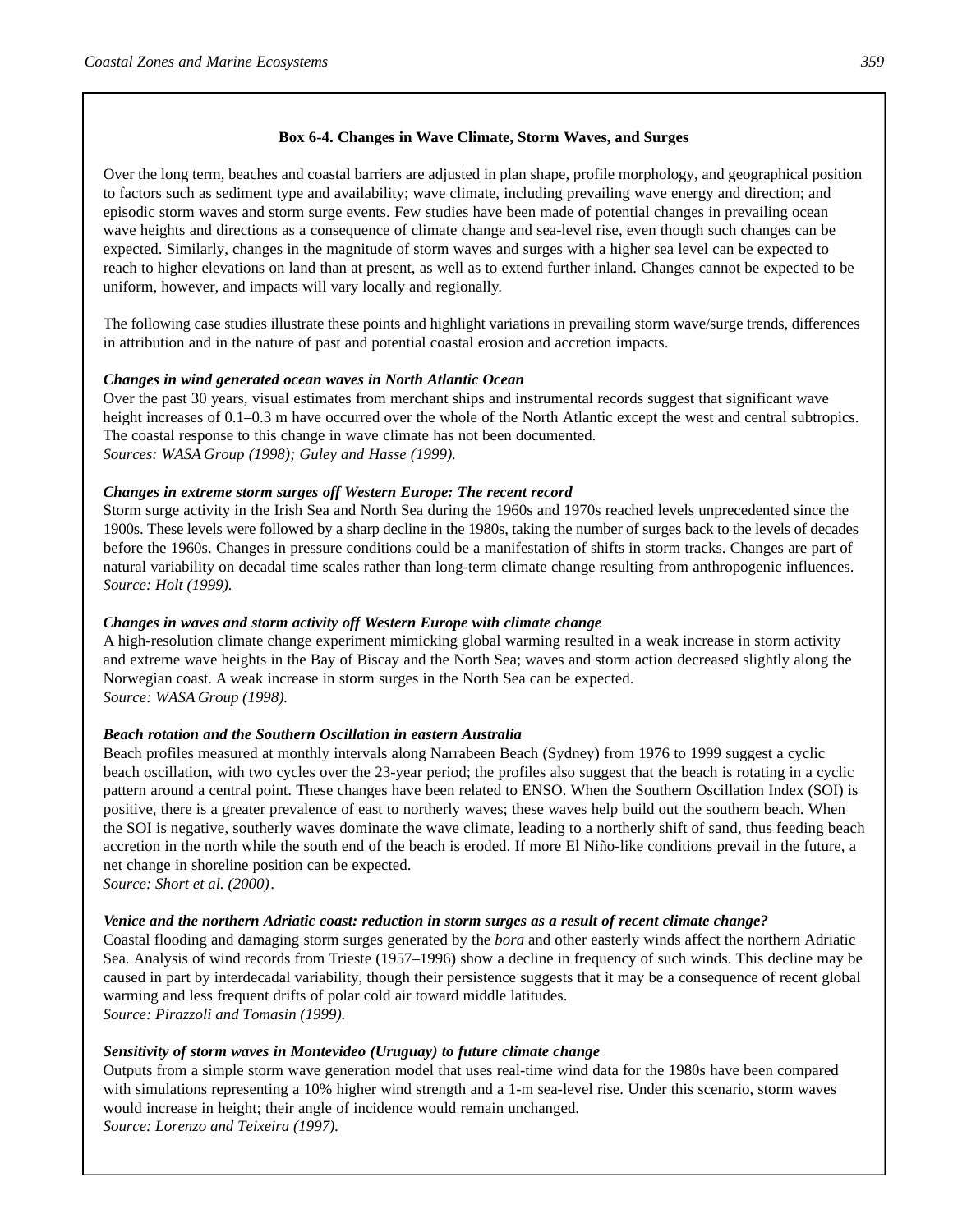### Box 6-4. Changes in Wave Climate, Storm Waves, and Surges

Over the long term, beaches and coastal barriers are adjusted in plan shape, profile morphology, and geographical position to factors such as sediment type and availability; wave climate, including prevailing wave energy and direction; and episodic storm waves and storm surge events. Few studies have been made of potential changes in prevailing ocean wave heights and directions as a consequence of climate change and sea-level rise, even though such changes can be expected. Similarly, changes in the magnitude of storm waves and surges with a higher sea level can be expected to reach to higher elevations on land than at present, as well as to extend further inland. Changes cannot be expected to be uniform, however, and impacts will vary locally and regionally.

The following case studies illustrate these points and highlight variations in prevailing storm wave/surge trends, differences in attribution and in the nature of past and potential coastal erosion and accretion impacts.

***Changes in wind generated ocean waves in North Atlantic Ocean***

Over the past 30 years, visual estimates from merchant ships and instrumental records suggest that significant wave height increases of 0.1–0.3 m have occurred over the whole of the North Atlantic except the west and central subtropics. The coastal response to this change in wave climate has not been documented.
*Sources: WASA Group (1998); Guley and Hasse (1999).*

***Changes in extreme storm surges off Western Europe: The recent record***

Storm surge activity in the Irish Sea and North Sea during the 1960s and 1970s reached levels unprecedented since the 1900s. These levels were followed by a sharp decline in the 1980s, taking the number of surges back to the levels of decades before the 1960s. Changes in pressure conditions could be a manifestation of shifts in storm tracks. Changes are part of natural variability on decadal time scales rather than long-term climate change resulting from anthropogenic influences.
*Source: Holt (1999).*

***Changes in waves and storm activity off Western Europe with climate change***

A high-resolution climate change experiment mimicking global warming resulted in a weak increase in storm activity and extreme wave heights in the Bay of Biscay and the North Sea; waves and storm action decreased slightly along the Norwegian coast. A weak increase in storm surges in the North Sea can be expected.
*Source: WASA Group (1998).*

***Beach rotation and the Southern Oscillation in eastern Australia***

Beach profiles measured at monthly intervals along Narrabeen Beach (Sydney) from 1976 to 1999 suggest a cyclic beach oscillation, with two cycles over the 23-year period; the profiles also suggest that the beach is rotating in a cyclic pattern around a central point. These changes have been related to ENSO. When the Southern Oscillation Index (SOI) is positive, there is a greater prevalence of east to northerly waves; these waves help build out the southern beach. When the SOI is negative, southerly waves dominate the wave climate, leading to a northerly shift of sand, thus feeding beach accretion in the north while the south end of the beach is eroded. If more El Niño-like conditions prevail in the future, a net change in shoreline position can be expected.
*Source: Short et al. (2000).*

***Venice and the northern Adriatic coast: reduction in storm surges as a result of recent climate change?***

Coastal flooding and damaging storm surges generated by the *bora* and other easterly winds affect the northern Adriatic Sea. Analysis of wind records from Trieste (1957–1996) show a decline in frequency of such winds. This decline may be caused in part by interdecadal variability, though their persistence suggests that it may be a consequence of recent global warming and less frequent drifts of polar cold air toward middle latitudes.
*Source: Pirazzoli and Tomasin (1999).*

***Sensitivity of storm waves in Montevideo (Uruguay) to future climate change***

Outputs from a simple storm wave generation model that uses real-time wind data for the 1980s have been compared with simulations representing a 10% higher wind strength and a 1-m sea-level rise. Under this scenario, storm waves would increase in height; their angle of incidence would remain unchanged.
*Source: Lorenzo and Teixeira (1997).*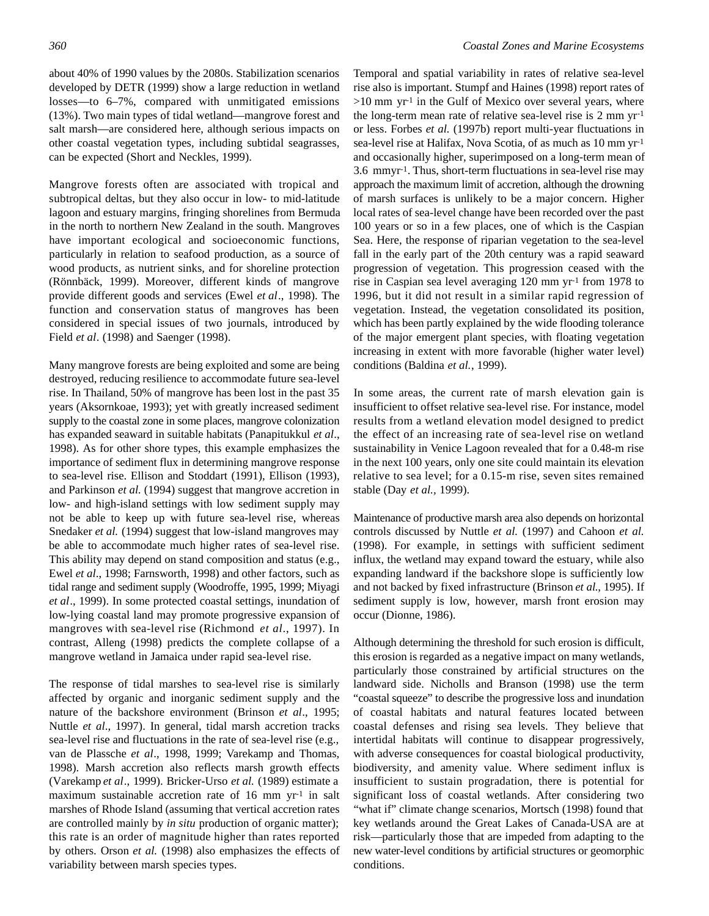about 40% of 1990 values by the 2080s. Stabilization scenarios developed by DETR (1999) show a large reduction in wetland losses—to 6–7%, compared with unmitigated emissions (13%). Two main types of tidal wetland—mangrove forest and salt marsh—are considered here, although serious impacts on other coastal vegetation types, including subtidal seagrasses, can be expected (Short and Neckles, 1999).

Mangrove forests often are associated with tropical and subtropical deltas, but they also occur in low- to mid-latitude lagoon and estuary margins, fringing shorelines from Bermuda in the north to northern New Zealand in the south. Mangroves have important ecological and socioeconomic functions, particularly in relation to seafood production, as a source of wood products, as nutrient sinks, and for shoreline protection (Rönnbäck, 1999). Moreover, different kinds of mangrove provide different goods and services (Ewel *et al*., 1998). The function and conservation status of mangroves has been considered in special issues of two journals, introduced by Field *et al*. (1998) and Saenger (1998).

Many mangrove forests are being exploited and some are being destroyed, reducing resilience to accommodate future sea-level rise. In Thailand, 50% of mangrove has been lost in the past 35 years (Aksornkoae, 1993); yet with greatly increased sediment supply to the coastal zone in some places, mangrove colonization has expanded seaward in suitable habitats (Panapitukkul *et al*., 1998). As for other shore types, this example emphasizes the importance of sediment flux in determining mangrove response to sea-level rise. Ellison and Stoddart (1991), Ellison (1993), and Parkinson *et al.* (1994) suggest that mangrove accretion in low- and high-island settings with low sediment supply may not be able to keep up with future sea-level rise, whereas Snedaker *et al.* (1994) suggest that low-island mangroves may be able to accommodate much higher rates of sea-level rise. This ability may depend on stand composition and status (e.g., Ewel *et al*., 1998; Farnsworth, 1998) and other factors, such as tidal range and sediment supply (Woodroffe, 1995, 1999; Miyagi *et al*., 1999). In some protected coastal settings, inundation of low-lying coastal land may promote progressive expansion of mangroves with sea-level rise (Richmond *et al*., 1997). In contrast, Alleng (1998) predicts the complete collapse of a mangrove wetland in Jamaica under rapid sea-level rise.

The response of tidal marshes to sea-level rise is similarly affected by organic and inorganic sediment supply and the nature of the backshore environment (Brinson *et al*., 1995; Nuttle *et al*., 1997). In general, tidal marsh accretion tracks sea-level rise and fluctuations in the rate of sea-level rise (e.g., van de Plassche *et al*., 1998, 1999; Varekamp and Thomas, 1998). Marsh accretion also reflects marsh growth effects (Varekamp *et al*., 1999). Bricker-Urso *et al.* (1989) estimate a maximum sustainable accretion rate of 16 mm $yr^{-1}$ in salt marshes of Rhode Island (assuming that vertical accretion rates are controlled mainly by *in situ* production of organic matter); this rate is an order of magnitude higher than rates reported by others. Orson *et al.* (1998) also emphasizes the effects of variability between marsh species types.

Temporal and spatial variability in rates of relative sea-level rise also is important. Stumpf and Haines (1998) report rates of >10 mm $yr^{-1}$ in the Gulf of Mexico over several years, where the long-term mean rate of relative sea-level rise is 2 mm $yr^{-1}$ or less. Forbes *et al.* (1997b) report multi-year fluctuations in sea-level rise at Halifax, Nova Scotia, of as much as 10 mm $yr^{-1}$ and occasionally higher, superimposed on a long-term mean of 3.6 mm$yr^{-1}$. Thus, short-term fluctuations in sea-level rise may approach the maximum limit of accretion, although the drowning of marsh surfaces is unlikely to be a major concern. Higher local rates of sea-level change have been recorded over the past 100 years or so in a few places, one of which is the Caspian Sea. Here, the response of riparian vegetation to the sea-level fall in the early part of the 20th century was a rapid seaward progression of vegetation. This progression ceased with the rise in Caspian sea level averaging 120 mm $yr^{-1}$ from 1978 to 1996, but it did not result in a similar rapid regression of vegetation. Instead, the vegetation consolidated its position, which has been partly explained by the wide flooding tolerance of the major emergent plant species, with floating vegetation increasing in extent with more favorable (higher water level) conditions (Baldina *et al.*, 1999).

In some areas, the current rate of marsh elevation gain is insufficient to offset relative sea-level rise. For instance, model results from a wetland elevation model designed to predict the effect of an increasing rate of sea-level rise on wetland sustainability in Venice Lagoon revealed that for a 0.48-m rise in the next 100 years, only one site could maintain its elevation relative to sea level; for a 0.15-m rise, seven sites remained stable (Day *et al.*, 1999).

Maintenance of productive marsh area also depends on horizontal controls discussed by Nuttle *et al.* (1997) and Cahoon *et al.* (1998). For example, in settings with sufficient sediment influx, the wetland may expand toward the estuary, while also expanding landward if the backshore slope is sufficiently low and not backed by fixed infrastructure (Brinson *et al.*, 1995). If sediment supply is low, however, marsh front erosion may occur (Dionne, 1986).

Although determining the threshold for such erosion is difficult, this erosion is regarded as a negative impact on many wetlands, particularly those constrained by artificial structures on the landward side. Nicholls and Branson (1998) use the term "coastal squeeze" to describe the progressive loss and inundation of coastal habitats and natural features located between coastal defenses and rising sea levels. They believe that intertidal habitats will continue to disappear progressively, with adverse consequences for coastal biological productivity, biodiversity, and amenity value. Where sediment influx is insufficient to sustain progradation, there is potential for significant loss of coastal wetlands. After considering two "what if" climate change scenarios, Mortsch (1998) found that key wetlands around the Great Lakes of Canada-USA are at risk—particularly those that are impeded from adapting to the new water-level conditions by artificial structures or geomorphic conditions.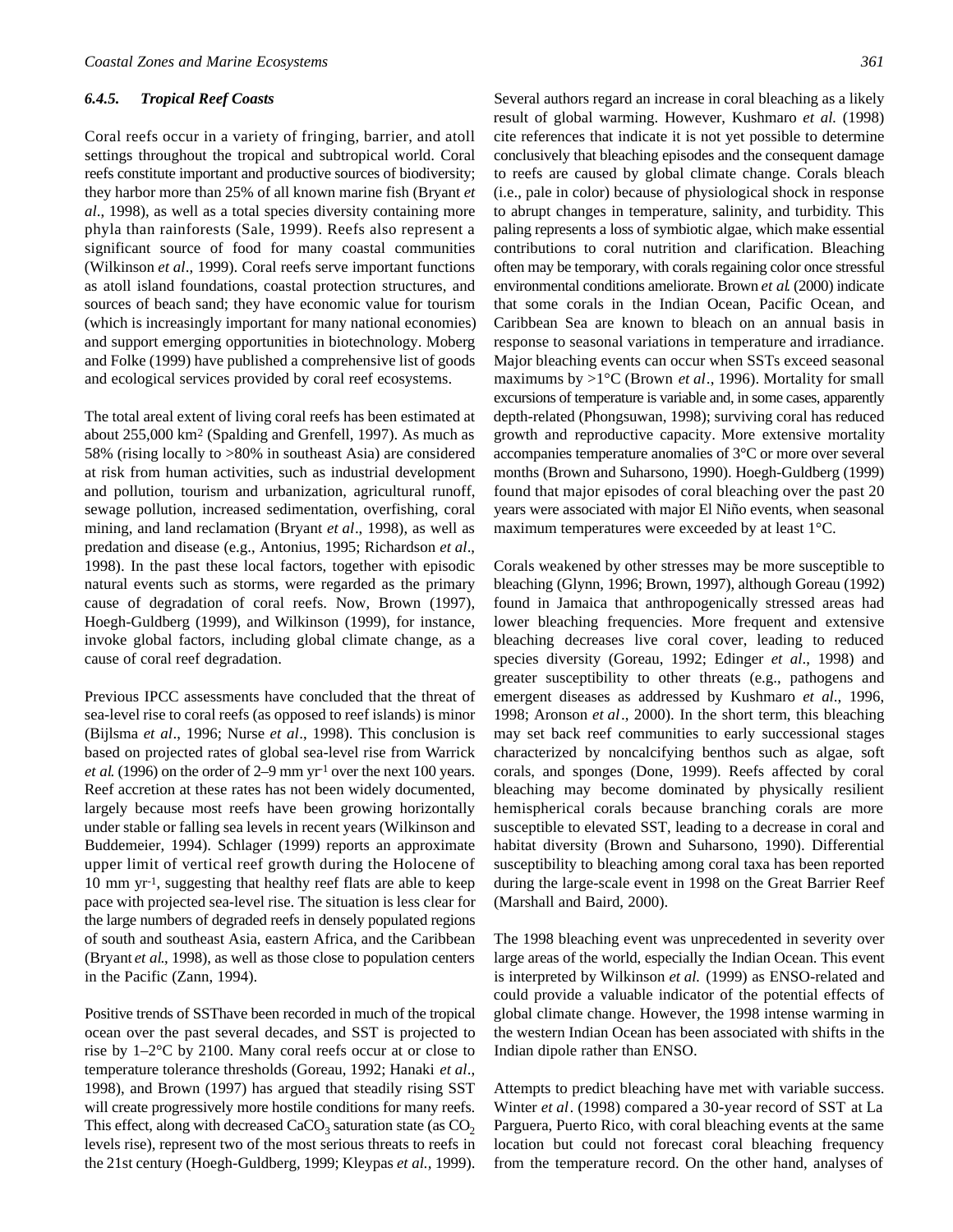### *6.4.5. Tropical Reef Coasts*

Coral reefs occur in a variety of fringing, barrier, and atoll settings throughout the tropical and subtropical world. Coral reefs constitute important and productive sources of biodiversity; they harbor more than 25% of all known marine fish (Bryant *et al*., 1998), as well as a total species diversity containing more phyla than rainforests (Sale, 1999). Reefs also represent a significant source of food for many coastal communities (Wilkinson *et al*., 1999). Coral reefs serve important functions as atoll island foundations, coastal protection structures, and sources of beach sand; they have economic value for tourism (which is increasingly important for many national economies) and support emerging opportunities in biotechnology. Moberg and Folke (1999) have published a comprehensive list of goods and ecological services provided by coral reef ecosystems.

The total areal extent of living coral reefs has been estimated at about 255,000 km$^2$ (Spalding and Grenfell, 1997). As much as 58% (rising locally to >80% in southeast Asia) are considered at risk from human activities, such as industrial development and pollution, tourism and urbanization, agricultural runoff, sewage pollution, increased sedimentation, overfishing, coral mining, and land reclamation (Bryant *et al*., 1998), as well as predation and disease (e.g., Antonius, 1995; Richardson *et al*., 1998). In the past these local factors, together with episodic natural events such as storms, were regarded as the primary cause of degradation of coral reefs. Now, Brown (1997), Hoegh-Guldberg (1999), and Wilkinson (1999), for instance, invoke global factors, including global climate change, as a cause of coral reef degradation.

Previous IPCC assessments have concluded that the threat of sea-level rise to coral reefs (as opposed to reef islands) is minor (Bijlsma *et al*., 1996; Nurse *et al*., 1998). This conclusion is based on projected rates of global sea-level rise from Warrick *et al.* (1996) on the order of 2–9 mm yr$^{-1}$ over the next 100 years. Reef accretion at these rates has not been widely documented, largely because most reefs have been growing horizontally under stable or falling sea levels in recent years (Wilkinson and Buddemeier, 1994). Schlager (1999) reports an approximate upper limit of vertical reef growth during the Holocene of 10 mm yr$^{-1}$, suggesting that healthy reef flats are able to keep pace with projected sea-level rise. The situation is less clear for the large numbers of degraded reefs in densely populated regions of south and southeast Asia, eastern Africa, and the Caribbean (Bryant *et al.*, 1998), as well as those close to population centers in the Pacific (Zann, 1994).

Positive trends of SSThave been recorded in much of the tropical ocean over the past several decades, and SST is projected to rise by 1–2°C by 2100. Many coral reefs occur at or close to temperature tolerance thresholds (Goreau, 1992; Hanaki *et al*., 1998), and Brown (1997) has argued that steadily rising SST will create progressively more hostile conditions for many reefs. This effect, along with decreased $CaCO_3$ saturation state (as $CO_2$ levels rise), represent two of the most serious threats to reefs in the 21st century (Hoegh-Guldberg, 1999; Kleypas *et al.*, 1999).

Several authors regard an increase in coral bleaching as a likely result of global warming. However, Kushmaro *et al.* (1998) cite references that indicate it is not yet possible to determine conclusively that bleaching episodes and the consequent damage to reefs are caused by global climate change. Corals bleach (i.e., pale in color) because of physiological shock in response to abrupt changes in temperature, salinity, and turbidity. This paling represents a loss of symbiotic algae, which make essential contributions to coral nutrition and clarification. Bleaching often may be temporary, with corals regaining color once stressful environmental conditions ameliorate. Brown *et al.* (2000) indicate that some corals in the Indian Ocean, Pacific Ocean, and Caribbean Sea are known to bleach on an annual basis in response to seasonal variations in temperature and irradiance. Major bleaching events can occur when SSTs exceed seasonal maximums by >1°C (Brown *et al*., 1996). Mortality for small excursions of temperature is variable and, in some cases, apparently depth-related (Phongsuwan, 1998); surviving coral has reduced growth and reproductive capacity. More extensive mortality accompanies temperature anomalies of 3°C or more over several months (Brown and Suharsono, 1990). Hoegh-Guldberg (1999) found that major episodes of coral bleaching over the past 20 years were associated with major El Niño events, when seasonal maximum temperatures were exceeded by at least 1°C.

Corals weakened by other stresses may be more susceptible to bleaching (Glynn, 1996; Brown, 1997), although Goreau (1992) found in Jamaica that anthropogenically stressed areas had lower bleaching frequencies. More frequent and extensive bleaching decreases live coral cover, leading to reduced species diversity (Goreau, 1992; Edinger *et al*., 1998) and greater susceptibility to other threats (e.g., pathogens and emergent diseases as addressed by Kushmaro *et al*., 1996, 1998; Aronson *et al*., 2000). In the short term, this bleaching may set back reef communities to early successional stages characterized by noncalcifying benthos such as algae, soft corals, and sponges (Done, 1999). Reefs affected by coral bleaching may become dominated by physically resilient hemispherical corals because branching corals are more susceptible to elevated SST, leading to a decrease in coral and habitat diversity (Brown and Suharsono, 1990). Differential susceptibility to bleaching among coral taxa has been reported during the large-scale event in 1998 on the Great Barrier Reef (Marshall and Baird, 2000).

The 1998 bleaching event was unprecedented in severity over large areas of the world, especially the Indian Ocean. This event is interpreted by Wilkinson *et al.* (1999) as ENSO-related and could provide a valuable indicator of the potential effects of global climate change. However, the 1998 intense warming in the western Indian Ocean has been associated with shifts in the Indian dipole rather than ENSO.

Attempts to predict bleaching have met with variable success. Winter *et al*. (1998) compared a 30-year record of SST at La Parguera, Puerto Rico, with coral bleaching events at the same location but could not forecast coral bleaching frequency from the temperature record. On the other hand, analyses of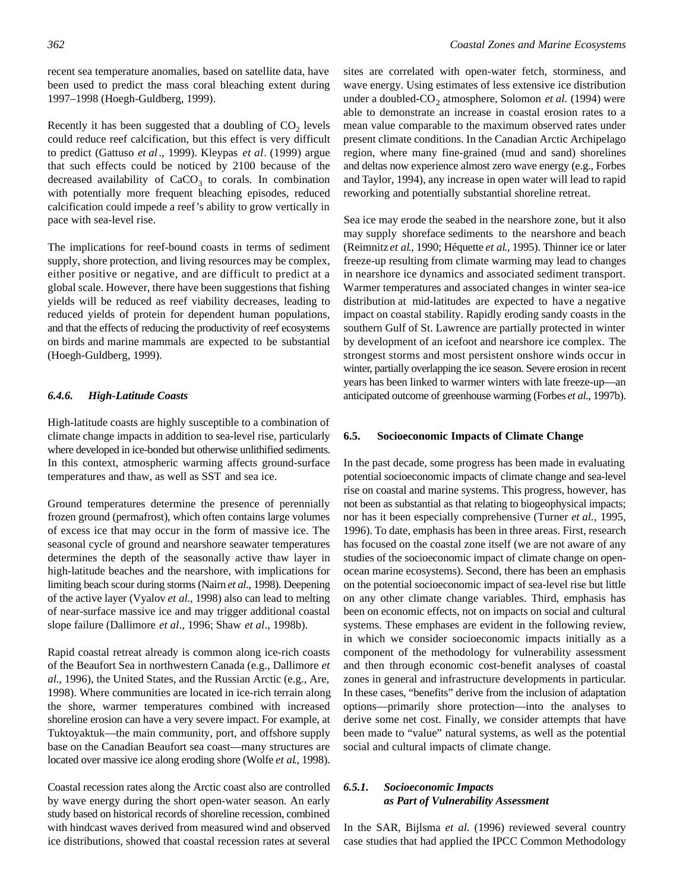recent sea temperature anomalies, based on satellite data, have been used to predict the mass coral bleaching extent during 1997–1998 (Hoegh-Guldberg, 1999).

Recently it has been suggested that a doubling of $CO_2$ levels could reduce reef calcification, but this effect is very difficult to predict (Gattuso *et al*., 1999). Kleypas *et al*. (1999) argue that such effects could be noticed by 2100 because of the decreased availability of $CaCO_3$ to corals. In combination with potentially more frequent bleaching episodes, reduced calcification could impede a reef's ability to grow vertically in pace with sea-level rise.

The implications for reef-bound coasts in terms of sediment supply, shore protection, and living resources may be complex, either positive or negative, and are difficult to predict at a global scale. However, there have been suggestions that fishing yields will be reduced as reef viability decreases, leading to reduced yields of protein for dependent human populations, and that the effects of reducing the productivity of reef ecosystems on birds and marine mammals are expected to be substantial (Hoegh-Guldberg, 1999).

### *6.4.6. High-Latitude Coasts*

High-latitude coasts are highly susceptible to a combination of climate change impacts in addition to sea-level rise, particularly where developed in ice-bonded but otherwise unlithified sediments. In this context, atmospheric warming affects ground-surface temperatures and thaw, as well as SST and sea ice.

Ground temperatures determine the presence of perennially frozen ground (permafrost), which often contains large volumes of excess ice that may occur in the form of massive ice. The seasonal cycle of ground and nearshore seawater temperatures determines the depth of the seasonally active thaw layer in high-latitude beaches and the nearshore, with implications for limiting beach scour during storms (Nairn *et al*., 1998). Deepening of the active layer (Vyalov *et al*., 1998) also can lead to melting of near-surface massive ice and may trigger additional coastal slope failure (Dallimore *et al*., 1996; Shaw *et al*., 1998b).

Rapid coastal retreat already is common along ice-rich coasts of the Beaufort Sea in northwestern Canada (e.g., Dallimore *et al*., 1996), the United States, and the Russian Arctic (e.g., Are, 1998). Where communities are located in ice-rich terrain along the shore, warmer temperatures combined with increased shoreline erosion can have a very severe impact. For example, at Tuktoyaktuk—the main community, port, and offshore supply base on the Canadian Beaufort sea coast—many structures are located over massive ice along eroding shore (Wolfe *et al*., 1998).

Coastal recession rates along the Arctic coast also are controlled by wave energy during the short open-water season. An early study based on historical records of shoreline recession, combined with hindcast waves derived from measured wind and observed ice distributions, showed that coastal recession rates at several sites are correlated with open-water fetch, storminess, and wave energy. Using estimates of less extensive ice distribution under a doubled-$CO_2$ atmosphere, Solomon *et al.* (1994) were able to demonstrate an increase in coastal erosion rates to a mean value comparable to the maximum observed rates under present climate conditions. In the Canadian Arctic Archipelago region, where many fine-grained (mud and sand) shorelines and deltas now experience almost zero wave energy (e.g., Forbes and Taylor, 1994), any increase in open water will lead to rapid reworking and potentially substantial shoreline retreat.

Sea ice may erode the seabed in the nearshore zone, but it also may supply shoreface sediments to the nearshore and beach (Reimnitz *et al*., 1990; Héquette *et al*., 1995). Thinner ice or later freeze-up resulting from climate warming may lead to changes in nearshore ice dynamics and associated sediment transport. Warmer temperatures and associated changes in winter sea-ice distribution at mid-latitudes are expected to have a negative impact on coastal stability. Rapidly eroding sandy coasts in the southern Gulf of St. Lawrence are partially protected in winter by development of an icefoot and nearshore ice complex. The strongest storms and most persistent onshore winds occur in winter, partially overlapping the ice season. Severe erosion in recent years has been linked to warmer winters with late freeze-up—an anticipated outcome of greenhouse warming (Forbes *et al*., 1997b).

## 6.5. Socioeconomic Impacts of Climate Change

In the past decade, some progress has been made in evaluating potential socioeconomic impacts of climate change and sea-level rise on coastal and marine systems. This progress, however, has not been as substantial as that relating to biogeophysical impacts; nor has it been especially comprehensive (Turner *et al.*, 1995, 1996). To date, emphasis has been in three areas. First, research has focused on the coastal zone itself (we are not aware of any studies of the socioeconomic impact of climate change on open-ocean marine ecosystems). Second, there has been an emphasis on the potential socioeconomic impact of sea-level rise but little on any other climate change variables. Third, emphasis has been on economic effects, not on impacts on social and cultural systems. These emphases are evident in the following review, in which we consider socioeconomic impacts initially as a component of the methodology for vulnerability assessment and then through economic cost-benefit analyses of coastal zones in general and infrastructure developments in particular. In these cases, "benefits" derive from the inclusion of adaptation options—primarily shore protection—into the analyses to derive some net cost. Finally, we consider attempts that have been made to "value" natural systems, as well as the potential social and cultural impacts of climate change.

### *6.5.1. Socioeconomic Impacts as Part of Vulnerability Assessment*

In the SAR, Bijlsma *et al.* (1996) reviewed several country case studies that had applied the IPCC Common Methodology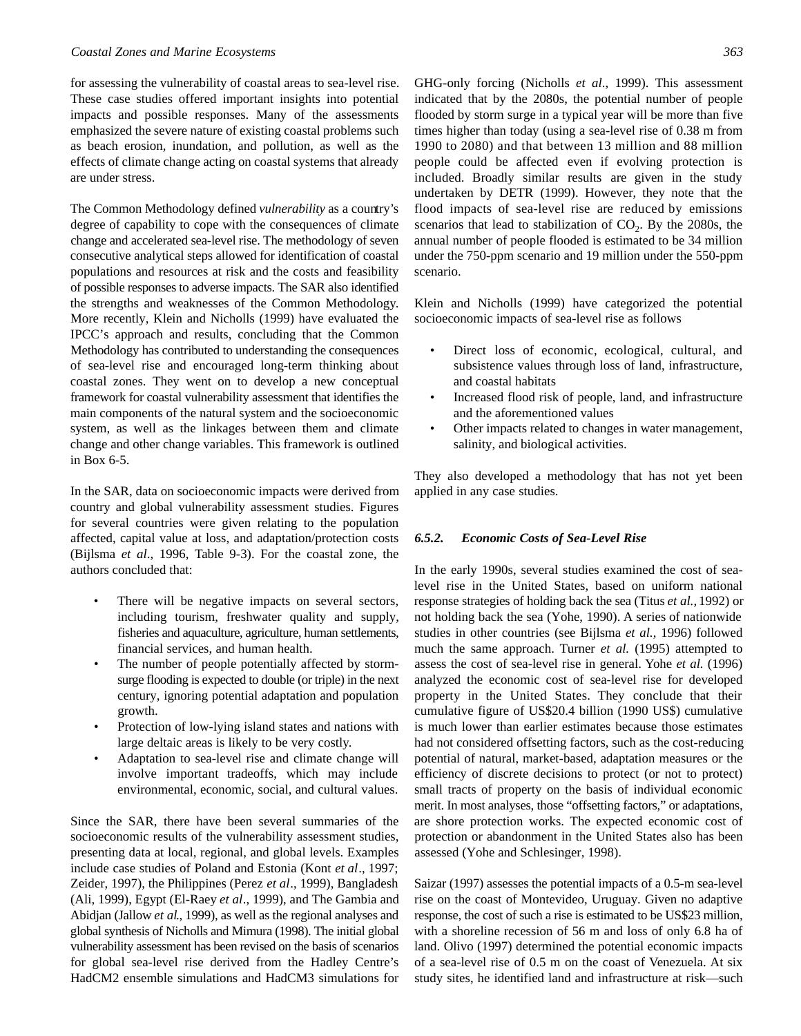for assessing the vulnerability of coastal areas to sea-level rise. These case studies offered important insights into potential impacts and possible responses. Many of the assessments emphasized the severe nature of existing coastal problems such as beach erosion, inundation, and pollution, as well as the effects of climate change acting on coastal systems that already are under stress.

The Common Methodology defined *vulnerability* as a country's degree of capability to cope with the consequences of climate change and accelerated sea-level rise. The methodology of seven consecutive analytical steps allowed for identification of coastal populations and resources at risk and the costs and feasibility of possible responses to adverse impacts. The SAR also identified the strengths and weaknesses of the Common Methodology. More recently, Klein and Nicholls (1999) have evaluated the IPCC's approach and results, concluding that the Common Methodology has contributed to understanding the consequences of sea-level rise and encouraged long-term thinking about coastal zones. They went on to develop a new conceptual framework for coastal vulnerability assessment that identifies the main components of the natural system and the socioeconomic system, as well as the linkages between them and climate change and other change variables. This framework is outlined in Box 6-5.

In the SAR, data on socioeconomic impacts were derived from country and global vulnerability assessment studies. Figures for several countries were given relating to the population affected, capital value at loss, and adaptation/protection costs (Bijlsma *et al.*, 1996, Table 9-3). For the coastal zone, the authors concluded that:

- There will be negative impacts on several sectors, including tourism, freshwater quality and supply, fisheries and aquaculture, agriculture, human settlements, financial services, and human health.
- The number of people potentially affected by storm-surge flooding is expected to double (or triple) in the next century, ignoring potential adaptation and population growth.
- Protection of low-lying island states and nations with large deltaic areas is likely to be very costly.
- Adaptation to sea-level rise and climate change will involve important tradeoffs, which may include environmental, economic, social, and cultural values.

Since the SAR, there have been several summaries of the socioeconomic results of the vulnerability assessment studies, presenting data at local, regional, and global levels. Examples include case studies of Poland and Estonia (Kont *et al*., 1997; Zeider, 1997), the Philippines (Perez *et al*., 1999), Bangladesh (Ali, 1999), Egypt (El-Raey *et al*., 1999), and The Gambia and Abidjan (Jallow *et al.*, 1999), as well as the regional analyses and global synthesis of Nicholls and Mimura (1998). The initial global vulnerability assessment has been revised on the basis of scenarios for global sea-level rise derived from the Hadley Centre's HadCM2 ensemble simulations and HadCM3 simulations for GHG-only forcing (Nicholls *et al*., 1999). This assessment indicated that by the 2080s, the potential number of people flooded by storm surge in a typical year will be more than five times higher than today (using a sea-level rise of 0.38 m from 1990 to 2080) and that between 13 million and 88 million people could be affected even if evolving protection is included. Broadly similar results are given in the study undertaken by DETR (1999). However, they note that the flood impacts of sea-level rise are reduced by emissions scenarios that lead to stabilization of $CO_2$. By the 2080s, the annual number of people flooded is estimated to be 34 million under the 750-ppm scenario and 19 million under the 550-ppm scenario.

Klein and Nicholls (1999) have categorized the potential socioeconomic impacts of sea-level rise as follows

- Direct loss of economic, ecological, cultural, and subsistence values through loss of land, infrastructure, and coastal habitats
- Increased flood risk of people, land, and infrastructure and the aforementioned values
- Other impacts related to changes in water management, salinity, and biological activities.

They also developed a methodology that has not yet been applied in any case studies.

### 6.5.2. Economic Costs of Sea-Level Rise

In the early 1990s, several studies examined the cost of sea-level rise in the United States, based on uniform national response strategies of holding back the sea (Titus *et al.,* 1992) or not holding back the sea (Yohe, 1990). A series of nationwide studies in other countries (see Bijlsma *et al.*, 1996) followed much the same approach. Turner *et al.* (1995) attempted to assess the cost of sea-level rise in general. Yohe *et al.* (1996) analyzed the economic cost of sea-level rise for developed property in the United States. They conclude that their cumulative figure of US$20.4 billion (1990 US$) cumulative is much lower than earlier estimates because those estimates had not considered offsetting factors, such as the cost-reducing potential of natural, market-based, adaptation measures or the efficiency of discrete decisions to protect (or not to protect) small tracts of property on the basis of individual economic merit. In most analyses, those "offsetting factors," or adaptations, are shore protection works. The expected economic cost of protection or abandonment in the United States also has been assessed (Yohe and Schlesinger, 1998).

Saizar (1997) assesses the potential impacts of a 0.5-m sea-level rise on the coast of Montevideo, Uruguay. Given no adaptive response, the cost of such a rise is estimated to be US$23 million, with a shoreline recession of 56 m and loss of only 6.8 ha of land. Olivo (1997) determined the potential economic impacts of a sea-level rise of 0.5 m on the coast of Venezuela. At six study sites, he identified land and infrastructure at risk—such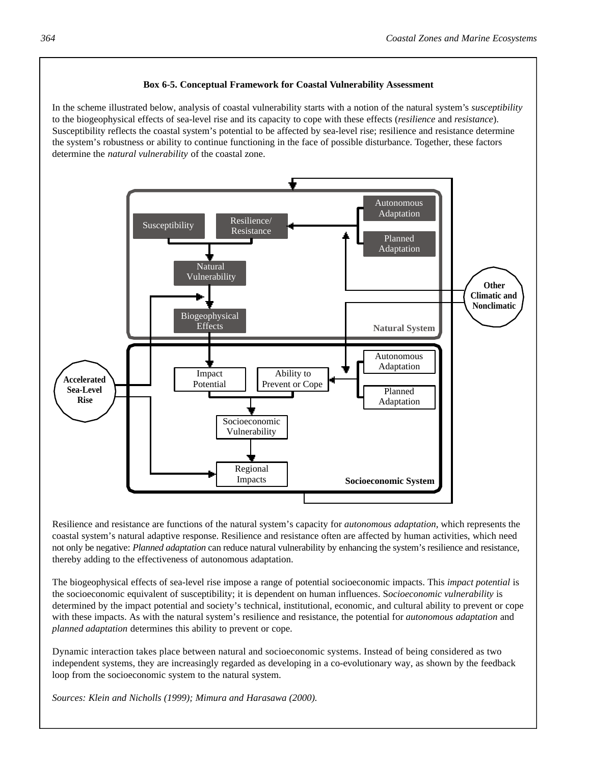**Box 6-5. Conceptual Framework for Coastal Vulnerability Assessment**

In the scheme illustrated below, analysis of coastal vulnerability starts with a notion of the natural system's *susceptibility* to the biogeophysical effects of sea-level rise and its capacity to cope with these effects (*resilience* and *resistance*). Susceptibility reflects the coastal system's potential to be affected by sea-level rise; resilience and resistance determine the system's robustness or ability to continue functioning in the face of possible disturbance. Together, these factors determine the *natural vulnerability* of the coastal zone.

Autonomous Adaptation
Susceptibility
Resilience/ Resistance
Planned Adaptation
Natural Vulnerability
Other Climatic and Nonclimatic
Biogeophysical Effects
Natural System
Autonomous Adaptation
Accelerated Sea-Level Rise
Impact Potential
Ability to Prevent or Cope
Planned Adaptation
Socioeconomic Vulnerability
Regional Impacts
Socioeconomic System

Resilience and resistance are functions of the natural system's capacity for *autonomous adaptation*, which represents the coastal system's natural adaptive response. Resilience and resistance often are affected by human activities, which need not only be negative: *Planned adaptation* can reduce natural vulnerability by enhancing the system's resilience and resistance, thereby adding to the effectiveness of autonomous adaptation.

The biogeophysical effects of sea-level rise impose a range of potential socioeconomic impacts. This *impact potential* is the socioeconomic equivalent of susceptibility; it is dependent on human influences. S*ocioeconomic vulnerability* is determined by the impact potential and society's technical, institutional, economic, and cultural ability to prevent or cope with these impacts. As with the natural system's resilience and resistance, the potential for *autonomous adaptation* and *planned adaptation* determines this ability to prevent or cope.

Dynamic interaction takes place between natural and socioeconomic systems. Instead of being considered as two independent systems, they are increasingly regarded as developing in a co-evolutionary way, as shown by the feedback loop from the socioeconomic system to the natural system.

*Sources: Klein and Nicholls (1999); Mimura and Harasawa (2000).*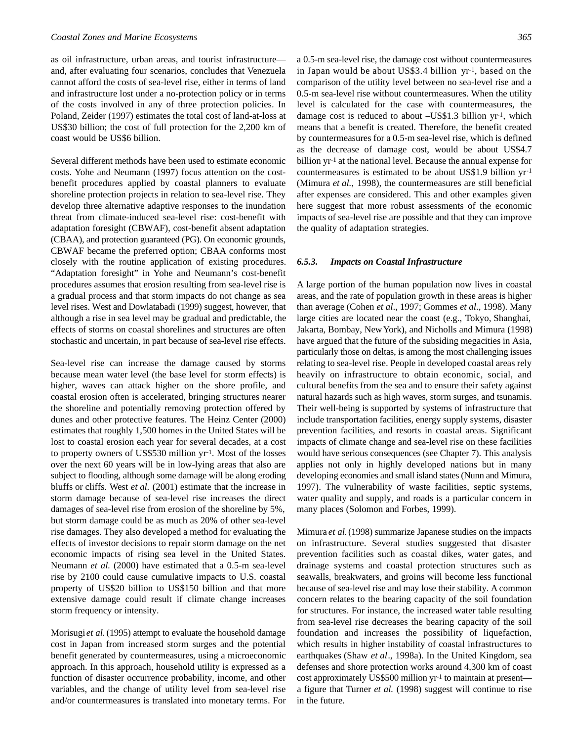as oil infrastructure, urban areas, and tourist infrastructure—and, after evaluating four scenarios, concludes that Venezuela cannot afford the costs of sea-level rise, either in terms of land and infrastructure lost under a no-protection policy or in terms of the costs involved in any of three protection policies. In Poland, Zeider (1997) estimates the total cost of land-at-loss at US$30 billion; the cost of full protection for the 2,200 km of coast would be US$6 billion.

Several different methods have been used to estimate economic costs. Yohe and Neumann (1997) focus attention on the cost-benefit procedures applied by coastal planners to evaluate shoreline protection projects in relation to sea-level rise. They develop three alternative adaptive responses to the inundation threat from climate-induced sea-level rise: cost-benefit with adaptation foresight (CBWAF), cost-benefit absent adaptation (CBAA), and protection guaranteed (PG). On economic grounds, CBWAF became the preferred option; CBAA conforms most closely with the routine application of existing procedures. "Adaptation foresight" in Yohe and Neumann's cost-benefit procedures assumes that erosion resulting from sea-level rise is a gradual process and that storm impacts do not change as sea level rises. West and Dowlatabadi (1999) suggest, however, that although a rise in sea level may be gradual and predictable, the effects of storms on coastal shorelines and structures are often stochastic and uncertain, in part because of sea-level rise effects.

Sea-level rise can increase the damage caused by storms because mean water level (the base level for storm effects) is higher, waves can attack higher on the shore profile, and coastal erosion often is accelerated, bringing structures nearer the shoreline and potentially removing protection offered by dunes and other protective features. The Heinz Center (2000) estimates that roughly 1,500 homes in the United States will be lost to coastal erosion each year for several decades, at a cost to property owners of US$530 million yr$^{-1}$. Most of the losses over the next 60 years will be in low-lying areas that also are subject to flooding, although some damage will be along eroding bluffs or cliffs. West *et al.* (2001) estimate that the increase in storm damage because of sea-level rise increases the direct damages of sea-level rise from erosion of the shoreline by 5%, but storm damage could be as much as 20% of other sea-level rise damages. They also developed a method for evaluating the effects of investor decisions to repair storm damage on the net economic impacts of rising sea level in the United States. Neumann *et al.* (2000) have estimated that a 0.5-m sea-level rise by 2100 could cause cumulative impacts to U.S. coastal property of US$20 billion to US$150 billion and that more extensive damage could result if climate change increases storm frequency or intensity.

Morisugi *et al.* (1995) attempt to evaluate the household damage cost in Japan from increased storm surges and the potential benefit generated by countermeasures, using a microeconomic approach. In this approach, household utility is expressed as a function of disaster occurrence probability, income, and other variables, and the change of utility level from sea-level rise and/or countermeasures is translated into monetary terms. For a 0.5-m sea-level rise, the damage cost without countermeasures in Japan would be about US$3.4 billion yr$^{-1}$, based on the comparison of the utility level between no sea-level rise and a 0.5-m sea-level rise without countermeasures. When the utility level is calculated for the case with countermeasures, the damage cost is reduced to about –US$1.3 billion yr$^{-1}$, which means that a benefit is created. Therefore, the benefit created by countermeasures for a 0.5-m sea-level rise, which is defined as the decrease of damage cost, would be about US$4.7 billion yr$^{-1}$ at the national level. Because the annual expense for countermeasures is estimated to be about US$1.9 billion yr$^{-1}$ (Mimura *et al.*, 1998), the countermeasures are still beneficial after expenses are considered. This and other examples given here suggest that more robust assessments of the economic impacts of sea-level rise are possible and that they can improve the quality of adaptation strategies.

### *6.5.3. Impacts on Coastal Infrastructure*

A large portion of the human population now lives in coastal areas, and the rate of population growth in these areas is higher than average (Cohen *et al*., 1997; Gommes *et al*., 1998). Many large cities are located near the coast (e.g., Tokyo, Shanghai, Jakarta, Bombay, New York), and Nicholls and Mimura (1998) have argued that the future of the subsiding megacities in Asia, particularly those on deltas, is among the most challenging issues relating to sea-level rise. People in developed coastal areas rely heavily on infrastructure to obtain economic, social, and cultural benefits from the sea and to ensure their safety against natural hazards such as high waves, storm surges, and tsunamis. Their well-being is supported by systems of infrastructure that include transportation facilities, energy supply systems, disaster prevention facilities, and resorts in coastal areas. Significant impacts of climate change and sea-level rise on these facilities would have serious consequences (see Chapter 7). This analysis applies not only in highly developed nations but in many developing economies and small island states (Nunn and Mimura, 1997). The vulnerability of waste facilities, septic systems, water quality and supply, and roads is a particular concern in many places (Solomon and Forbes, 1999).

Mimura *et al.* (1998) summarize Japanese studies on the impacts on infrastructure. Several studies suggested that disaster prevention facilities such as coastal dikes, water gates, and drainage systems and coastal protection structures such as seawalls, breakwaters, and groins will become less functional because of sea-level rise and may lose their stability. A common concern relates to the bearing capacity of the soil foundation for structures. For instance, the increased water table resulting from sea-level rise decreases the bearing capacity of the soil foundation and increases the possibility of liquefaction, which results in higher instability of coastal infrastructures to earthquakes (Shaw *et al*., 1998a). In the United Kingdom, sea defenses and shore protection works around 4,300 km of coast cost approximately US$500 million yr$^{-1}$ to maintain at present—a figure that Turner *et al.* (1998) suggest will continue to rise in the future.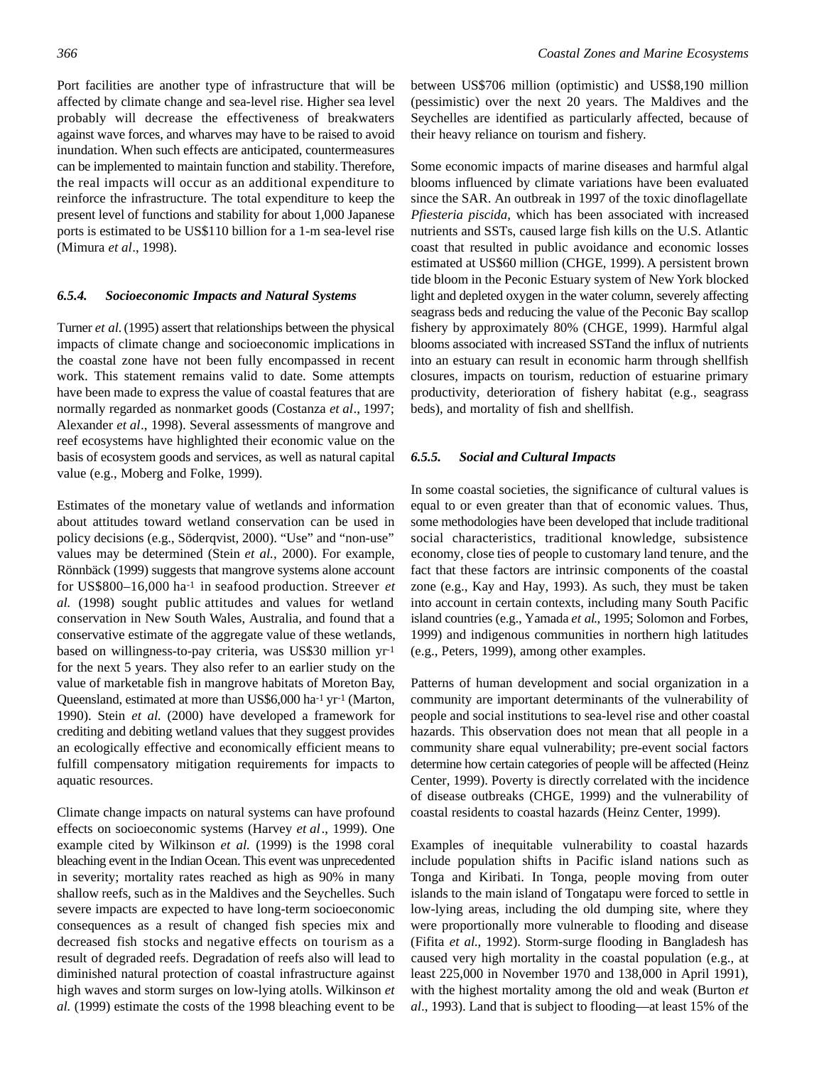Port facilities are another type of infrastructure that will be affected by climate change and sea-level rise. Higher sea level probably will decrease the effectiveness of breakwaters against wave forces, and wharves may have to be raised to avoid inundation. When such effects are anticipated, countermeasures can be implemented to maintain function and stability. Therefore, the real impacts will occur as an additional expenditure to reinforce the infrastructure. The total expenditure to keep the present level of functions and stability for about 1,000 Japanese ports is estimated to be US$110 billion for a 1-m sea-level rise (Mimura *et al*., 1998).

### *6.5.4. Socioeconomic Impacts and Natural Systems*

Turner *et al.* (1995) assert that relationships between the physical impacts of climate change and socioeconomic implications in the coastal zone have not been fully encompassed in recent work. This statement remains valid to date. Some attempts have been made to express the value of coastal features that are normally regarded as nonmarket goods (Costanza *et al*., 1997; Alexander *et al*., 1998). Several assessments of mangrove and reef ecosystems have highlighted their economic value on the basis of ecosystem goods and services, as well as natural capital value (e.g., Moberg and Folke, 1999).

Estimates of the monetary value of wetlands and information about attitudes toward wetland conservation can be used in policy decisions (e.g., Söderqvist, 2000). "Use" and "non-use" values may be determined (Stein *et al.,* 2000). For example, Rönnbäck (1999) suggests that mangrove systems alone account for US$800–16,000 $ha^{-1}$ in seafood production. Streever *et al.* (1998) sought public attitudes and values for wetland conservation in New South Wales, Australia, and found that a conservative estimate of the aggregate value of these wetlands, based on willingness-to-pay criteria, was US$30 million $yr^{-1}$ for the next 5 years. They also refer to an earlier study on the value of marketable fish in mangrove habitats of Moreton Bay, Queensland, estimated at more than US$6,000 $ha^{-1}$ $yr^{-1}$ (Marton, 1990). Stein *et al.* (2000) have developed a framework for crediting and debiting wetland values that they suggest provides an ecologically effective and economically efficient means to fulfill compensatory mitigation requirements for impacts to aquatic resources.

Climate change impacts on natural systems can have profound effects on socioeconomic systems (Harvey *et al*., 1999). One example cited by Wilkinson *et al.* (1999) is the 1998 coral bleaching event in the Indian Ocean. This event was unprecedented in severity; mortality rates reached as high as 90% in many shallow reefs, such as in the Maldives and the Seychelles. Such severe impacts are expected to have long-term socioeconomic consequences as a result of changed fish species mix and decreased fish stocks and negative effects on tourism as a result of degraded reefs. Degradation of reefs also will lead to diminished natural protection of coastal infrastructure against high waves and storm surges on low-lying atolls. Wilkinson *et al.* (1999) estimate the costs of the 1998 bleaching event to be between US$706 million (optimistic) and US$8,190 million (pessimistic) over the next 20 years. The Maldives and the Seychelles are identified as particularly affected, because of their heavy reliance on tourism and fishery.

Some economic impacts of marine diseases and harmful algal blooms influenced by climate variations have been evaluated since the SAR. An outbreak in 1997 of the toxic dinoflagellate *Pfiesteria piscida*, which has been associated with increased nutrients and SSTs, caused large fish kills on the U.S. Atlantic coast that resulted in public avoidance and economic losses estimated at US$60 million (CHGE, 1999). A persistent brown tide bloom in the Peconic Estuary system of New York blocked light and depleted oxygen in the water column, severely affecting seagrass beds and reducing the value of the Peconic Bay scallop fishery by approximately 80% (CHGE, 1999). Harmful algal blooms associated with increased SSTand the influx of nutrients into an estuary can result in economic harm through shellfish closures, impacts on tourism, reduction of estuarine primary productivity, deterioration of fishery habitat (e.g., seagrass beds), and mortality of fish and shellfish.

### *6.5.5. Social and Cultural Impacts*

In some coastal societies, the significance of cultural values is equal to or even greater than that of economic values. Thus, some methodologies have been developed that include traditional social characteristics, traditional knowledge, subsistence economy, close ties of people to customary land tenure, and the fact that these factors are intrinsic components of the coastal zone (e.g., Kay and Hay, 1993). As such, they must be taken into account in certain contexts, including many South Pacific island countries (e.g., Yamada *et al.*, 1995; Solomon and Forbes, 1999) and indigenous communities in northern high latitudes (e.g., Peters, 1999), among other examples.

Patterns of human development and social organization in a community are important determinants of the vulnerability of people and social institutions to sea-level rise and other coastal hazards. This observation does not mean that all people in a community share equal vulnerability; pre-event social factors determine how certain categories of people will be affected (Heinz Center, 1999). Poverty is directly correlated with the incidence of disease outbreaks (CHGE, 1999) and the vulnerability of coastal residents to coastal hazards (Heinz Center, 1999).

Examples of inequitable vulnerability to coastal hazards include population shifts in Pacific island nations such as Tonga and Kiribati. In Tonga, people moving from outer islands to the main island of Tongatapu were forced to settle in low-lying areas, including the old dumping site, where they were proportionally more vulnerable to flooding and disease (Fifita *et al.*, 1992). Storm-surge flooding in Bangladesh has caused very high mortality in the coastal population (e.g., at least 225,000 in November 1970 and 138,000 in April 1991), with the highest mortality among the old and weak (Burton *et al*., 1993). Land that is subject to flooding—at least 15% of the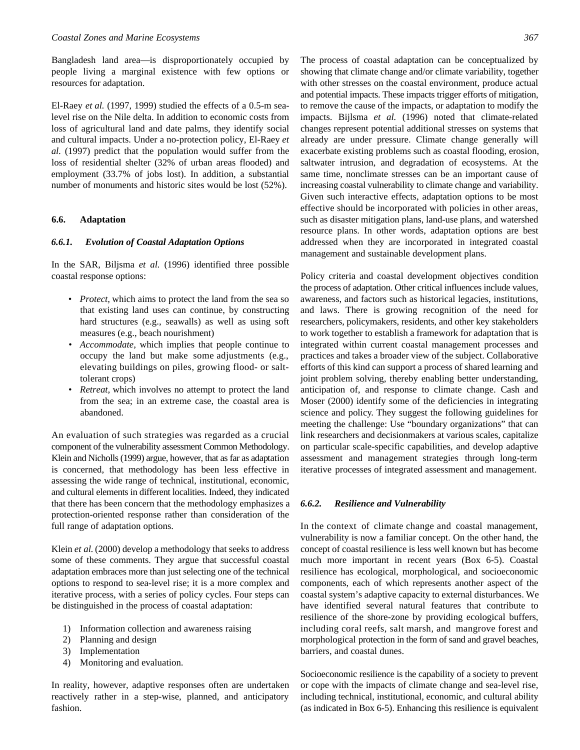Bangladesh land area—is disproportionately occupied by people living a marginal existence with few options or resources for adaptation.

El-Raey *et al.* (1997, 1999) studied the effects of a 0.5-m sea-level rise on the Nile delta. In addition to economic costs from loss of agricultural land and date palms, they identify social and cultural impacts. Under a no-protection policy, El-Raey *et al.* (1997) predict that the population would suffer from the loss of residential shelter (32% of urban areas flooded) and employment (33.7% of jobs lost). In addition, a substantial number of monuments and historic sites would be lost (52%).

## 6.6. Adaptation

### *6.6.1. Evolution of Coastal Adaptation Options*

In the SAR, Biljsma *et al.* (1996) identified three possible coastal response options:

- *Protect,* which aims to protect the land from the sea so that existing land uses can continue, by constructing hard structures (e.g., seawalls) as well as using soft measures (e.g., beach nourishment)
- *Accommodate,* which implies that people continue to occupy the land but make some adjustments (e.g., elevating buildings on piles, growing flood- or salt-tolerant crops)
- *Retreat,* which involves no attempt to protect the land from the sea; in an extreme case, the coastal area is abandoned.

An evaluation of such strategies was regarded as a crucial component of the vulnerability assessment Common Methodology. Klein and Nicholls (1999) argue, however, that as far as adaptation is concerned, that methodology has been less effective in assessing the wide range of technical, institutional, economic, and cultural elements in different localities. Indeed, they indicated that there has been concern that the methodology emphasizes a protection-oriented response rather than consideration of the full range of adaptation options.

Klein *et al.* (2000) develop a methodology that seeks to address some of these comments. They argue that successful coastal adaptation embraces more than just selecting one of the technical options to respond to sea-level rise; it is a more complex and iterative process, with a series of policy cycles. Four steps can be distinguished in the process of coastal adaptation:

1) Information collection and awareness raising
2) Planning and design
3) Implementation
4) Monitoring and evaluation.

In reality, however, adaptive responses often are undertaken reactively rather in a step-wise, planned, and anticipatory fashion.

The process of coastal adaptation can be conceptualized by showing that climate change and/or climate variability, together with other stresses on the coastal environment, produce actual and potential impacts. These impacts trigger efforts of mitigation, to remove the cause of the impacts, or adaptation to modify the impacts. Bijlsma *et al.* (1996) noted that climate-related changes represent potential additional stresses on systems that already are under pressure. Climate change generally will exacerbate existing problems such as coastal flooding, erosion, saltwater intrusion, and degradation of ecosystems. At the same time, nonclimate stresses can be an important cause of increasing coastal vulnerability to climate change and variability. Given such interactive effects, adaptation options to be most effective should be incorporated with policies in other areas, such as disaster mitigation plans, land-use plans, and watershed resource plans. In other words, adaptation options are best addressed when they are incorporated in integrated coastal management and sustainable development plans.

Policy criteria and coastal development objectives condition the process of adaptation. Other critical influences include values, awareness, and factors such as historical legacies, institutions, and laws. There is growing recognition of the need for researchers, policymakers, residents, and other key stakeholders to work together to establish a framework for adaptation that is integrated within current coastal management processes and practices and takes a broader view of the subject. Collaborative efforts of this kind can support a process of shared learning and joint problem solving, thereby enabling better understanding, anticipation of, and response to climate change. Cash and Moser (2000) identify some of the deficiencies in integrating science and policy. They suggest the following guidelines for meeting the challenge: Use "boundary organizations" that can link researchers and decisionmakers at various scales, capitalize on particular scale-specific capabilities, and develop adaptive assessment and management strategies through long-term iterative processes of integrated assessment and management.

### *6.6.2. Resilience and Vulnerability*

In the context of climate change and coastal management, vulnerability is now a familiar concept. On the other hand, the concept of coastal resilience is less well known but has become much more important in recent years (Box 6-5). Coastal resilience has ecological, morphological, and socioeconomic components, each of which represents another aspect of the coastal system's adaptive capacity to external disturbances. We have identified several natural features that contribute to resilience of the shore-zone by providing ecological buffers, including coral reefs, salt marsh, and mangrove forest and morphological protection in the form of sand and gravel beaches, barriers, and coastal dunes.

Socioeconomic resilience is the capability of a society to prevent or cope with the impacts of climate change and sea-level rise, including technical, institutional, economic, and cultural ability (as indicated in Box 6-5). Enhancing this resilience is equivalent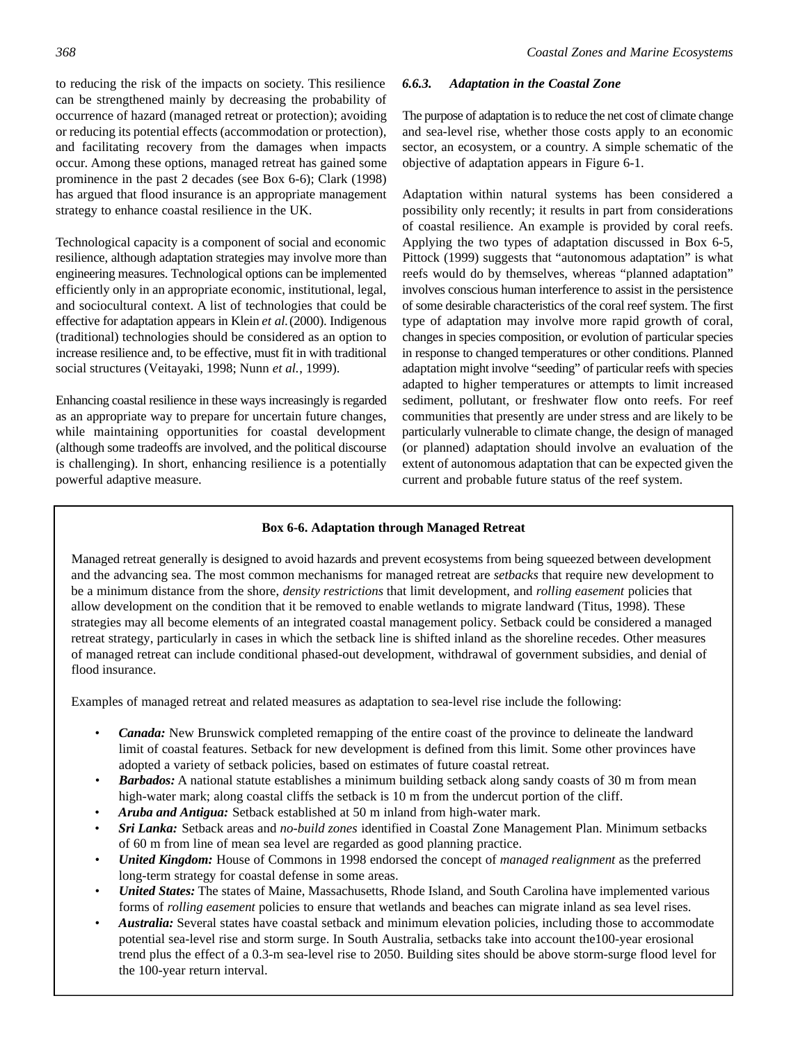to reducing the risk of the impacts on society. This resilience can be strengthened mainly by decreasing the probability of occurrence of hazard (managed retreat or protection); avoiding or reducing its potential effects (accommodation or protection), and facilitating recovery from the damages when impacts occur. Among these options, managed retreat has gained some prominence in the past 2 decades (see Box 6-6); Clark (1998) has argued that flood insurance is an appropriate management strategy to enhance coastal resilience in the UK.

Technological capacity is a component of social and economic resilience, although adaptation strategies may involve more than engineering measures. Technological options can be implemented efficiently only in an appropriate economic, institutional, legal, and sociocultural context. A list of technologies that could be effective for adaptation appears in Klein *et al.* (2000). Indigenous (traditional) technologies should be considered as an option to increase resilience and, to be effective, must fit in with traditional social structures (Veitayaki, 1998; Nunn *et al.*, 1999).

Enhancing coastal resilience in these ways increasingly is regarded as an appropriate way to prepare for uncertain future changes, while maintaining opportunities for coastal development (although some tradeoffs are involved, and the political discourse is challenging). In short, enhancing resilience is a potentially powerful adaptive measure.

### *6.6.3. Adaptation in the Coastal Zone*

The purpose of adaptation is to reduce the net cost of climate change and sea-level rise, whether those costs apply to an economic sector, an ecosystem, or a country. A simple schematic of the objective of adaptation appears in Figure 6-1.

Adaptation within natural systems has been considered a possibility only recently; it results in part from considerations of coastal resilience. An example is provided by coral reefs. Applying the two types of adaptation discussed in Box 6-5, Pittock (1999) suggests that "autonomous adaptation" is what reefs would do by themselves, whereas "planned adaptation" involves conscious human interference to assist in the persistence of some desirable characteristics of the coral reef system. The first type of adaptation may involve more rapid growth of coral, changes in species composition, or evolution of particular species in response to changed temperatures or other conditions. Planned adaptation might involve "seeding" of particular reefs with species adapted to higher temperatures or attempts to limit increased sediment, pollutant, or freshwater flow onto reefs. For reef communities that presently are under stress and are likely to be particularly vulnerable to climate change, the design of managed (or planned) adaptation should involve an evaluation of the extent of autonomous adaptation that can be expected given the current and probable future status of the reef system.

**Box 6-6. Adaptation through Managed Retreat**

Managed retreat generally is designed to avoid hazards and prevent ecosystems from being squeezed between development and the advancing sea. The most common mechanisms for managed retreat are *setbacks* that require new development to be a minimum distance from the shore, *density restrictions* that limit development, and *rolling easement* policies that allow development on the condition that it be removed to enable wetlands to migrate landward (Titus, 1998). These strategies may all become elements of an integrated coastal management policy. Setback could be considered a managed retreat strategy, particularly in cases in which the setback line is shifted inland as the shoreline recedes. Other measures of managed retreat can include conditional phased-out development, withdrawal of government subsidies, and denial of flood insurance.

Examples of managed retreat and related measures as adaptation to sea-level rise include the following:

- ***Canada:*** New Brunswick completed remapping of the entire coast of the province to delineate the landward limit of coastal features. Setback for new development is defined from this limit. Some other provinces have adopted a variety of setback policies, based on estimates of future coastal retreat.
- ***Barbados:*** A national statute establishes a minimum building setback along sandy coasts of 30 m from mean high-water mark; along coastal cliffs the setback is 10 m from the undercut portion of the cliff.
- ***Aruba and Antigua:*** Setback established at 50 m inland from high-water mark.
- ***Sri Lanka:*** Setback areas and *no-build zones* identified in Coastal Zone Management Plan. Minimum setbacks of 60 m from line of mean sea level are regarded as good planning practice.
- ***United Kingdom:*** House of Commons in 1998 endorsed the concept of *managed realignment* as the preferred long-term strategy for coastal defense in some areas.
- ***United States:*** The states of Maine, Massachusetts, Rhode Island, and South Carolina have implemented various forms of *rolling easement* policies to ensure that wetlands and beaches can migrate inland as sea level rises.
- ***Australia:*** Several states have coastal setback and minimum elevation policies, including those to accommodate potential sea-level rise and storm surge. In South Australia, setbacks take into account the100-year erosional trend plus the effect of a 0.3-m sea-level rise to 2050. Building sites should be above storm-surge flood level for the 100-year return interval.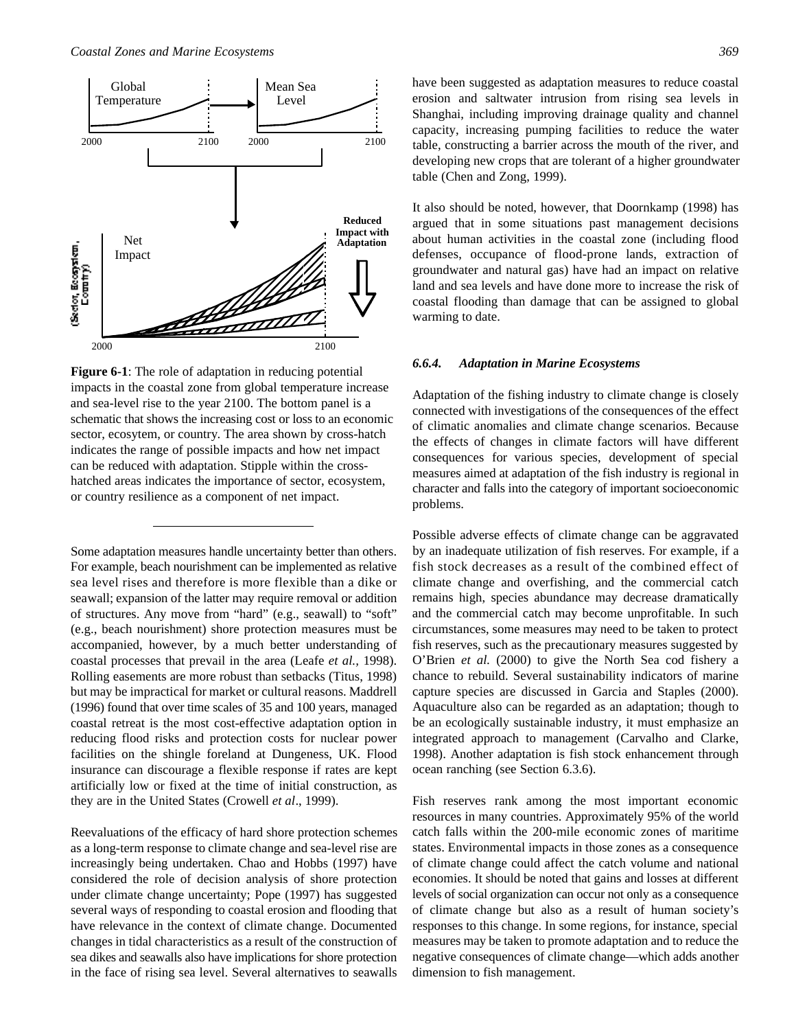Global Temperature

2000

2100

Mean Sea Level

2000

2100

Net Impact

(Sector, Ecosystem, Country)

Reduced Impact with Adaptation

2000

2100

**Figure 6-1**: The role of adaptation in reducing potential impacts in the coastal zone from global temperature increase and sea-level rise to the year 2100. The bottom panel is a schematic that shows the increasing cost or loss to an economic sector, ecosytem, or country. The area shown by cross-hatch indicates the range of possible impacts and how net impact can be reduced with adaptation. Stipple within the cross-hatched areas indicates the importance of sector, ecosystem, or country resilience as a component of net impact.

Some adaptation measures handle uncertainty better than others. For example, beach nourishment can be implemented as relative sea level rises and therefore is more flexible than a dike or seawall; expansion of the latter may require removal or addition of structures. Any move from "hard" (e.g., seawall) to "soft" (e.g., beach nourishment) shore protection measures must be accompanied, however, by a much better understanding of coastal processes that prevail in the area (Leafe *et al.,* 1998). Rolling easements are more robust than setbacks (Titus, 1998) but may be impractical for market or cultural reasons. Maddrell (1996) found that over time scales of 35 and 100 years, managed coastal retreat is the most cost-effective adaptation option in reducing flood risks and protection costs for nuclear power facilities on the shingle foreland at Dungeness, UK. Flood insurance can discourage a flexible response if rates are kept artificially low or fixed at the time of initial construction, as they are in the United States (Crowell *et al*., 1999).

Reevaluations of the efficacy of hard shore protection schemes as a long-term response to climate change and sea-level rise are increasingly being undertaken. Chao and Hobbs (1997) have considered the role of decision analysis of shore protection under climate change uncertainty; Pope (1997) has suggested several ways of responding to coastal erosion and flooding that have relevance in the context of climate change. Documented changes in tidal characteristics as a result of the construction of sea dikes and seawalls also have implications for shore protection in the face of rising sea level. Several alternatives to seawalls have been suggested as adaptation measures to reduce coastal erosion and saltwater intrusion from rising sea levels in Shanghai, including improving drainage quality and channel capacity, increasing pumping facilities to reduce the water table, constructing a barrier across the mouth of the river, and developing new crops that are tolerant of a higher groundwater table (Chen and Zong, 1999).

It also should be noted, however, that Doornkamp (1998) has argued that in some situations past management decisions about human activities in the coastal zone (including flood defenses, occupance of flood-prone lands, extraction of groundwater and natural gas) have had an impact on relative land and sea levels and have done more to increase the risk of coastal flooding than damage that can be assigned to global warming to date.

#### *6.6.4. Adaptation in Marine Ecosystems*

Adaptation of the fishing industry to climate change is closely connected with investigations of the consequences of the effect of climatic anomalies and climate change scenarios. Because the effects of changes in climate factors will have different consequences for various species, development of special measures aimed at adaptation of the fish industry is regional in character and falls into the category of important socioeconomic problems.

Possible adverse effects of climate change can be aggravated by an inadequate utilization of fish reserves. For example, if a fish stock decreases as a result of the combined effect of climate change and overfishing, and the commercial catch remains high, species abundance may decrease dramatically and the commercial catch may become unprofitable. In such circumstances, some measures may need to be taken to protect fish reserves, such as the precautionary measures suggested by O'Brien *et al.* (2000) to give the North Sea cod fishery a chance to rebuild. Several sustainability indicators of marine capture species are discussed in Garcia and Staples (2000). Aquaculture also can be regarded as an adaptation; though to be an ecologically sustainable industry, it must emphasize an integrated approach to management (Carvalho and Clarke, 1998). Another adaptation is fish stock enhancement through ocean ranching (see Section 6.3.6).

Fish reserves rank among the most important economic resources in many countries. Approximately 95% of the world catch falls within the 200-mile economic zones of maritime states. Environmental impacts in those zones as a consequence of climate change could affect the catch volume and national economies. It should be noted that gains and losses at different levels of social organization can occur not only as a consequence of climate change but also as a result of human society's responses to this change. In some regions, for instance, special measures may be taken to promote adaptation and to reduce the negative consequences of climate change—which adds another dimension to fish management.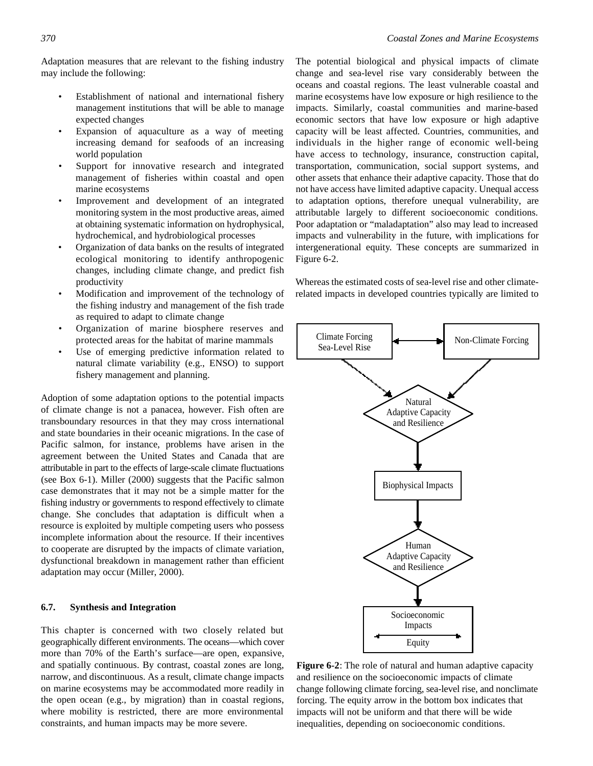Adaptation measures that are relevant to the fishing industry may include the following:

- Establishment of national and international fishery management institutions that will be able to manage expected changes
- Expansion of aquaculture as a way of meeting increasing demand for seafoods of an increasing world population
- Support for innovative research and integrated management of fisheries within coastal and open marine ecosystems
- Improvement and development of an integrated monitoring system in the most productive areas, aimed at obtaining systematic information on hydrophysical, hydrochemical, and hydrobiological processes
- Organization of data banks on the results of integrated ecological monitoring to identify anthropogenic changes, including climate change, and predict fish productivity
- Modification and improvement of the technology of the fishing industry and management of the fish trade as required to adapt to climate change
- Organization of marine biosphere reserves and protected areas for the habitat of marine mammals
- Use of emerging predictive information related to natural climate variability (e.g., ENSO) to support fishery management and planning.

Adoption of some adaptation options to the potential impacts of climate change is not a panacea, however. Fish often are transboundary resources in that they may cross international and state boundaries in their oceanic migrations. In the case of Pacific salmon, for instance, problems have arisen in the agreement between the United States and Canada that are attributable in part to the effects of large-scale climate fluctuations (see Box 6-1). Miller (2000) suggests that the Pacific salmon case demonstrates that it may not be a simple matter for the fishing industry or governments to respond effectively to climate change. She concludes that adaptation is difficult when a resource is exploited by multiple competing users who possess incomplete information about the resource. If their incentives to cooperate are disrupted by the impacts of climate variation, dysfunctional breakdown in management rather than efficient adaptation may occur (Miller, 2000).

### 6.7. Synthesis and Integration

This chapter is concerned with two closely related but geographically different environments. The oceans—which cover more than 70% of the Earth's surface—are open, expansive, and spatially continuous. By contrast, coastal zones are long, narrow, and discontinuous. As a result, climate change impacts on marine ecosystems may be accommodated more readily in the open ocean (e.g., by migration) than in coastal regions, where mobility is restricted, there are more environmental constraints, and human impacts may be more severe.

The potential biological and physical impacts of climate change and sea-level rise vary considerably between the oceans and coastal regions. The least vulnerable coastal and marine ecosystems have low exposure or high resilience to the impacts. Similarly, coastal communities and marine-based economic sectors that have low exposure or high adaptive capacity will be least affected. Countries, communities, and individuals in the higher range of economic well-being have access to technology, insurance, construction capital, transportation, communication, social support systems, and other assets that enhance their adaptive capacity. Those that do not have access have limited adaptive capacity. Unequal access to adaptation options, therefore unequal vulnerability, are attributable largely to different socioeconomic conditions. Poor adaptation or "maladaptation" also may lead to increased impacts and vulnerability in the future, with implications for intergenerational equity. These concepts are summarized in Figure 6-2.

Whereas the estimated costs of sea-level rise and other climate-related impacts in developed countries typically are limited to

Climate Forcing
Sea-Level Rise

Non-Climate Forcing

Natural
Adaptive Capacity
and Resilience

Biophysical Impacts

Human
Adaptive Capacity
and Resilience

Socioeconomic
Impacts

Equity

**Figure 6-2**: The role of natural and human adaptive capacity and resilience on the socioeconomic impacts of climate change following climate forcing, sea-level rise, and nonclimate forcing. The equity arrow in the bottom box indicates that impacts will not be uniform and that there will be wide inequalities, depending on socioeconomic conditions.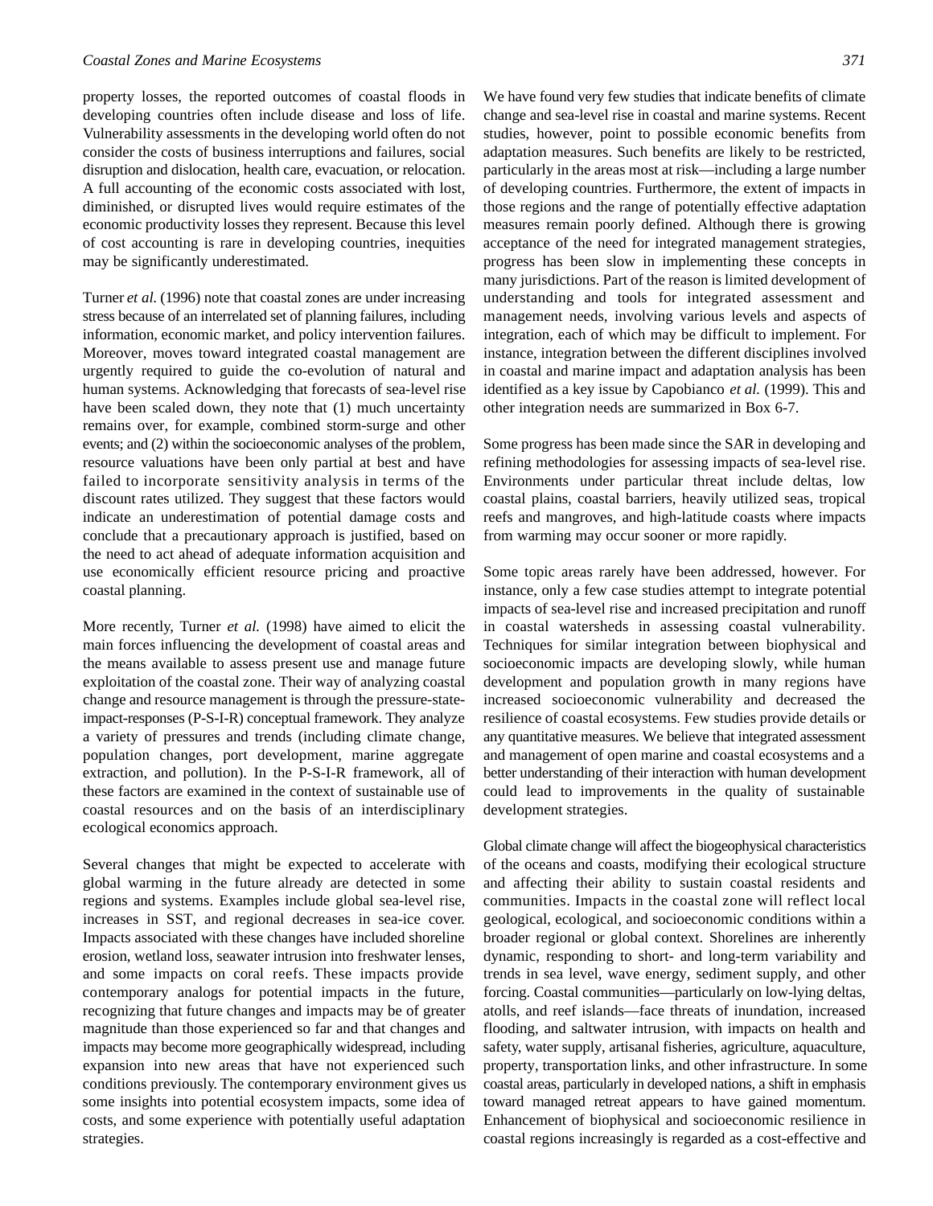property losses, the reported outcomes of coastal floods in developing countries often include disease and loss of life. Vulnerability assessments in the developing world often do not consider the costs of business interruptions and failures, social disruption and dislocation, health care, evacuation, or relocation. A full accounting of the economic costs associated with lost, diminished, or disrupted lives would require estimates of the economic productivity losses they represent. Because this level of cost accounting is rare in developing countries, inequities may be significantly underestimated.

Turner *et al.* (1996) note that coastal zones are under increasing stress because of an interrelated set of planning failures, including information, economic market, and policy intervention failures. Moreover, moves toward integrated coastal management are urgently required to guide the co-evolution of natural and human systems. Acknowledging that forecasts of sea-level rise have been scaled down, they note that (1) much uncertainty remains over, for example, combined storm-surge and other events; and (2) within the socioeconomic analyses of the problem, resource valuations have been only partial at best and have failed to incorporate sensitivity analysis in terms of the discount rates utilized. They suggest that these factors would indicate an underestimation of potential damage costs and conclude that a precautionary approach is justified, based on the need to act ahead of adequate information acquisition and use economically efficient resource pricing and proactive coastal planning.

More recently, Turner *et al.* (1998) have aimed to elicit the main forces influencing the development of coastal areas and the means available to assess present use and manage future exploitation of the coastal zone. Their way of analyzing coastal change and resource management is through the pressure-state-impact-responses (P-S-I-R) conceptual framework. They analyze a variety of pressures and trends (including climate change, population changes, port development, marine aggregate extraction, and pollution). In the P-S-I-R framework, all of these factors are examined in the context of sustainable use of coastal resources and on the basis of an interdisciplinary ecological economics approach.

Several changes that might be expected to accelerate with global warming in the future already are detected in some regions and systems. Examples include global sea-level rise, increases in SST, and regional decreases in sea-ice cover. Impacts associated with these changes have included shoreline erosion, wetland loss, seawater intrusion into freshwater lenses, and some impacts on coral reefs. These impacts provide contemporary analogs for potential impacts in the future, recognizing that future changes and impacts may be of greater magnitude than those experienced so far and that changes and impacts may become more geographically widespread, including expansion into new areas that have not experienced such conditions previously. The contemporary environment gives us some insights into potential ecosystem impacts, some idea of costs, and some experience with potentially useful adaptation strategies.

We have found very few studies that indicate benefits of climate change and sea-level rise in coastal and marine systems. Recent studies, however, point to possible economic benefits from adaptation measures. Such benefits are likely to be restricted, particularly in the areas most at risk—including a large number of developing countries. Furthermore, the extent of impacts in those regions and the range of potentially effective adaptation measures remain poorly defined. Although there is growing acceptance of the need for integrated management strategies, progress has been slow in implementing these concepts in many jurisdictions. Part of the reason is limited development of understanding and tools for integrated assessment and management needs, involving various levels and aspects of integration, each of which may be difficult to implement. For instance, integration between the different disciplines involved in coastal and marine impact and adaptation analysis has been identified as a key issue by Capobianco *et al.* (1999). This and other integration needs are summarized in Box 6-7.

Some progress has been made since the SAR in developing and refining methodologies for assessing impacts of sea-level rise. Environments under particular threat include deltas, low coastal plains, coastal barriers, heavily utilized seas, tropical reefs and mangroves, and high-latitude coasts where impacts from warming may occur sooner or more rapidly.

Some topic areas rarely have been addressed, however. For instance, only a few case studies attempt to integrate potential impacts of sea-level rise and increased precipitation and runoff in coastal watersheds in assessing coastal vulnerability. Techniques for similar integration between biophysical and socioeconomic impacts are developing slowly, while human development and population growth in many regions have increased socioeconomic vulnerability and decreased the resilience of coastal ecosystems. Few studies provide details or any quantitative measures. We believe that integrated assessment and management of open marine and coastal ecosystems and a better understanding of their interaction with human development could lead to improvements in the quality of sustainable development strategies.

Global climate change will affect the biogeophysical characteristics of the oceans and coasts, modifying their ecological structure and affecting their ability to sustain coastal residents and communities. Impacts in the coastal zone will reflect local geological, ecological, and socioeconomic conditions within a broader regional or global context. Shorelines are inherently dynamic, responding to short- and long-term variability and trends in sea level, wave energy, sediment supply, and other forcing. Coastal communities—particularly on low-lying deltas, atolls, and reef islands—face threats of inundation, increased flooding, and saltwater intrusion, with impacts on health and safety, water supply, artisanal fisheries, agriculture, aquaculture, property, transportation links, and other infrastructure. In some coastal areas, particularly in developed nations, a shift in emphasis toward managed retreat appears to have gained momentum. Enhancement of biophysical and socioeconomic resilience in coastal regions increasingly is regarded as a cost-effective and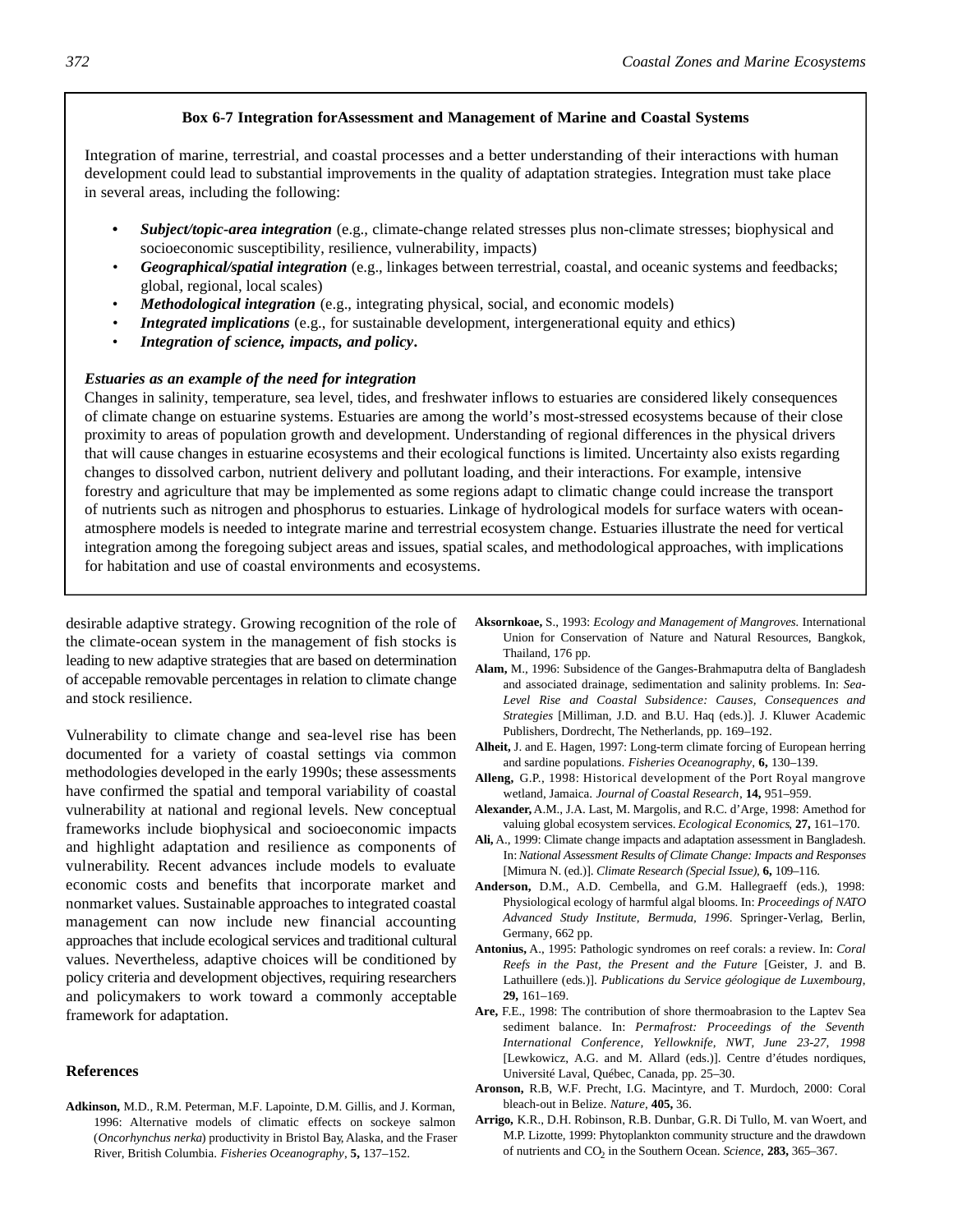**Box 6-7 Integration forAssessment and Management of Marine and Coastal Systems**

Integration of marine, terrestrial, and coastal processes and a better understanding of their interactions with human development could lead to substantial improvements in the quality of adaptation strategies. Integration must take place in several areas, including the following:

- ***Subject/topic-area integration*** (e.g., climate-change related stresses plus non-climate stresses; biophysical and socioeconomic susceptibility, resilience, vulnerability, impacts)
- ***Geographical/spatial integration*** (e.g., linkages between terrestrial, coastal, and oceanic systems and feedbacks; global, regional, local scales)
- ***Methodological integration*** (e.g., integrating physical, social, and economic models)
- ***Integrated implications*** (e.g., for sustainable development, intergenerational equity and ethics)
- ***Integration of science, impacts, and policy*.**

***Estuaries as an example of the need for integration***

Changes in salinity, temperature, sea level, tides, and freshwater inflows to estuaries are considered likely consequences of climate change on estuarine systems. Estuaries are among the world's most-stressed ecosystems because of their close proximity to areas of population growth and development. Understanding of regional differences in the physical drivers that will cause changes in estuarine ecosystems and their ecological functions is limited. Uncertainty also exists regarding changes to dissolved carbon, nutrient delivery and pollutant loading, and their interactions. For example, intensive forestry and agriculture that may be implemented as some regions adapt to climatic change could increase the transport of nutrients such as nitrogen and phosphorus to estuaries. Linkage of hydrological models for surface waters with ocean-atmosphere models is needed to integrate marine and terrestrial ecosystem change. Estuaries illustrate the need for vertical integration among the foregoing subject areas and issues, spatial scales, and methodological approaches, with implications for habitation and use of coastal environments and ecosystems.

desirable adaptive strategy. Growing recognition of the role of the climate-ocean system in the management of fish stocks is leading to new adaptive strategies that are based on determination of accepable removable percentages in relation to climate change and stock resilience.

Vulnerability to climate change and sea-level rise has been documented for a variety of coastal settings via common methodologies developed in the early 1990s; these assessments have confirmed the spatial and temporal variability of coastal vulnerability at national and regional levels. New conceptual frameworks include biophysical and socioeconomic impacts and highlight adaptation and resilience as components of vulnerability. Recent advances include models to evaluate economic costs and benefits that incorporate market and nonmarket values. Sustainable approaches to integrated coastal management can now include new financial accounting approaches that include ecological services and traditional cultural values. Nevertheless, adaptive choices will be conditioned by policy criteria and development objectives, requiring researchers and policymakers to work toward a commonly acceptable framework for adaptation.

## References

**Adkinson,** M.D., R.M. Peterman, M.F. Lapointe, D.M. Gillis, and J. Korman, 1996: Alternative models of climatic effects on sockeye salmon (*Oncorhynchus nerka*) productivity in Bristol Bay, Alaska, and the Fraser River, British Columbia. *Fisheries Oceanography*, **5,** 137–152.

**Aksornkoae,** S., 1993: *Ecology and Management of Mangroves.* International Union for Conservation of Nature and Natural Resources, Bangkok, Thailand, 176 pp.

**Alam,** M., 1996: Subsidence of the Ganges-Brahmaputra delta of Bangladesh and associated drainage, sedimentation and salinity problems. In: *Sea-Level Rise and Coastal Subsidence: Causes, Consequences and Strategies* [Milliman, J.D. and B.U. Haq (eds.)]. J. Kluwer Academic Publishers, Dordrecht, The Netherlands, pp. 169–192.

**Alheit,** J. and E. Hagen, 1997: Long-term climate forcing of European herring and sardine populations. *Fisheries Oceanography*, **6,** 130–139.

**Alleng,** G.P., 1998: Historical development of the Port Royal mangrove wetland, Jamaica. *Journal of Coastal Research*, **14,** 951–959.

**Alexander,** A.M., J.A. Last, M. Margolis, and R.C. d'Arge, 1998: Amethod for valuing global ecosystem services. *Ecological Economics*, **27,** 161–170.

**Ali,** A., 1999: Climate change impacts and adaptation assessment in Bangladesh. In: *National Assessment Results of Climate Change: Impacts and Responses* [Mimura N. (ed.)]. *Climate Research (Special Issue)*, **6,** 109–116.

**Anderson,** D.M., A.D. Cembella, and G.M. Hallegraeff (eds.), 1998: Physiological ecology of harmful algal blooms. In: *Proceedings of NATO Advanced Study Institute, Bermuda, 1996*. Springer-Verlag, Berlin, Germany, 662 pp.

**Antonius,** A., 1995: Pathologic syndromes on reef corals: a review. In: *Coral Reefs in the Past, the Present and the Future* [Geister, J. and B. Lathuillere (eds.)]. *Publications du Service géologique de Luxembourg*, **29,** 161–169.

**Are,** F.E., 1998: The contribution of shore thermoabrasion to the Laptev Sea sediment balance. In: *Permafrost: Proceedings of the Seventh International Conference, Yellowknife, NWT, June 23-27, 1998* [Lewkowicz, A.G. and M. Allard (eds.)]. Centre d'études nordiques, Université Laval, Québec, Canada, pp. 25–30.

**Aronson,** R.B, W.F. Precht, I.G. Macintyre, and T. Murdoch, 2000: Coral bleach-out in Belize. *Nature*, **405,** 36.

**Arrigo,** K.R., D.H. Robinson, R.B. Dunbar, G.R. Di Tullo, M. van Woert, and M.P. Lizotte, 1999: Phytoplankton community structure and the drawdown of nutrients and $CO_2$ in the Southern Ocean. *Science*, **283,** 365–367.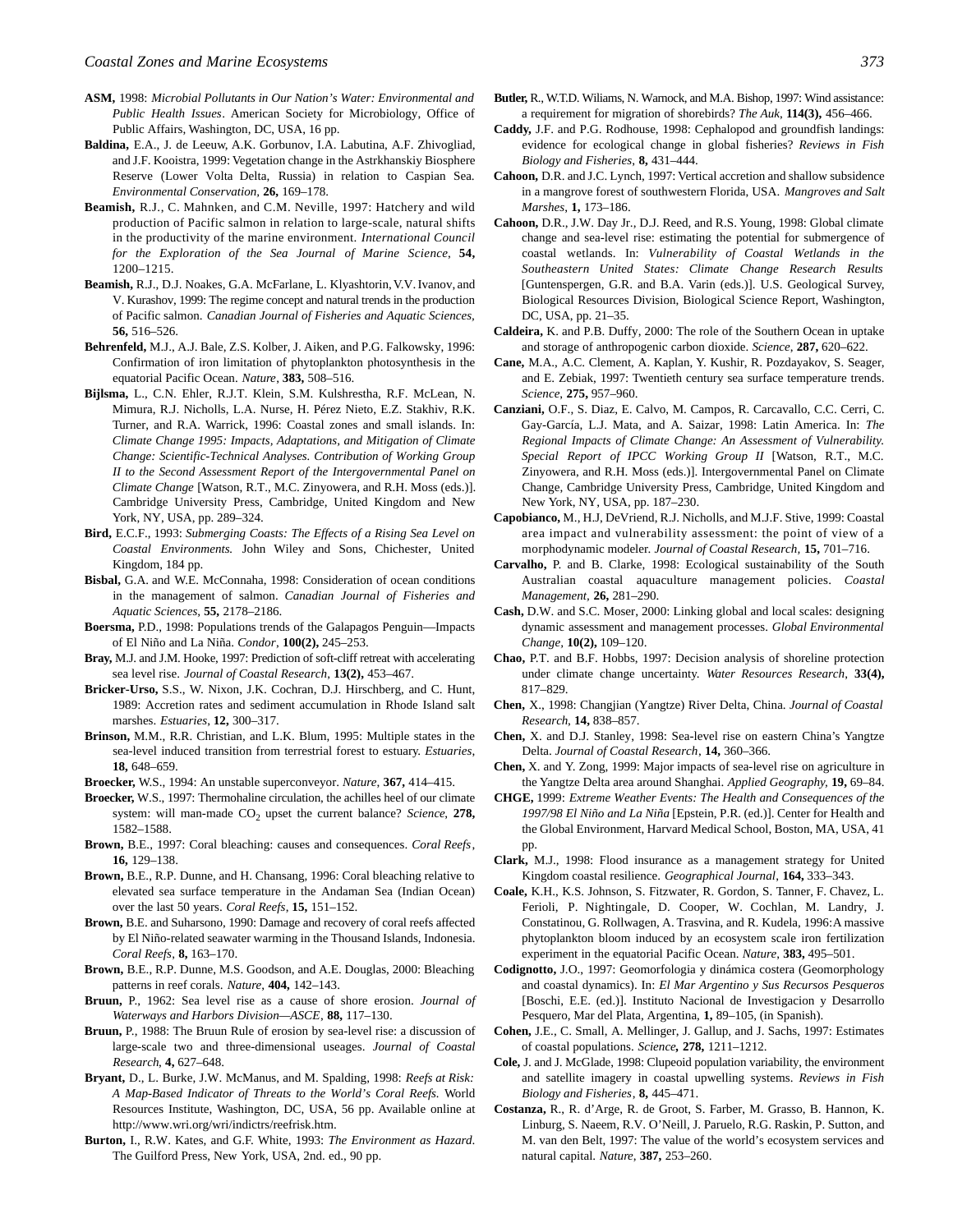**ASM,** 1998: *Microbial Pollutants in Our Nation's Water: Environmental and Public Health Issues*. American Society for Microbiology, Office of Public Affairs, Washington, DC, USA, 16 pp.

**Baldina,** E.A., J. de Leeuw, A.K. Gorbunov, I.A. Labutina, A.F. Zhivogliad, and J.F. Kooistra, 1999: Vegetation change in the Astrkhanskiy Biosphere Reserve (Lower Volta Delta, Russia) in relation to Caspian Sea. *Environmental Conservation*, **26,** 169–178.

**Beamish,** R.J., C. Mahnken, and C.M. Neville, 1997: Hatchery and wild production of Pacific salmon in relation to large-scale, natural shifts in the productivity of the marine environment. *International Council for the Exploration of the Sea Journal of Marine Science*, **54,** 1200–1215.

**Beamish,** R.J., D.J. Noakes, G.A. McFarlane, L. Klyashtorin, V.V. Ivanov, and V. Kurashov, 1999: The regime concept and natural trends in the production of Pacific salmon. *Canadian Journal of Fisheries and Aquatic Sciences*, **56,** 516–526.

**Behrenfeld,** M.J., A.J. Bale, Z.S. Kolber, J. Aiken, and P.G. Falkowsky, 1996: Confirmation of iron limitation of phytoplankton photosynthesis in the equatorial Pacific Ocean. *Nature*, **383,** 508–516.

**Bijlsma,** L., C.N. Ehler, R.J.T. Klein, S.M. Kulshrestha, R.F. McLean, N. Mimura, R.J. Nicholls, L.A. Nurse, H. Pérez Nieto, E.Z. Stakhiv, R.K. Turner, and R.A. Warrick, 1996: Coastal zones and small islands. In: *Climate Change 1995: Impacts, Adaptations, and Mitigation of Climate Change: Scientific-Technical Analyses. Contribution of Working Group II to the Second Assessment Report of the Intergovernmental Panel on Climate Change* [Watson, R.T., M.C. Zinyowera, and R.H. Moss (eds.)]. Cambridge University Press, Cambridge, United Kingdom and New York, NY, USA, pp. 289–324.

**Bird,** E.C.F., 1993: *Submerging Coasts: The Effects of a Rising Sea Level on Coastal Environments.* John Wiley and Sons, Chichester, United Kingdom, 184 pp.

**Bisbal,** G.A. and W.E. McConnaha, 1998: Consideration of ocean conditions in the management of salmon. *Canadian Journal of Fisheries and Aquatic Sciences*, **55,** 2178–2186.

**Boersma,** P.D., 1998: Populations trends of the Galapagos Penguin—Impacts of El Niño and La Niña. *Condor*, **100(2),** 245–253.

**Bray,** M.J. and J.M. Hooke, 1997: Prediction of soft-cliff retreat with accelerating sea level rise. *Journal of Coastal Research*, **13(2),** 453–467.

**Bricker-Urso,** S.S., W. Nixon, J.K. Cochran, D.J. Hirschberg, and C. Hunt, 1989: Accretion rates and sediment accumulation in Rhode Island salt marshes. *Estuaries*, **12,** 300–317.

**Brinson,** M.M., R.R. Christian, and L.K. Blum, 1995: Multiple states in the sea-level induced transition from terrestrial forest to estuary. *Estuaries*, **18,** 648–659.

**Broecker,** W.S., 1994: An unstable superconveyor. *Nature*, **367,** 414–415.

**Broecker,** W.S., 1997: Thermohaline circulation, the achilles heel of our climate system: will man-made $CO_2$ upset the current balance? *Science*, **278,** 1582–1588.

**Brown,** B.E., 1997: Coral bleaching: causes and consequences. *Coral Reefs*, **16,** 129–138.

**Brown,** B.E., R.P. Dunne, and H. Chansang, 1996: Coral bleaching relative to elevated sea surface temperature in the Andaman Sea (Indian Ocean) over the last 50 years. *Coral Reefs*, **15,** 151–152.

**Brown,** B.E. and Suharsono, 1990: Damage and recovery of coral reefs affected by El Niño-related seawater warming in the Thousand Islands, Indonesia. *Coral Reefs*, **8,** 163–170.

**Brown,** B.E., R.P. Dunne, M.S. Goodson, and A.E. Douglas, 2000: Bleaching patterns in reef corals. *Nature*, **404,** 142–143.

**Bruun,** P., 1962: Sea level rise as a cause of shore erosion. *Journal of Waterways and Harbors Division—ASCE*, **88,** 117–130.

**Bruun,** P., 1988: The Bruun Rule of erosion by sea-level rise: a discussion of large-scale two and three-dimensional useages. *Journal of Coastal Research*, **4,** 627–648.

**Bryant,** D., L. Burke, J.W. McManus, and M. Spalding, 1998: *Reefs at Risk: A Map-Based Indicator of Threats to the World's Coral Reefs.* World Resources Institute, Washington, DC, USA, 56 pp. Available online at http://www.wri.org/wri/indictrs/reefrisk.htm.

**Burton,** I., R.W. Kates, and G.F. White, 1993: *The Environment as Hazard*. The Guilford Press, New York, USA, 2nd. ed., 90 pp.

**Butler,** R., W.T.D. Wiliams, N. Warnock, and M.A. Bishop, 1997: Wind assistance: a requirement for migration of shorebirds? *The Auk*, **114(3),** 456–466.

**Caddy,** J.F. and P.G. Rodhouse, 1998: Cephalopod and groundfish landings: evidence for ecological change in global fisheries? *Reviews in Fish Biology and Fisheries*, **8,** 431–444.

**Cahoon,** D.R. and J.C. Lynch, 1997: Vertical accretion and shallow subsidence in a mangrove forest of southwestern Florida, USA. *Mangroves and Salt Marshes*, **1,** 173–186.

**Cahoon,** D.R., J.W. Day Jr., D.J. Reed, and R.S. Young, 1998: Global climate change and sea-level rise: estimating the potential for submergence of coastal wetlands. In: *Vulnerability of Coastal Wetlands in the Southeastern United States: Climate Change Research Results* [Guntenspergen, G.R. and B.A. Varin (eds.)]. U.S. Geological Survey, Biological Resources Division, Biological Science Report, Washington, DC, USA, pp. 21–35.

**Caldeira,** K. and P.B. Duffy, 2000: The role of the Southern Ocean in uptake and storage of anthropogenic carbon dioxide. *Science*, **287,** 620–622.

**Cane,** M.A., A.C. Clement, A. Kaplan, Y. Kushir, R. Pozdayakov, S. Seager, and E. Zebiak, 1997: Twentieth century sea surface temperature trends. *Science*, **275,** 957–960.

**Canziani,** O.F., S. Diaz, E. Calvo, M. Campos, R. Carcavallo, C.C. Cerri, C. Gay-García, L.J. Mata, and A. Saizar, 1998: Latin America. In: *The Regional Impacts of Climate Change: An Assessment of Vulnerability. Special Report of IPCC Working Group II* [Watson, R.T., M.C. Zinyowera, and R.H. Moss (eds.)]. Intergovernmental Panel on Climate Change, Cambridge University Press, Cambridge, United Kingdom and New York, NY, USA, pp. 187–230.

**Capobianco,** M., H.J, DeVriend, R.J. Nicholls, and M.J.F. Stive, 1999: Coastal area impact and vulnerability assessment: the point of view of a morphodynamic modeler. *Journal of Coastal Research*, **15,** 701–716.

**Carvalho,** P. and B. Clarke, 1998: Ecological sustainability of the South Australian coastal aquaculture management policies. *Coastal Management*, **26,** 281–290.

**Cash,** D.W. and S.C. Moser, 2000: Linking global and local scales: designing dynamic assessment and management processes. *Global Environmental Change*, **10(2),** 109–120.

**Chao,** P.T. and B.F. Hobbs, 1997: Decision analysis of shoreline protection under climate change uncertainty. *Water Resources Research*, **33(4),** 817–829.

**Chen,** X., 1998: Changjian (Yangtze) River Delta, China. *Journal of Coastal Research*, **14,** 838–857.

**Chen,** X. and D.J. Stanley, 1998: Sea-level rise on eastern China's Yangtze Delta. *Journal of Coastal Research*, **14,** 360–366.

**Chen,** X. and Y. Zong, 1999: Major impacts of sea-level rise on agriculture in the Yangtze Delta area around Shanghai. *Applied Geography*, **19,** 69–84.

**CHGE,** 1999: *Extreme Weather Events: The Health and Consequences of the 1997/98 El Niño and La Niña* [Epstein, P.R. (ed.)]. Center for Health and the Global Environment, Harvard Medical School, Boston, MA, USA, 41 pp.

**Clark,** M.J., 1998: Flood insurance as a management strategy for United Kingdom coastal resilience. *Geographical Journal*, **164,** 333–343.

**Coale,** K.H., K.S. Johnson, S. Fitzwater, R. Gordon, S. Tanner, F. Chavez, L. Ferioli, P. Nightingale, D. Cooper, W. Cochlan, M. Landry, J. Constatinou, G. Rollwagen, A. Trasvina, and R. Kudela, 1996: A massive phytoplankton bloom induced by an ecosystem scale iron fertilization experiment in the equatorial Pacific Ocean. *Nature*, **383,** 495–501.

**Codignotto,** J.O., 1997: Geomorfologia y dinámica costera (Geomorphology and coastal dynamics). In: *El Mar Argentino y Sus Recursos Pesqueros* [Boschi, E.E. (ed.)]. Instituto Nacional de Investigacion y Desarrollo Pesquero, Mar del Plata, Argentina, **1,** 89–105, (in Spanish).

**Cohen,** J.E., C. Small, A. Mellinger, J. Gallup, and J. Sachs, 1997: Estimates of coastal populations. *Science*, **278,** 1211–1212.

**Cole,** J. and J. McGlade, 1998: Clupeoid population variability, the environment and satellite imagery in coastal upwelling systems. *Reviews in Fish Biology and Fisheries*, **8,** 445–471.

**Costanza,** R., R. d'Arge, R. de Groot, S. Farber, M. Grasso, B. Hannon, K. Linburg, S. Naeem, R.V. O'Neill, J. Paruelo, R.G. Raskin, P. Sutton, and M. van den Belt, 1997: The value of the world's ecosystem services and natural capital. *Nature*, **387,** 253–260.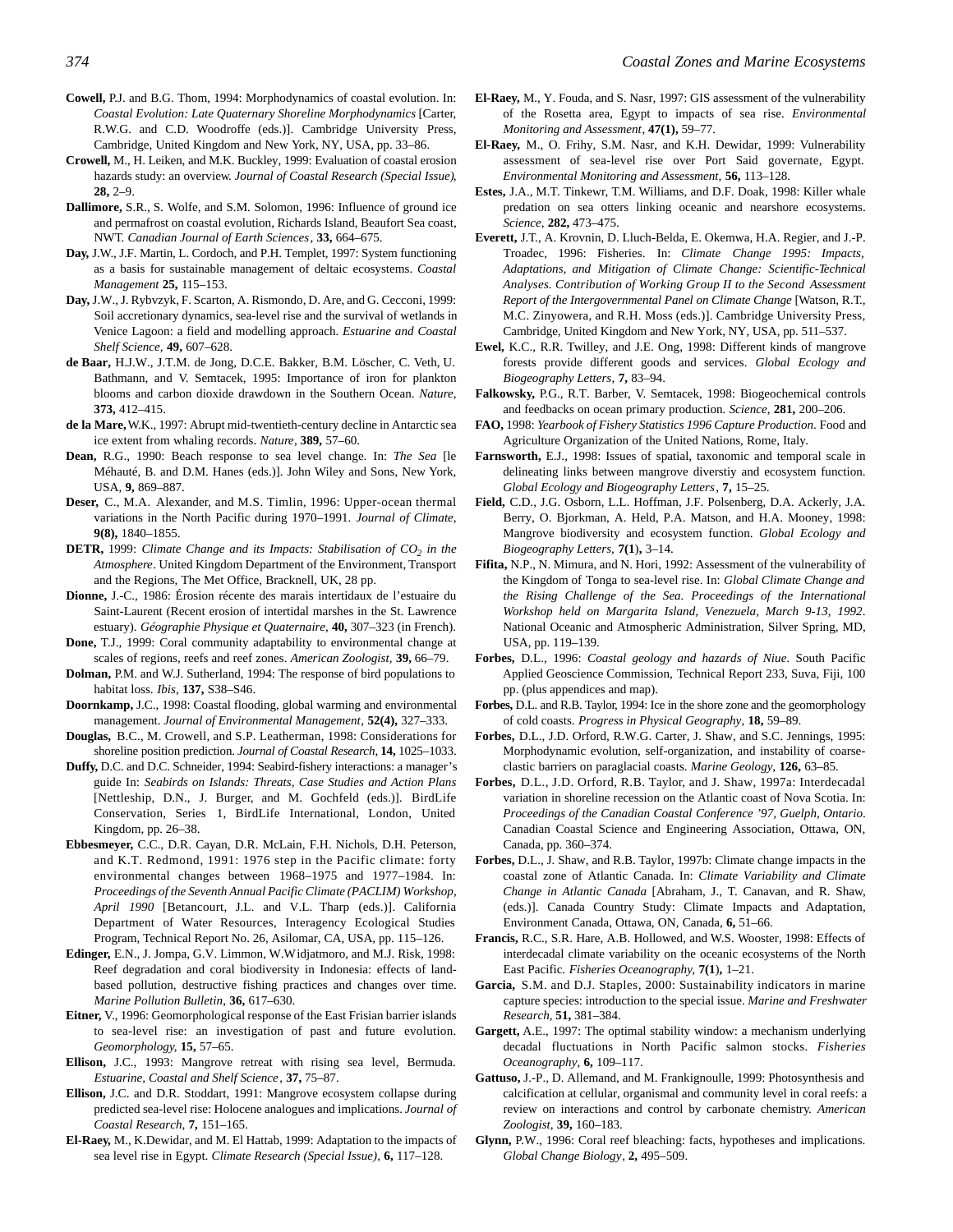**Cowell,** P.J. and B.G. Thom, 1994: Morphodynamics of coastal evolution. In: *Coastal Evolution: Late Quaternary Shoreline Morphodynamics* [Carter, R.W.G. and C.D. Woodroffe (eds.)]. Cambridge University Press, Cambridge, United Kingdom and New York, NY, USA, pp. 33–86.

**Crowell,** M., H. Leiken, and M.K. Buckley, 1999: Evaluation of coastal erosion hazards study: an overview. *Journal of Coastal Research (Special Issue),* **28,** 2–9.

**Dallimore,** S.R., S. Wolfe, and S.M. Solomon, 1996: Influence of ground ice and permafrost on coastal evolution, Richards Island, Beaufort Sea coast, NWT. *Canadian Journal of Earth Sciences*, **33,** 664–675.

**Day,** J.W., J.F. Martin, L. Cordoch, and P.H. Templet, 1997: System functioning as a basis for sustainable management of deltaic ecosystems. *Coastal Management* **25,** 115–153.

**Day,** J.W., J. Rybvzyk, F. Scarton, A. Rismondo, D. Are, and G. Cecconi, 1999: Soil accretionary dynamics, sea-level rise and the survival of wetlands in Venice Lagoon: a field and modelling approach. *Estuarine and Coastal Shelf Science,* **49,** 607–628.

**de Baar,** H.J.W., J.T.M. de Jong, D.C.E. Bakker, B.M. Löscher, C. Veth, U. Bathmann, and V. Semtacek, 1995: Importance of iron for plankton blooms and carbon dioxide drawdown in the Southern Ocean. *Nature,* **373,** 412–415.

**de la Mare,** W.K., 1997: Abrupt mid-twentieth-century decline in Antarctic sea ice extent from whaling records. *Nature*, **389,** 57–60.

**Dean,** R.G., 1990: Beach response to sea level change. In: *The Sea* [le Méhauté, B. and D.M. Hanes (eds.)]. John Wiley and Sons, New York, USA, **9,** 869–887.

**Deser,** C., M.A. Alexander, and M.S. Timlin, 1996: Upper-ocean thermal variations in the North Pacific during 1970–1991. *Journal of Climate,* **9(8),** 1840–1855.

**DETR,** 1999: *Climate Change and its Impacts: Stabilisation of $CO_2$ in the Atmosphere*. United Kingdom Department of the Environment, Transport and the Regions, The Met Office, Bracknell, UK, 28 pp.

**Dionne,** J.-C., 1986: Érosion récente des marais intertidaux de l'estuaire du Saint-Laurent (Recent erosion of intertidal marshes in the St. Lawrence estuary). *Géographie Physique et Quaternaire,* **40,** 307–323 (in French).

**Done,** T.J., 1999: Coral community adaptability to environmental change at scales of regions, reefs and reef zones. *American Zoologist,* **39,** 66–79.

**Dolman,** P.M. and W.J. Sutherland, 1994: The response of bird populations to habitat loss. *Ibis,* **137,** S38–S46.

**Doornkamp,** J.C., 1998: Coastal flooding, global warming and environmental management. *Journal of Environmental Management*, **52(4),** 327–333.

**Douglas,** B.C., M. Crowell, and S.P. Leatherman, 1998: Considerations for shoreline position prediction. *Journal of Coastal Research,* **14,** 1025–1033.

**Duffy,** D.C. and D.C. Schneider, 1994: Seabird-fishery interactions: a manager's guide In: *Seabirds on Islands: Threats, Case Studies and Action Plans* [Nettleship, D.N., J. Burger, and M. Gochfeld (eds.)]. BirdLife Conservation, Series 1, BirdLife International, London, United Kingdom, pp. 26–38.

**Ebbesmeyer,** C.C., D.R. Cayan, D.R. McLain, F.H. Nichols, D.H. Peterson, and K.T. Redmond, 1991: 1976 step in the Pacific climate: forty environmental changes between 1968–1975 and 1977–1984. In: *Proceedings of the Seventh Annual Pacific Climate (PACLIM) Workshop, April 1990* [Betancourt, J.L. and V.L. Tharp (eds.)]. California Department of Water Resources, Interagency Ecological Studies Program, Technical Report No. 26, Asilomar, CA, USA, pp. 115–126.

**Edinger,** E.N., J. Jompa, G.V. Limmon, W.Widjatmoro, and M.J. Risk, 1998: Reef degradation and coral biodiversity in Indonesia: effects of land-based pollution, destructive fishing practices and changes over time. *Marine Pollution Bulletin*, **36,** 617–630.

**Eitner,** V., 1996: Geomorphological response of the East Frisian barrier islands to sea-level rise: an investigation of past and future evolution. *Geomorphology,* **15,** 57–65.

**Ellison,** J.C., 1993: Mangrove retreat with rising sea level, Bermuda. *Estuarine, Coastal and Shelf Science*, **37,** 75–87.

**Ellison,** J.C. and D.R. Stoddart, 1991: Mangrove ecosystem collapse during predicted sea-level rise: Holocene analogues and implications. *Journal of Coastal Research,* **7,** 151–165.

**El-Raey,** M., K.Dewidar, and M. El Hattab, 1999: Adaptation to the impacts of sea level rise in Egypt. *Climate Research (Special Issue)*, **6,** 117–128.

**El-Raey,** M., Y. Fouda, and S. Nasr, 1997: GIS assessment of the vulnerability of the Rosetta area, Egypt to impacts of sea rise. *Environmental Monitoring and Assessment*, **47(1),** 59–77.

**El-Raey,** M., O. Frihy, S.M. Nasr, and K.H. Dewidar, 1999: Vulnerability assessment of sea-level rise over Port Said governate, Egypt. *Environmental Monitoring and Assessment,* **56,** 113–128.

**Estes,** J.A., M.T. Tinkewr, T.M. Williams, and D.F. Doak, 1998: Killer whale predation on sea otters linking oceanic and nearshore ecosystems. *Science,* **282,** 473–475.

**Everett,** J.T., A. Krovnin, D. Lluch-Belda, E. Okemwa, H.A. Regier, and J.-P. Troadec, 1996: Fisheries. In: *Climate Change 1995: Impacts, Adaptations, and Mitigation of Climate Change: Scientific-Technical Analyses. Contribution of Working Group II to the Second Assessment Report of the Intergovernmental Panel on Climate Change* [Watson, R.T., M.C. Zinyowera, and R.H. Moss (eds.)]. Cambridge University Press, Cambridge, United Kingdom and New York, NY, USA, pp. 511–537.

**Ewel,** K.C., R.R. Twilley, and J.E. Ong, 1998: Different kinds of mangrove forests provide different goods and services. *Global Ecology and Biogeography Letters,* **7,** 83–94.

**Falkowsky,** P.G., R.T. Barber, V. Semtacek, 1998: Biogeochemical controls and feedbacks on ocean primary production. *Science,* **281,** 200–206.

**FAO,** 1998: *Yearbook of Fishery Statistics 1996 Capture Production*. Food and Agriculture Organization of the United Nations, Rome, Italy.

**Farnsworth,** E.J., 1998: Issues of spatial, taxonomic and temporal scale in delineating links between mangrove diverstiy and ecosystem function. *Global Ecology and Biogeography Letters*, **7,** 15–25.

**Field,** C.D., J.G. Osborn, L.L. Hoffman, J.F. Polsenberg, D.A. Ackerly, J.A. Berry, O. Bjorkman, A. Held, P.A. Matson, and H.A. Mooney, 1998: Mangrove biodiversity and ecosystem function. *Global Ecology and Biogeography Letters,* **7(1),** 3–14.

**Fifita,** N.P., N. Mimura, and N. Hori, 1992: Assessment of the vulnerability of the Kingdom of Tonga to sea-level rise. In: *Global Climate Change and the Rising Challenge of the Sea. Proceedings of the International Workshop held on Margarita Island, Venezuela, March 9-13, 1992*. National Oceanic and Atmospheric Administration, Silver Spring, MD, USA, pp. 119–139.

**Forbes,** D.L., 1996: *Coastal geology and hazards of Niue.* South Pacific Applied Geoscience Commission, Technical Report 233, Suva, Fiji, 100 pp. (plus appendices and map).

**Forbes,** D.L. and R.B. Taylor, 1994: Ice in the shore zone and the geomorphology of cold coasts. *Progress in Physical Geography,* **18,** 59–89.

**Forbes,** D.L., J.D. Orford, R.W.G. Carter, J. Shaw, and S.C. Jennings, 1995: Morphodynamic evolution, self-organization, and instability of coarse-clastic barriers on paraglacial coasts. *Marine Geology,* **126,** 63–85.

**Forbes,** D.L., J.D. Orford, R.B. Taylor, and J. Shaw, 1997a: Interdecadal variation in shoreline recession on the Atlantic coast of Nova Scotia. In: *Proceedings of the Canadian Coastal Conference '97, Guelph, Ontario*. Canadian Coastal Science and Engineering Association, Ottawa, ON, Canada, pp. 360–374.

**Forbes,** D.L., J. Shaw, and R.B. Taylor, 1997b: Climate change impacts in the coastal zone of Atlantic Canada. In: *Climate Variability and Climate Change in Atlantic Canada* [Abraham, J., T. Canavan, and R. Shaw, (eds.)]. Canada Country Study: Climate Impacts and Adaptation, Environment Canada, Ottawa, ON, Canada, **6,** 51–66.

**Francis,** R.C., S.R. Hare, A.B. Hollowed, and W.S. Wooster, 1998: Effects of interdecadal climate variability on the oceanic ecosystems of the North East Pacific. *Fisheries Oceanography,* **7(1),** 1–21.

**Garcia,** S.M. and D.J. Staples, 2000: Sustainability indicators in marine capture species: introduction to the special issue. *Marine and Freshwater Research,* **51,** 381–384.

**Gargett,** A.E., 1997: The optimal stability window: a mechanism underlying decadal fluctuations in North Pacific salmon stocks. *Fisheries Oceanography,* **6,** 109–117.

**Gattuso,** J.-P., D. Allemand, and M. Frankignoulle, 1999: Photosynthesis and calcification at cellular, organismal and community level in coral reefs: a review on interactions and control by carbonate chemistry. *American Zoologist,* **39,** 160–183.

**Glynn,** P.W., 1996: Coral reef bleaching: facts, hypotheses and implications. *Global Change Biology*, **2,** 495–509.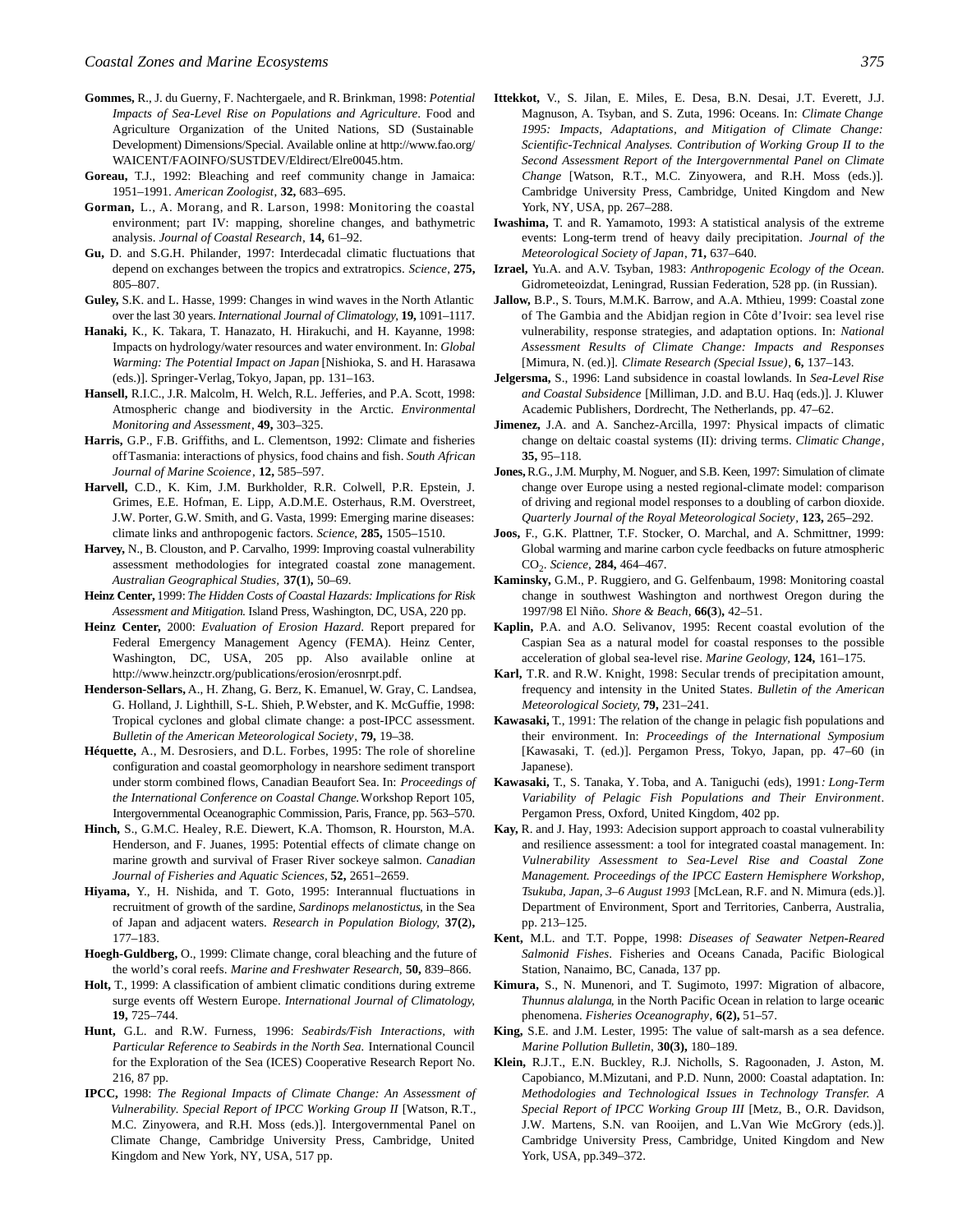**Gommes,** R., J. du Guerny, F. Nachtergaele, and R. Brinkman, 1998: *Potential Impacts of Sea-Level Rise on Populations and Agriculture*. Food and Agriculture Organization of the United Nations, SD (Sustainable Development) Dimensions/Special. Available online at http://www.fao.org/WAICENT/FAOINFO/SUSTDEV/Eldirect/Elre0045.htm.

**Goreau,** T.J., 1992: Bleaching and reef community change in Jamaica: 1951–1991. *American Zoologist*, **32,** 683–695.

**Gorman,** L., A. Morang, and R. Larson, 1998: Monitoring the coastal environment; part IV: mapping, shoreline changes, and bathymetric analysis. *Journal of Coastal Research*, **14,** 61–92.

**Gu,** D. and S.G.H. Philander, 1997: Interdecadal climatic fluctuations that depend on exchanges between the tropics and extratropics. *Science*, **275,** 805–807.

**Guley,** S.K. and L. Hasse, 1999: Changes in wind waves in the North Atlantic over the last 30 years. *International Journal of Climatology*, **19,** 1091–1117.

**Hanaki,** K., K. Takara, T. Hanazato, H. Hirakuchi, and H. Kayanne, 1998: Impacts on hydrology/water resources and water environment. In: *Global Warming: The Potential Impact on Japan* [Nishioka, S. and H. Harasawa (eds.)]. Springer-Verlag, Tokyo, Japan, pp. 131–163.

**Hansell,** R.I.C., J.R. Malcolm, H. Welch, R.L. Jefferies, and P.A. Scott, 1998: Atmospheric change and biodiversity in the Arctic. *Environmental Monitoring and Assessment*, **49,** 303–325.

**Harris,** G.P., F.B. Griffiths, and L. Clementson, 1992: Climate and fisheries off Tasmania: interactions of physics, food chains and fish. *South African Journal of Marine Scoience*, **12,** 585–597.

**Harvell,** C.D., K. Kim, J.M. Burkholder, R.R. Colwell, P.R. Epstein, J. Grimes, E.E. Hofman, E. Lipp, A.D.M.E. Osterhaus, R.M. Overstreet, J.W. Porter, G.W. Smith, and G. Vasta, 1999: Emerging marine diseases: climate links and anthropogenic factors. *Science*, **285,** 1505–1510.

**Harvey,** N., B. Clouston, and P. Carvalho, 1999: Improving coastal vulnerability assessment methodologies for integrated coastal zone management. *Australian Geographical Studies*, **37(1),** 50–69.

**Heinz Center,** 1999: *The Hidden Costs of Coastal Hazards: Implications for Risk Assessment and Mitigation*. Island Press, Washington, DC, USA, 220 pp.

**Heinz Center,** 2000: *Evaluation of Erosion Hazard*. Report prepared for Federal Emergency Management Agency (FEMA). Heinz Center, Washington, DC, USA, 205 pp. Also available online at http://www.heinzctr.org/publications/erosion/erosnrpt.pdf.

**Henderson-Sellars,** A., H. Zhang, G. Berz, K. Emanuel, W. Gray, C. Landsea, G. Holland, J. Lighthill, S-L. Shieh, P. Webster, and K. McGuffie, 1998: Tropical cyclones and global climate change: a post-IPCC assessment. *Bulletin of the American Meteorological Society*, **79,** 19–38.

**Héquette,** A., M. Desrosiers, and D.L. Forbes, 1995: The role of shoreline configuration and coastal geomorphology in nearshore sediment transport under storm combined flows, Canadian Beaufort Sea. In: *Proceedings of the International Conference on Coastal Change*. Workshop Report 105, Intergovernmental Oceanographic Commission, Paris, France, pp. 563–570.

**Hinch,** S., G.M.C. Healey, R.E. Diewert, K.A. Thomson, R. Hourston, M.A. Henderson, and F. Juanes, 1995: Potential effects of climate change on marine growth and survival of Fraser River sockeye salmon. *Canadian Journal of Fisheries and Aquatic Sciences*, **52,** 2651–2659.

**Hiyama,** Y., H. Nishida, and T. Goto, 1995: Interannual fluctuations in recruitment of growth of the sardine, *Sardinops melanostictus*, in the Sea of Japan and adjacent waters. *Research in Population Biology*, **37(2),** 177–183.

**Hoegh-Guldberg,** O., 1999: Climate change, coral bleaching and the future of the world's coral reefs. *Marine and Freshwater Research*, **50,** 839–866.

**Holt,** T., 1999: A classification of ambient climatic conditions during extreme surge events off Western Europe. *International Journal of Climatology*, **19,** 725–744.

**Hunt,** G.L. and R.W. Furness, 1996: *Seabirds/Fish Interactions, with Particular Reference to Seabirds in the North Sea.* International Council for the Exploration of the Sea (ICES) Cooperative Research Report No. 216, 87 pp.

**IPCC,** 1998: *The Regional Impacts of Climate Change: An Assessment of Vulnerability. Special Report of IPCC Working Group II* [Watson, R.T., M.C. Zinyowera, and R.H. Moss (eds.)]. Intergovernmental Panel on Climate Change, Cambridge University Press, Cambridge, United Kingdom and New York, NY, USA, 517 pp.

**Ittekkot,** V., S. Jilan, E. Miles, E. Desa, B.N. Desai, J.T. Everett, J.J. Magnuson, A. Tsyban, and S. Zuta, 1996: Oceans. In: *Climate Change 1995: Impacts, Adaptations, and Mitigation of Climate Change: Scientific-Technical Analyses. Contribution of Working Group II to the Second Assessment Report of the Intergovernmental Panel on Climate Change* [Watson, R.T., M.C. Zinyowera, and R.H. Moss (eds.)]. Cambridge University Press, Cambridge, United Kingdom and New York, NY, USA, pp. 267–288.

**Iwashima,** T. and R. Yamamoto, 1993: A statistical analysis of the extreme events: Long-term trend of heavy daily precipitation. *Journal of the Meteorological Society of Japan*, **71,** 637–640.

**Izrael,** Yu.A. and A.V. Tsyban, 1983: *Anthropogenic Ecology of the Ocean*. Gidrometeoizdat, Leningrad, Russian Federation, 528 pp. (in Russian).

**Jallow,** B.P., S. Tours, M.M.K. Barrow, and A.A. Mthieu, 1999: Coastal zone of The Gambia and the Abidjan region in Côte d'Ivoir: sea level rise vulnerability, response strategies, and adaptation options. In: *National Assessment Results of Climate Change: Impacts and Responses* [Mimura, N. (ed.)]. *Climate Research (Special Issue)*, **6,** 137–143.

**Jelgersma,** S., 1996: Land subsidence in coastal lowlands. In *Sea-Level Rise and Coastal Subsidence* [Milliman, J.D. and B.U. Haq (eds.)]. J. Kluwer Academic Publishers, Dordrecht, The Netherlands, pp. 47–62.

**Jimenez,** J.A. and A. Sanchez-Arcilla, 1997: Physical impacts of climatic change on deltaic coastal systems (II): driving terms. *Climatic Change*, **35,** 95–118.

**Jones,** R.G., J.M. Murphy, M. Noguer, and S.B. Keen, 1997: Simulation of climate change over Europe using a nested regional-climate model: comparison of driving and regional model responses to a doubling of carbon dioxide. *Quarterly Journal of the Royal Meteorological Society*, **123,** 265–292.

**Joos,** F., G.K. Plattner, T.F. Stocker, O. Marchal, and A. Schmittner, 1999: Global warming and marine carbon cycle feedbacks on future atmospheric $CO_2$. *Science*, **284,** 464–467.

**Kaminsky,** G.M., P. Ruggiero, and G. Gelfenbaum, 1998: Monitoring coastal change in southwest Washington and northwest Oregon during the 1997/98 El Niño. *Shore & Beach*, **66(3),** 42–51.

**Kaplin,** P.A. and A.O. Selivanov, 1995: Recent coastal evolution of the Caspian Sea as a natural model for coastal responses to the possible acceleration of global sea-level rise. *Marine Geology*, **124,** 161–175.

**Karl,** T.R. and R.W. Knight, 1998: Secular trends of precipitation amount, frequency and intensity in the United States. *Bulletin of the American Meteorological Society*, **79,** 231–241.

**Kawasaki,** T., 1991: The relation of the change in pelagic fish populations and their environment. In: *Proceedings of the International Symposium* [Kawasaki, T. (ed.)]. Pergamon Press, Tokyo, Japan, pp. 47–60 (in Japanese).

**Kawasaki,** T., S. Tanaka, Y. Toba, and A. Taniguchi (eds), 1991*: Long-Term Variability of Pelagic Fish Populations and Their Environment*. Pergamon Press, Oxford, United Kingdom, 402 pp.

**Kay,** R. and J. Hay, 1993: Adecision support approach to coastal vulnerability and resilience assessment: a tool for integrated coastal management. In: *Vulnerability Assessment to Sea-Level Rise and Coastal Zone Management. Proceedings of the IPCC Eastern Hemisphere Workshop, Tsukuba, Japan, 3–6 August 1993* [McLean, R.F. and N. Mimura (eds.)]. Department of Environment, Sport and Territories, Canberra, Australia, pp. 213–125.

**Kent,** M.L. and T.T. Poppe, 1998: *Diseases of Seawater Netpen-Reared Salmonid Fishes*. Fisheries and Oceans Canada, Pacific Biological Station, Nanaimo, BC, Canada, 137 pp.

**Kimura,** S., N. Munenori, and T. Sugimoto, 1997: Migration of albacore, *Thunnus alalunga*, in the North Pacific Ocean in relation to large oceanic phenomena. *Fisheries Oceanography*, **6(2),** 51–57.

**King,** S.E. and J.M. Lester, 1995: The value of salt-marsh as a sea defence. *Marine Pollution Bulletin*, **30(3),** 180–189.

**Klein,** R.J.T., E.N. Buckley, R.J. Nicholls, S. Ragoonaden, J. Aston, M. Capobianco, M.Mizutani, and P.D. Nunn, 2000: Coastal adaptation. In: *Methodologies and Technological Issues in Technology Transfer. A Special Report of IPCC Working Group III* [Metz, B., O.R. Davidson, J.W. Martens, S.N. van Rooijen, and L.Van Wie McGrory (eds.)]. Cambridge University Press, Cambridge, United Kingdom and New York, USA, pp.349–372.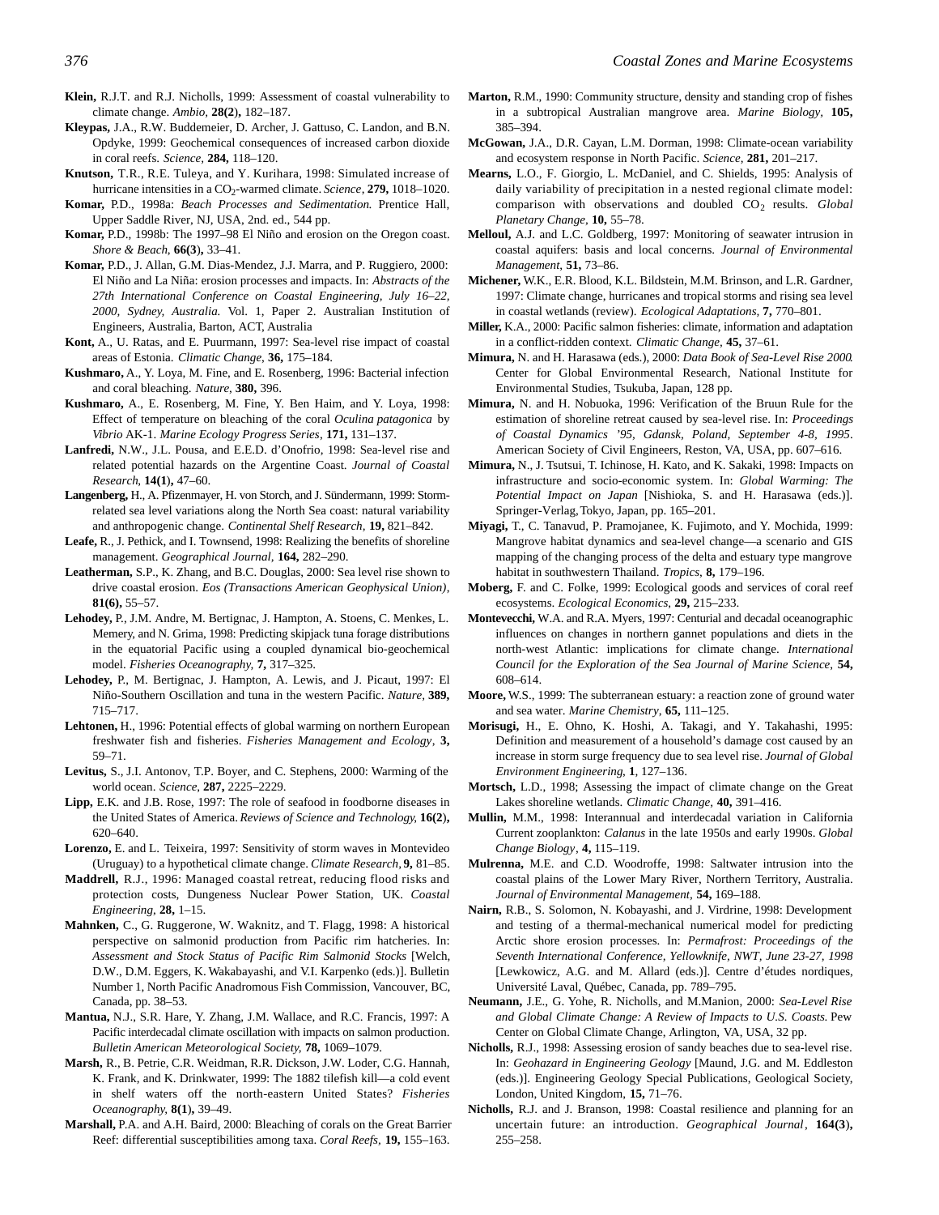**Klein,** R.J.T. and R.J. Nicholls, 1999: Assessment of coastal vulnerability to climate change. *Ambio*, **28(2)**, 182–187.

**Kleypas,** J.A., R.W. Buddemeier, D. Archer, J. Gattuso, C. Landon, and B.N. Opdyke, 1999: Geochemical consequences of increased carbon dioxide in coral reefs. *Science*, **284,** 118–120.

**Knutson,** T.R., R.E. Tuleya, and Y. Kurihara, 1998: Simulated increase of hurricane intensities in a $CO_2$-warmed climate. *Science*, **279,** 1018–1020.

**Komar,** P.D., 1998a: *Beach Processes and Sedimentation.* Prentice Hall, Upper Saddle River, NJ, USA, 2nd. ed., 544 pp.

**Komar,** P.D., 1998b: The 1997–98 El Niño and erosion on the Oregon coast. *Shore & Beach*, **66(3),** 33–41.

**Komar,** P.D., J. Allan, G.M. Dias-Mendez, J.J. Marra, and P. Ruggiero, 2000: El Niño and La Niña: erosion processes and impacts. In: *Abstracts of the 27th International Conference on Coastal Engineering, July 16–22, 2000, Sydney, Australia.* Vol. 1, Paper 2. Australian Institution of Engineers, Australia, Barton, ACT, Australia

**Kont,** A., U. Ratas, and E. Puurmann, 1997: Sea-level rise impact of coastal areas of Estonia. *Climatic Change*, **36,** 175–184.

**Kushmaro,** A., Y. Loya, M. Fine, and E. Rosenberg, 1996: Bacterial infection and coral bleaching. *Nature*, **380,** 396.

**Kushmaro,** A., E. Rosenberg, M. Fine, Y. Ben Haim, and Y. Loya, 1998: Effect of temperature on bleaching of the coral *Oculina patagonica* by *Vibrio* AK-1. *Marine Ecology Progress Series*, **171,** 131–137.

**Lanfredi,** N.W., J.L. Pousa, and E.E.D. d'Onofrio, 1998: Sea-level rise and related potential hazards on the Argentine Coast. *Journal of Coastal Research*, **14(1),** 47–60.

**Langenberg,** H., A. Pfizenmayer, H. von Storch, and J. Sündermann, 1999: Storm-related sea level variations along the North Sea coast: natural variability and anthropogenic change. *Continental Shelf Research*, **19,** 821–842.

**Leafe,** R., J. Pethick, and I. Townsend, 1998: Realizing the benefits of shoreline management. *Geographical Journal*, **164,** 282–290.

**Leatherman,** S.P., K. Zhang, and B.C. Douglas, 2000: Sea level rise shown to drive coastal erosion. *Eos (Transactions American Geophysical Union)*, **81(6),** 55–57.

**Lehodey,** P., J.M. Andre, M. Bertignac, J. Hampton, A. Stoens, C. Menkes, L. Memery, and N. Grima, 1998: Predicting skipjack tuna forage distributions in the equatorial Pacific using a coupled dynamical bio-geochemical model. *Fisheries Oceanography*, **7,** 317–325.

**Lehodey,** P., M. Bertignac, J. Hampton, A. Lewis, and J. Picaut, 1997: El Niño-Southern Oscillation and tuna in the western Pacific. *Nature*, **389,** 715–717.

**Lehtonen,** H., 1996: Potential effects of global warming on northern European freshwater fish and fisheries. *Fisheries Management and Ecology*, **3,** 59–71.

**Levitus,** S., J.I. Antonov, T.P. Boyer, and C. Stephens, 2000: Warming of the world ocean. *Science*, **287,** 2225–2229.

**Lipp,** E.K. and J.B. Rose, 1997: The role of seafood in foodborne diseases in the United States of America. *Reviews of Science and Technology*, **16(2),** 620–640.

**Lorenzo,** E. and L. Teixeira, 1997: Sensitivity of storm waves in Montevideo (Uruguay) to a hypothetical climate change. *Climate Research*, **9,** 81–85.

**Maddrell,** R.J., 1996: Managed coastal retreat, reducing flood risks and protection costs, Dungeness Nuclear Power Station, UK. *Coastal Engineering*, **28,** 1–15.

**Mahnken,** C., G. Ruggerone, W. Waknitz, and T. Flagg, 1998: A historical perspective on salmonid production from Pacific rim hatcheries. In: *Assessment and Stock Status of Pacific Rim Salmonid Stocks* [Welch, D.W., D.M. Eggers, K. Wakabayashi, and V.I. Karpenko (eds.)]. Bulletin Number 1, North Pacific Anadromous Fish Commission, Vancouver, BC, Canada, pp. 38–53.

**Mantua,** N.J., S.R. Hare, Y. Zhang, J.M. Wallace, and R.C. Francis, 1997: A Pacific interdecadal climate oscillation with impacts on salmon production. *Bulletin American Meteorological Society*, **78,** 1069–1079.

**Marsh,** R., B. Petrie, C.R. Weidman, R.R. Dickson, J.W. Loder, C.G. Hannah, K. Frank, and K. Drinkwater, 1999: The 1882 tilefish kill—a cold event in shelf waters off the north-eastern United States? *Fisheries Oceanography*, **8(1),** 39–49.

**Marshall,** P.A. and A.H. Baird, 2000: Bleaching of corals on the Great Barrier Reef: differential susceptibilities among taxa. *Coral Reefs*, **19,** 155–163.

**Marton,** R.M., 1990: Community structure, density and standing crop of fishes in a subtropical Australian mangrove area. *Marine Biology*, **105,** 385–394.

**McGowan,** J.A., D.R. Cayan, L.M. Dorman, 1998: Climate-ocean variability and ecosystem response in North Pacific. *Science*, **281,** 201–217.

**Mearns,** L.O., F. Giorgio, L. McDaniel, and C. Shields, 1995: Analysis of daily variability of precipitation in a nested regional climate model: comparison with observations and doubled $CO_2$ results. *Global Planetary Change*, **10,** 55–78.

**Melloul,** A.J. and L.C. Goldberg, 1997: Monitoring of seawater intrusion in coastal aquifers: basis and local concerns. *Journal of Environmental Management*, **51,** 73–86.

**Michener,** W.K., E.R. Blood, K.L. Bildstein, M.M. Brinson, and L.R. Gardner, 1997: Climate change, hurricanes and tropical storms and rising sea level in coastal wetlands (review). *Ecological Adaptations*, **7,** 770–801.

**Miller,** K.A., 2000: Pacific salmon fisheries: climate, information and adaptation in a conflict-ridden context. *Climatic Change*, **45,** 37–61.

**Mimura,** N. and H. Harasawa (eds.), 2000: *Data Book of Sea-Level Rise 2000.* Center for Global Environmental Research, National Institute for Environmental Studies, Tsukuba, Japan, 128 pp.

**Mimura,** N. and H. Nobuoka, 1996: Verification of the Bruun Rule for the estimation of shoreline retreat caused by sea-level rise. In: *Proceedings of Coastal Dynamics '95, Gdansk, Poland, September 4-8, 1995*. American Society of Civil Engineers, Reston, VA, USA, pp. 607–616.

**Mimura,** N., J. Tsutsui, T. Ichinose, H. Kato, and K. Sakaki, 1998: Impacts on infrastructure and socio-economic system. In: *Global Warming: The Potential Impact on Japan* [Nishioka, S. and H. Harasawa (eds.)]. Springer-Verlag, Tokyo, Japan, pp. 165–201.

**Miyagi,** T., C. Tanavud, P. Pramojanee, K. Fujimoto, and Y. Mochida, 1999: Mangrove habitat dynamics and sea-level change—a scenario and GIS mapping of the changing process of the delta and estuary type mangrove habitat in southwestern Thailand. *Tropics*, **8,** 179–196.

**Moberg,** F. and C. Folke, 1999: Ecological goods and services of coral reef ecosystems. *Ecological Economics*, **29,** 215–233.

**Montevecchi,** W.A. and R.A. Myers, 1997: Centurial and decadal oceanographic influences on changes in northern gannet populations and diets in the north-west Atlantic: implications for climate change. *International Council for the Exploration of the Sea Journal of Marine Science*, **54,** 608–614.

**Moore,** W.S., 1999: The subterranean estuary: a reaction zone of ground water and sea water. *Marine Chemistry*, **65,** 111–125.

**Morisugi,** H., E. Ohno, K. Hoshi, A. Takagi, and Y. Takahashi, 1995: Definition and measurement of a household's damage cost caused by an increase in storm surge frequency due to sea level rise. *Journal of Global Environment Engineering*, **1**, 127–136.

**Mortsch,** L.D., 1998; Assessing the impact of climate change on the Great Lakes shoreline wetlands. *Climatic Change*, **40,** 391–416.

**Mullin,** M.M., 1998: Interannual and interdecadal variation in California Current zooplankton: *Calanus* in the late 1950s and early 1990s. *Global Change Biology*, **4,** 115–119.

**Mulrenna,** M.E. and C.D. Woodroffe, 1998: Saltwater intrusion into the coastal plains of the Lower Mary River, Northern Territory, Australia. *Journal of Environmental Management*, **54,** 169–188.

**Nairn,** R.B., S. Solomon, N. Kobayashi, and J. Virdrine, 1998: Development and testing of a thermal-mechanical numerical model for predicting Arctic shore erosion processes. In: *Permafrost: Proceedings of the Seventh International Conference, Yellowknife, NWT, June 23-27, 1998* [Lewkowicz, A.G. and M. Allard (eds.)]. Centre d'études nordiques, Université Laval, Québec, Canada, pp. 789–795.

**Neumann,** J.E., G. Yohe, R. Nicholls, and M.Manion, 2000: *Sea-Level Rise and Global Climate Change: A Review of Impacts to U.S. Coasts.* Pew Center on Global Climate Change, Arlington, VA, USA, 32 pp.

**Nicholls,** R.J., 1998: Assessing erosion of sandy beaches due to sea-level rise. In: *Geohazard in Engineering Geology* [Maund, J.G. and M. Eddleston (eds.)]. Engineering Geology Special Publications, Geological Society, London, United Kingdom, **15,** 71–76.

**Nicholls,** R.J. and J. Branson, 1998: Coastal resilience and planning for an uncertain future: an introduction. *Geographical Journal*, **164(3),** 255–258.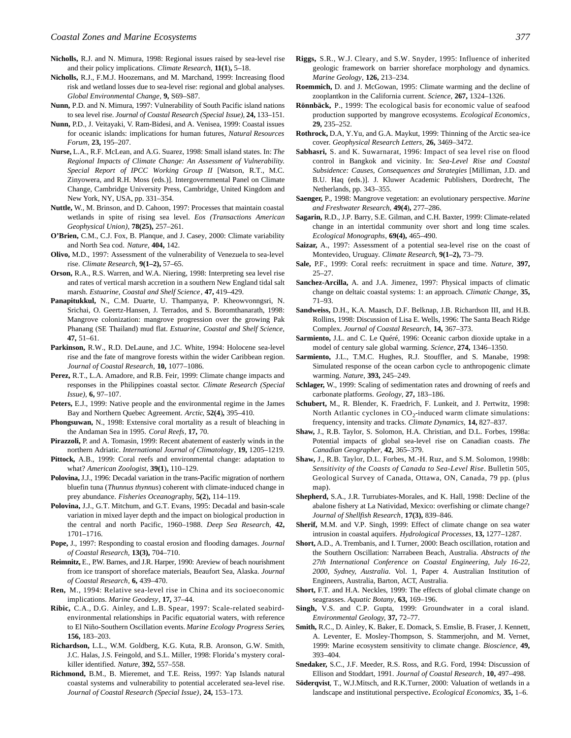**Nicholls,** R.J. and N. Mimura, 1998: Regional issues raised by sea-level rise and their policy implications. *Climate Research*, **11(1),** 5–18.

**Nicholls,** R.J., F.M.J. Hoozemans, and M. Marchand, 1999: Increasing flood risk and wetland losses due to sea-level rise: regional and global analyses. *Global Environmental Change*, **9,** S69–S87.

**Nunn,** P.D. and N. Mimura, 1997: Vulnerability of South Pacific island nations to sea level rise. *Journal of Coastal Research (Special Issue)*, **24,** 133–151.

**Nunn,** P.D., J. Veitayaki, V. Ram-Bidesi, and A. Vunisea, 1999: Coastal issues for oceanic islands: implications for human futures, *Natural Resources Forum*, **23,** 195–207.

**Nurse,** L.A., R.F. McLean, and A.G. Suarez, 1998: Small island states. In: *The Regional Impacts of Climate Change: An Assessment of Vulnerability. Special Report of IPCC Working Group II* [Watson, R.T., M.C. Zinyowera, and R.H. Moss (eds.)]. Intergovernmental Panel on Climate Change, Cambridge University Press, Cambridge, United Kingdom and New York, NY, USA, pp. 331–354.

**Nuttle,** W., M. Brinson, and D. Cahoon, 1997: Processes that maintain coastal wetlands in spite of rising sea level. *Eos (Transactions American Geophysical Union)*, **78(25),** 257–261.

**O'Brien,** C.M., C.J. Fox, B. Planque, and J. Casey, 2000: Climate variability and North Sea cod. *Nature*, **404,** 142.

**Olivo,** M.D., 1997: Assessment of the vulnerability of Venezuela to sea-level rise. *Climate Research*, **9(1–2),** 57–65.

**Orson,** R.A., R.S. Warren, and W.A. Niering, 1998: Interpreting sea level rise and rates of vertical marsh accretion in a southern New England tidal salt marsh. *Estuarine, Coastal and Shelf Science*, **47,** 419–429.

**Panapitukkul,** N., C.M. Duarte, U. Thampanya, P. Kheowvonngsri, N. Srichai, O. Geertz-Hansen, J. Terrados, and S. Boromthanarath, 1998: Mangrove colonization: mangrove progression over the growing Pak Phanang (SE Thailand) mud flat. *Estuarine, Coastal and Shelf Science*, **47,** 51–61.

**Parkinson,** R.W., R.D. DeLaune, and J.C. White, 1994: Holocene sea-level rise and the fate of mangrove forests within the wider Caribbean region. *Journal of Coastal Research*, **10,** 1077–1086.

**Perez,** R.T., L.A. Amadore, and R.B. Feir, 1999: Climate change impacts and responses in the Philippines coastal sector. *Climate Research (Special Issue)*, **6,** 97–107.

**Peters,** E.J., 1999: Native people and the environmental regime in the James Bay and Northern Quebec Agreement. *Arctic*, **52(4),** 395–410.

**Phongsuwan,** N., 1998: Extensive coral mortality as a result of bleaching in the Andaman Sea in 1995. *Coral Reefs*, **17,** 70.

**Pirazzoli,** P. and A. Tomasin, 1999: Recent abatement of easterly winds in the northern Adriatic. *International Journal of Climatology*, **19,** 1205–1219.

**Pittock,** A.B., 1999: Coral reefs and environmental change: adaptation to what? *American Zoologist*, **39(1),** 110–129.

**Polovina,** J.J., 1996: Decadal variation in the trans-Pacific migration of northern bluefin tuna (*Thunnus thynnus*) coherent with climate-induced change in prey abundance. *Fisheries Oceanography*, **5(2),** 114–119.

**Polovina,** J.J., G.T. Mitchum, and G.T. Evans, 1995: Decadal and basin-scale variation in mixed layer depth and the impact on biological production in the central and north Pacific, 1960–1988. *Deep Sea Research*, **42,** 1701–1716.

**Pope,** J., 1997: Responding to coastal erosion and flooding damages. *Journal of Coastal Research*, **13(3),** 704–710.

**Reimnitz,** E., P.W. Barnes, and J.R. Harper, 1990: Areview of beach nourishment from ice transport of shoreface materials, Beaufort Sea, Alaska. *Journal of Coastal Research*, **6,** 439–470.

**Ren,** M., 1994: Relative sea-level rise in China and its socioeconomic implications. *Marine Geodesy*, **17,** 37–44.

**Ribic,** C.A., D.G. Ainley, and L.B. Spear, 1997: Scale-related seabird-environmental relationships in Pacific equatorial waters, with reference to El Niño-Southern Oscillation events. *Marine Ecology Progress Series*, **156,** 183–203.

**Richardson,** L.L., W.M. Goldberg, K.G. Kuta, R.B. Aronson, G.W. Smith, J.C. Halas, J.S. Feingold, and S.L. Miller, 1998: Florida's mystery coral-killer identified. *Nature*, **392,** 557–558.

**Richmond,** B.M., B. Mieremet, and T.E. Reiss, 1997: Yap Islands natural coastal systems and vulnerability to potential accelerated sea-level rise. *Journal of Coastal Research (Special Issue)*, **24,** 153–173.

**Riggs,** S.R., W.J. Cleary, and S.W. Snyder, 1995: Influence of inherited geologic framework on barrier shoreface morphology and dynamics. *Marine Geology*, **126,** 213–234.

**Roemmich,** D. and J. McGowan, 1995: Climate warming and the decline of zooplantkon in the California current. *Science*, **267,** 1324–1326.

**Rönnbäck,** P., 1999: The ecological basis for economic value of seafood production supported by mangrove ecosystems. *Ecological Economics*, **29,** 235–252.

**Rothrock,** D.A, Y.Yu, and G.A. Maykut, 1999: Thinning of the Arctic sea-ice cover. *Geophysical Research Letters*, **26,** 3469–3472.

**Sabhasri,** S. and K. Suwanarat, 1996: Impact of sea level rise on flood control in Bangkok and vicinity. In: *Sea-Level Rise and Coastal Subsidence: Causes, Consequences and Strategies* [Milliman, J.D. and B.U. Haq (eds.)]. J. Kluwer Academic Publishers, Dordrecht, The Netherlands, pp. 343–355.

**Saenger,** P., 1998: Mangrove vegetation: an evolutionary perspective. *Marine and Freshwater Research*, **49(4),** 277–286.

**Sagarin,** R.D., J.P. Barry, S.E. Gilman, and C.H. Baxter, 1999: Climate-related change in an intertidal community over short and long time scales. *Ecological Monographs*, **69(4),** 465–490.

**Saizar,** A., 1997: Assessment of a potential sea-level rise on the coast of Montevideo, Uruguay. *Climate Research*, **9(1–2),** 73–79.

**Sale,** P.F., 1999: Coral reefs: recruitment in space and time. *Nature*, **397,** 25–27.

**Sanchez-Arcilla,** A. and J.A. Jimenez, 1997: Physical impacts of climatic change on deltaic coastal systems: 1: an approach. *Climatic Change*, **35,** 71–93.

**Sandweiss,** D.H., K.A. Maasch, D.F. Belknap, J.B. Richardson III, and H.B. Rollins, 1998: Discussion of Lisa E. Wells, 1996: The Santa Beach Ridge Complex. *Journal of Coastal Research*, **14,** 367–373.

**Sarmiento,** J.L. and C. Le Quéré, 1996: Oceanic carbon dioxide uptake in a model of century sale global warming. *Science*, **274,** 1346–1350.

**Sarmiento,** J.L., T.M.C. Hughes, R.J. Stouffler, and S. Manabe, 1998: Simulated response of the ocean carbon cycle to anthropogenic climate warming. *Nature*, **393,** 245–249.

**Schlager,** W., 1999: Scaling of sedimentation rates and drowning of reefs and carbonate platforms. *Geology*, **27,** 183–186.

**Schubert,** M., R. Blender, K. Fraedrich, F. Lunkeit, and J. Pertwitz, 1998: North Atlantic cyclones in $CO_2$-induced warm climate simulations: frequency, intensity and tracks. *Climate Dynamics*, **14,** 827–837.

**Shaw,** J., R.B. Taylor, S. Solomon, H.A. Christian, and D.L. Forbes, 1998a: Potential impacts of global sea-level rise on Canadian coasts. *The Canadian Geographer*, **42,** 365–379.

**Shaw,** J., R.B. Taylor, D.L. Forbes, M.-H. Ruz, and S.M. Solomon, 1998b: *Sensitivity of the Coasts of Canada to Sea-Level Rise*. Bulletin 505, Geological Survey of Canada, Ottawa, ON, Canada, 79 pp. (plus map).

**Shepherd,** S.A., J.R. Turrubiates-Morales, and K. Hall, 1998: Decline of the abalone fishery at La Natividad, Mexico: overfishing or climate change? *Journal of Shellfish Research*, **17(3),** 839–846.

**Sherif,** M.M. and V.P. Singh, 1999: Effect of climate change on sea water intrusion in coastal aquifers. *Hydrological Processes*, **13,** 1277–1287.

**Short,** A.D., A. Trembanis, and I. Turner, 2000: Beach oscillation, rotation and the Southern Oscillation: Narrabeen Beach, Australia. *Abstracts of the 27th International Conference on Coastal Engineering, July 16-22, 2000, Sydney, Australia*. Vol. 1, Paper 4. Australian Institution of Engineers, Australia, Barton, ACT, Australia.

**Short,** F.T. and H.A. Neckles, 1999: The effects of global climate change on seagrasses. *Aquatic Botany*, **63,** 169–196.

**Singh,** V.S. and C.P. Gupta, 1999: Groundwater in a coral island. *Environmental Geology*, **37,** 72–77.

**Smith,** R.C., D. Ainley, K. Baker, E. Domack, S. Emslie, B. Fraser, J. Kennett, A. Leventer, E. Mosley-Thompson, S. Stammerjohn, and M. Vernet, 1999: Marine ecosystem sensitivity to climate change. *Bioscience*, **49,** 393–404.

**Snedaker,** S.C., J.F. Meeder, R.S. Ross, and R.G. Ford, 1994: Discussion of Ellison and Stoddart, 1991. *Journal of Coastal Research*, **10,** 497–498.

**Söderqvist**, T., W.J.Mitsch, and R.K.Turner, 2000: Valuation of wetlands in a landscape and institutional perspective. *Ecological Economics*, **35,** 1–6.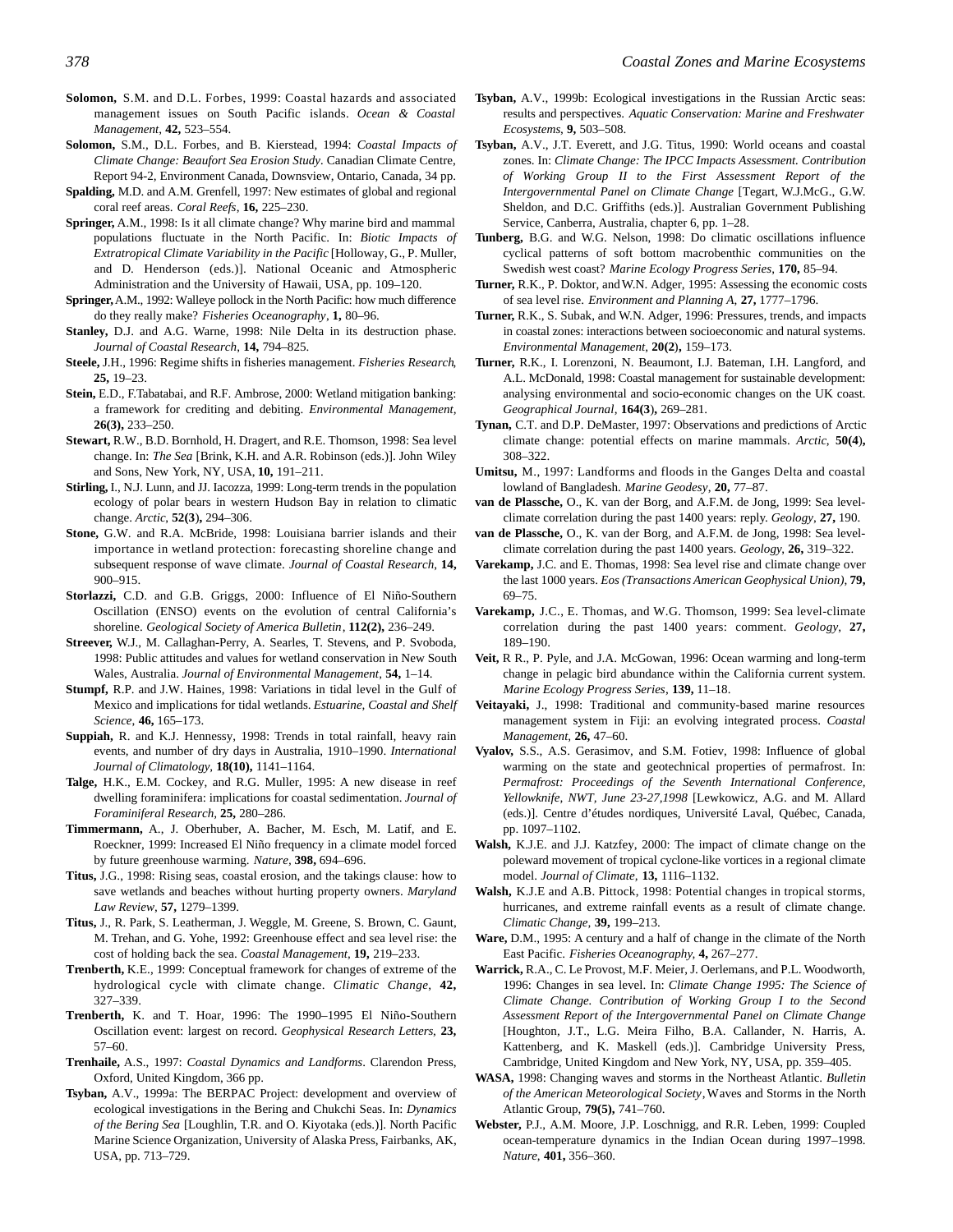**Solomon,** S.M. and D.L. Forbes, 1999: Coastal hazards and associated management issues on South Pacific islands. *Ocean & Coastal Management*, **42,** 523–554.

**Solomon,** S.M., D.L. Forbes, and B. Kierstead, 1994: *Coastal Impacts of Climate Change: Beaufort Sea Erosion Study*. Canadian Climate Centre, Report 94-2, Environment Canada, Downsview, Ontario, Canada, 34 pp.

**Spalding,** M.D. and A.M. Grenfell, 1997: New estimates of global and regional coral reef areas. *Coral Reefs*, **16,** 225–230.

**Springer,** A.M., 1998: Is it all climate change? Why marine bird and mammal populations fluctuate in the North Pacific. In: *Biotic Impacts of Extratropical Climate Variability in the Pacific* [Holloway, G., P. Muller, and D. Henderson (eds.)]. National Oceanic and Atmospheric Administration and the University of Hawaii, USA, pp. 109–120.

**Springer,** A.M., 1992: Walleye pollock in the North Pacific: how much difference do they really make? *Fisheries Oceanography*, **1,** 80–96.

**Stanley,** D.J. and A.G. Warne, 1998: Nile Delta in its destruction phase. *Journal of Coastal Research*, **14,** 794–825.

**Steele,** J.H., 1996: Regime shifts in fisheries management. *Fisheries Research*, **25,** 19–23.

**Stein,** E.D., F.Tabatabai, and R.F. Ambrose, 2000: Wetland mitigation banking: a framework for crediting and debiting. *Environmental Management*, **26(3),** 233–250.

**Stewart,** R.W., B.D. Bornhold, H. Dragert, and R.E. Thomson, 1998: Sea level change. In: *The Sea* [Brink, K.H. and A.R. Robinson (eds.)]. John Wiley and Sons, New York, NY, USA, **10,** 191–211.

**Stirling,** I., N.J. Lunn, and JJ. Iacozza, 1999: Long-term trends in the population ecology of polar bears in western Hudson Bay in relation to climatic change. *Arctic*, **52(3),** 294–306.

**Stone,** G.W. and R.A. McBride, 1998: Louisiana barrier islands and their importance in wetland protection: forecasting shoreline change and subsequent response of wave climate. *Journal of Coastal Research*, **14,** 900–915.

**Storlazzi,** C.D. and G.B. Griggs, 2000: Influence of El Niño-Southern Oscillation (ENSO) events on the evolution of central California's shoreline. *Geological Society of America Bulletin*, **112(2),** 236–249.

**Streever,** W.J., M. Callaghan-Perry, A. Searles, T. Stevens, and P. Svoboda, 1998: Public attitudes and values for wetland conservation in New South Wales, Australia. *Journal of Environmental Management*, **54,** 1–14.

**Stumpf,** R.P. and J.W. Haines, 1998: Variations in tidal level in the Gulf of Mexico and implications for tidal wetlands. *Estuarine, Coastal and Shelf Science*, **46,** 165–173.

**Suppiah,** R. and K.J. Hennessy, 1998: Trends in total rainfall, heavy rain events, and number of dry days in Australia, 1910–1990. *International Journal of Climatology*, **18(10),** 1141–1164.

**Talge,** H.K., E.M. Cockey, and R.G. Muller, 1995: A new disease in reef dwelling foraminifera: implications for coastal sedimentation. *Journal of Foraminiferal Research*, **25,** 280–286.

**Timmermann,** A., J. Oberhuber, A. Bacher, M. Esch, M. Latif, and E. Roeckner, 1999: Increased El Niño frequency in a climate model forced by future greenhouse warming. *Nature*, **398,** 694–696.

**Titus,** J.G., 1998: Rising seas, coastal erosion, and the takings clause: how to save wetlands and beaches without hurting property owners. *Maryland Law Review*, **57,** 1279–1399.

**Titus,** J., R. Park, S. Leatherman, J. Weggle, M. Greene, S. Brown, C. Gaunt, M. Trehan, and G. Yohe, 1992: Greenhouse effect and sea level rise: the cost of holding back the sea. *Coastal Management*, **19,** 219–233.

**Trenberth,** K.E., 1999: Conceptual framework for changes of extreme of the hydrological cycle with climate change. *Climatic Change*, **42,** 327–339.

**Trenberth,** K. and T. Hoar, 1996: The 1990–1995 El Niño-Southern Oscillation event: largest on record. *Geophysical Research Letters*, **23,** 57–60.

**Trenhaile,** A.S., 1997: *Coastal Dynamics and Landforms*. Clarendon Press, Oxford, United Kingdom, 366 pp.

**Tsyban,** A.V., 1999a: The BERPAC Project: development and overview of ecological investigations in the Bering and Chukchi Seas. In: *Dynamics of the Bering Sea* [Loughlin, T.R. and O. Kiyotaka (eds.)]. North Pacific Marine Science Organization, University of Alaska Press, Fairbanks, AK, USA, pp. 713–729.

**Tsyban,** A.V., 1999b: Ecological investigations in the Russian Arctic seas: results and perspectives. *Aquatic Conservation: Marine and Freshwater Ecosystems*, **9,** 503–508.

**Tsyban,** A.V., J.T. Everett, and J.G. Titus, 1990: World oceans and coastal zones. In: *Climate Change: The IPCC Impacts Assessment. Contribution of Working Group II to the First Assessment Report of the Intergovernmental Panel on Climate Change* [Tegart, W.J.McG., G.W. Sheldon, and D.C. Griffiths (eds.)]. Australian Government Publishing Service, Canberra, Australia, chapter 6, pp. 1–28.

**Tunberg,** B.G. and W.G. Nelson, 1998: Do climatic oscillations influence cyclical patterns of soft bottom macrobenthic communities on the Swedish west coast? *Marine Ecology Progress Series*, **170,** 85–94.

**Turner,** R.K., P. Doktor, and W.N. Adger, 1995: Assessing the economic costs of sea level rise. *Environment and Planning A*, **27,** 1777–1796.

**Turner,** R.K., S. Subak, and W.N. Adger, 1996: Pressures, trends, and impacts in coastal zones: interactions between socioeconomic and natural systems. *Environmental Management*, **20(2),** 159–173.

**Turner,** R.K., I. Lorenzoni, N. Beaumont, I.J. Bateman, I.H. Langford, and A.L. McDonald, 1998: Coastal management for sustainable development: analysing environmental and socio-economic changes on the UK coast. *Geographical Journal*, **164(3),** 269–281.

**Tynan,** C.T. and D.P. DeMaster, 1997: Observations and predictions of Arctic climate change: potential effects on marine mammals. *Arctic*, **50(4),** 308–322.

**Umitsu,** M., 1997: Landforms and floods in the Ganges Delta and coastal lowland of Bangladesh. *Marine Geodesy*, **20,** 77–87.

**van de Plassche,** O., K. van der Borg, and A.F.M. de Jong, 1999: Sea level-climate correlation during the past 1400 years: reply. *Geology*, **27,** 190.

**van de Plassche,** O., K. van der Borg, and A.F.M. de Jong, 1998: Sea level-climate correlation during the past 1400 years. *Geology*, **26,** 319–322.

**Varekamp,** J.C. and E. Thomas, 1998: Sea level rise and climate change over the last 1000 years. *Eos (Transactions American Geophysical Union)*, **79,** 69–75.

**Varekamp,** J.C., E. Thomas, and W.G. Thomson, 1999: Sea level-climate correlation during the past 1400 years: comment. *Geology*, **27,** 189–190.

**Veit,** R R., P. Pyle, and J.A. McGowan, 1996: Ocean warming and long-term change in pelagic bird abundance within the California current system. *Marine Ecology Progress Series*, **139,** 11–18.

**Veitayaki,** J., 1998: Traditional and community-based marine resources management system in Fiji: an evolving integrated process. *Coastal Management*, **26,** 47–60.

**Vyalov,** S.S., A.S. Gerasimov, and S.M. Fotiev, 1998: Influence of global warming on the state and geotechnical properties of permafrost. In: *Permafrost: Proceedings of the Seventh International Conference, Yellowknife, NWT, June 23-27,1998* [Lewkowicz, A.G. and M. Allard (eds.)]. Centre d'études nordiques, Université Laval, Québec, Canada, pp. 1097–1102.

**Walsh,** K.J.E. and J.J. Katzfey, 2000: The impact of climate change on the poleward movement of tropical cyclone-like vortices in a regional climate model. *Journal of Climate*, **13,** 1116–1132.

**Walsh,** K.J.E and A.B. Pittock, 1998: Potential changes in tropical storms, hurricanes, and extreme rainfall events as a result of climate change. *Climatic Change*, **39,** 199–213.

**Ware,** D.M., 1995: A century and a half of change in the climate of the North East Pacific. *Fisheries Oceanography*, **4,** 267–277.

**Warrick,** R.A., C. Le Provost, M.F. Meier, J. Oerlemans, and P.L. Woodworth, 1996: Changes in sea level. In: *Climate Change 1995: The Science of Climate Change. Contribution of Working Group I to the Second Assessment Report of the Intergovernmental Panel on Climate Change* [Houghton, J.T., L.G. Meira Filho, B.A. Callander, N. Harris, A. Kattenberg, and K. Maskell (eds.)]. Cambridge University Press, Cambridge, United Kingdom and New York, NY, USA, pp. 359–405.

**WASA,** 1998: Changing waves and storms in the Northeast Atlantic. *Bulletin of the American Meteorological Society*, Waves and Storms in the North Atlantic Group, **79(5),** 741–760.

**Webster,** P.J., A.M. Moore, J.P. Loschnigg, and R.R. Leben, 1999: Coupled ocean-temperature dynamics in the Indian Ocean during 1997–1998. *Nature*, **401,** 356–360.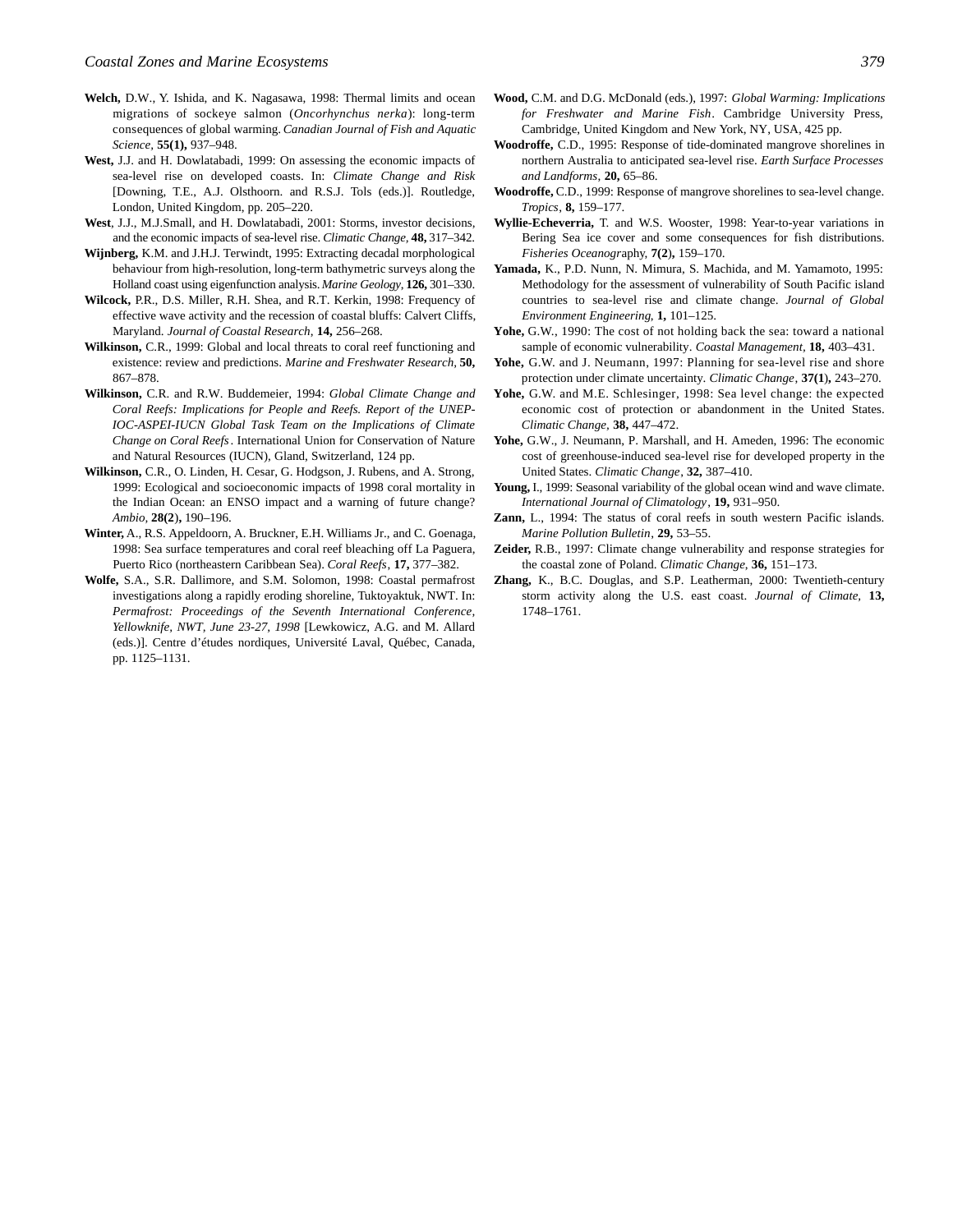**Welch,** D.W., Y. Ishida, and K. Nagasawa, 1998: Thermal limits and ocean migrations of sockeye salmon (*Oncorhynchus nerka*): long-term consequences of global warming. *Canadian Journal of Fish and Aquatic Science*, **55(1),** 937–948.

**West,** J.J. and H. Dowlatabadi, 1999: On assessing the economic impacts of sea-level rise on developed coasts. In: *Climate Change and Risk* [Downing, T.E., A.J. Olsthoorn. and R.S.J. Tols (eds.)]. Routledge, London, United Kingdom, pp. 205–220.

**West**, J.J., M.J.Small, and H. Dowlatabadi, 2001: Storms, investor decisions, and the economic impacts of sea-level rise. *Climatic Change*, **48,** 317–342.

**Wijnberg,** K.M. and J.H.J. Terwindt, 1995: Extracting decadal morphological behaviour from high-resolution, long-term bathymetric surveys along the Holland coast using eigenfunction analysis. *Marine Geology*, **126,** 301–330.

**Wilcock,** P.R., D.S. Miller, R.H. Shea, and R.T. Kerkin, 1998: Frequency of effective wave activity and the recession of coastal bluffs: Calvert Cliffs, Maryland. *Journal of Coastal Research*, **14,** 256–268.

**Wilkinson,** C.R., 1999: Global and local threats to coral reef functioning and existence: review and predictions. *Marine and Freshwater Research*, **50,** 867–878.

**Wilkinson,** C.R. and R.W. Buddemeier, 1994: *Global Climate Change and Coral Reefs: Implications for People and Reefs. Report of the UNEP-IOC-ASPEI-IUCN Global Task Team on the Implications of Climate Change on Coral Reefs*. International Union for Conservation of Nature and Natural Resources (IUCN), Gland, Switzerland, 124 pp.

**Wilkinson,** C.R., O. Linden, H. Cesar, G. Hodgson, J. Rubens, and A. Strong, 1999: Ecological and socioeconomic impacts of 1998 coral mortality in the Indian Ocean: an ENSO impact and a warning of future change? *Ambio*, **28(2),** 190–196.

**Winter,** A., R.S. Appeldoorn, A. Bruckner, E.H. Williams Jr., and C. Goenaga, 1998: Sea surface temperatures and coral reef bleaching off La Paguera, Puerto Rico (northeastern Caribbean Sea). *Coral Reefs*, **17,** 377–382.

**Wolfe,** S.A., S.R. Dallimore, and S.M. Solomon, 1998: Coastal permafrost investigations along a rapidly eroding shoreline, Tuktoyaktuk, NWT. In: *Permafrost: Proceedings of the Seventh International Conference, Yellowknife, NWT, June 23-27, 1998* [Lewkowicz, A.G. and M. Allard (eds.)]. Centre d'études nordiques, Université Laval, Québec, Canada, pp. 1125–1131.

**Wood,** C.M. and D.G. McDonald (eds.), 1997: *Global Warming: Implications for Freshwater and Marine Fish*. Cambridge University Press, Cambridge, United Kingdom and New York, NY, USA, 425 pp.

**Woodroffe,** C.D., 1995: Response of tide-dominated mangrove shorelines in northern Australia to anticipated sea-level rise. *Earth Surface Processes and Landforms*, **20,** 65–86.

**Woodroffe,** C.D., 1999: Response of mangrove shorelines to sea-level change. *Tropics*, **8,** 159–177.

**Wyllie-Echeverria,** T. and W.S. Wooster, 1998: Year-to-year variations in Bering Sea ice cover and some consequences for fish distributions. *Fisheries Oceanography*, **7(2),** 159–170.

**Yamada,** K., P.D. Nunn, N. Mimura, S. Machida, and M. Yamamoto, 1995: Methodology for the assessment of vulnerability of South Pacific island countries to sea-level rise and climate change. *Journal of Global Environment Engineering*, **1,** 101–125.

**Yohe,** G.W., 1990: The cost of not holding back the sea: toward a national sample of economic vulnerability. *Coastal Management*, **18,** 403–431.

**Yohe,** G.W. and J. Neumann, 1997: Planning for sea-level rise and shore protection under climate uncertainty. *Climatic Change*, **37(1),** 243–270.

**Yohe,** G.W. and M.E. Schlesinger, 1998: Sea level change: the expected economic cost of protection or abandonment in the United States. *Climatic Change*, **38,** 447–472.

**Yohe,** G.W., J. Neumann, P. Marshall, and H. Ameden, 1996: The economic cost of greenhouse-induced sea-level rise for developed property in the United States. *Climatic Change*, **32,** 387–410.

**Young,** I., 1999: Seasonal variability of the global ocean wind and wave climate. *International Journal of Climatology*, **19,** 931–950.

**Zann,** L., 1994: The status of coral reefs in south western Pacific islands. *Marine Pollution Bulletin*, **29,** 53–55.

**Zeider,** R.B., 1997: Climate change vulnerability and response strategies for the coastal zone of Poland. *Climatic Change*, **36,** 151–173.

**Zhang,** K., B.C. Douglas, and S.P. Leatherman, 2000: Twentieth-century storm activity along the U.S. east coast. *Journal of Climate*, **13,** 1748–1761.